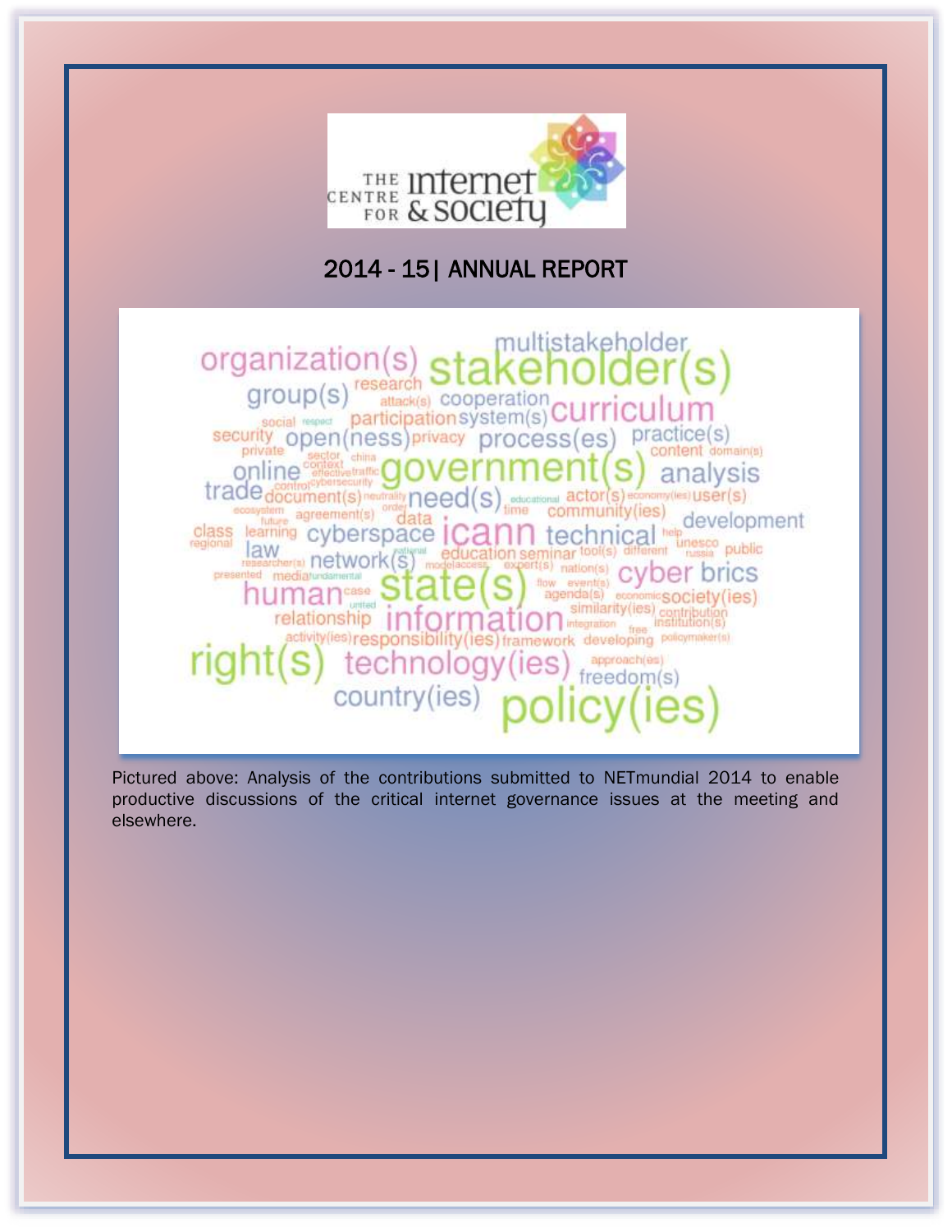# 2014 - 15| ANNUAL REPORT

Pictured above: Analysis of the contributions submitted to NETmundial 2014 to enable productive discussions of the critical internet governance issues at the meeting and elsewhere.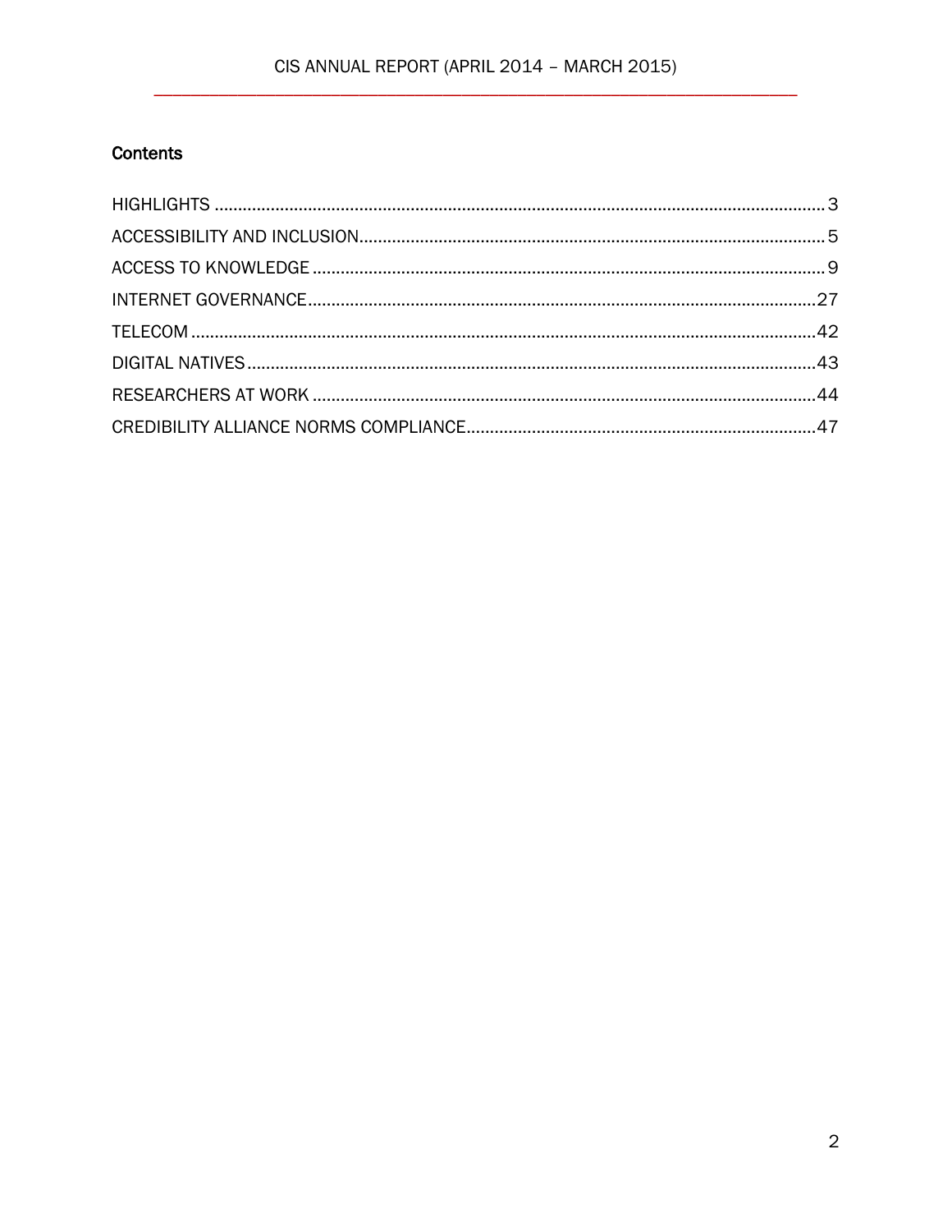## Contents

HIGHLIGHTS .......... 3
ACCESSIBILITY AND INCLUSION .......... 5
ACCESS TO KNOWLEDGE .......... 9
INTERNET GOVERNANCE .......... 27
TELECOM .......... 42
DIGITAL NATIVES .......... 43
RESEARCHERS AT WORK .......... 44
CREDIBILITY ALLIANCE NORMS COMPLIANCE .......... 47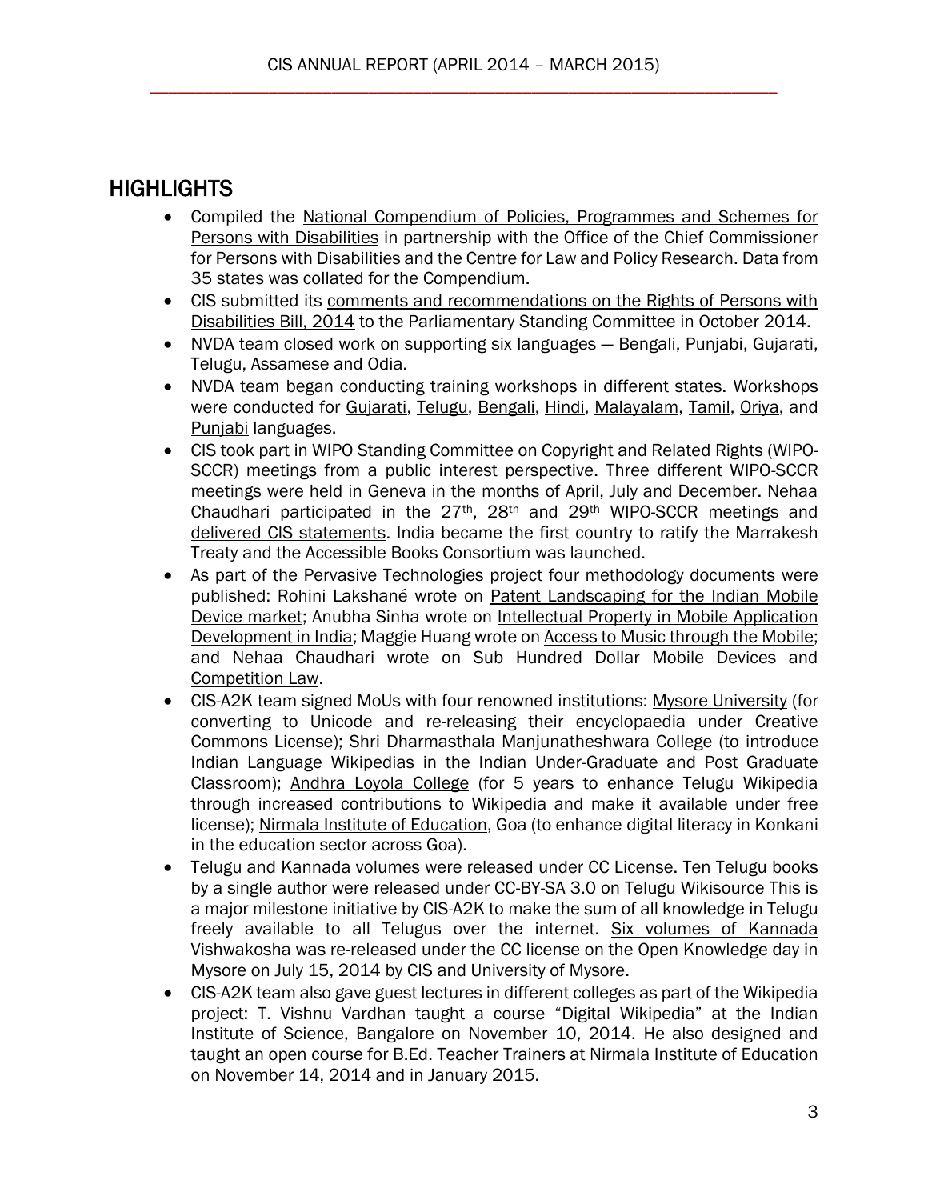## HIGHLIGHTS

- Compiled the National Compendium of Policies, Programmes and Schemes for Persons with Disabilities in partnership with the Office of the Chief Commissioner for Persons with Disabilities and the Centre for Law and Policy Research. Data from 35 states was collated for the Compendium.
- CIS submitted its comments and recommendations on the Rights of Persons with Disabilities Bill, 2014 to the Parliamentary Standing Committee in October 2014.
- NVDA team closed work on supporting six languages — Bengali, Punjabi, Gujarati, Telugu, Assamese and Odia.
- NVDA team began conducting training workshops in different states. Workshops were conducted for Gujarati, Telugu, Bengali, Hindi, Malayalam, Tamil, Oriya, and Punjabi languages.
- CIS took part in WIPO Standing Committee on Copyright and Related Rights (WIPO-SCCR) meetings from a public interest perspective. Three different WIPO-SCCR meetings were held in Geneva in the months of April, July and December. Nehaa Chaudhari participated in the 27th, 28th and 29th WIPO-SCCR meetings and delivered CIS statements. India became the first country to ratify the Marrakesh Treaty and the Accessible Books Consortium was launched.
- As part of the Pervasive Technologies project four methodology documents were published: Rohini Lakshané wrote on Patent Landscaping for the Indian Mobile Device market; Anubha Sinha wrote on Intellectual Property in Mobile Application Development in India; Maggie Huang wrote on Access to Music through the Mobile; and Nehaa Chaudhari wrote on Sub Hundred Dollar Mobile Devices and Competition Law.
- CIS-A2K team signed MoUs with four renowned institutions: Mysore University (for converting to Unicode and re-releasing their encyclopaedia under Creative Commons License); Shri Dharmasthala Manjunatheshwara College (to introduce Indian Language Wikipedias in the Indian Under-Graduate and Post Graduate Classroom); Andhra Loyola College (for 5 years to enhance Telugu Wikipedia through increased contributions to Wikipedia and make it available under free license); Nirmala Institute of Education, Goa (to enhance digital literacy in Konkani in the education sector across Goa).
- Telugu and Kannada volumes were released under CC License. Ten Telugu books by a single author were released under CC-BY-SA 3.0 on Telugu Wikisource This is a major milestone initiative by CIS-A2K to make the sum of all knowledge in Telugu freely available to all Telugus over the internet. Six volumes of Kannada Vishwakosha was re-released under the CC license on the Open Knowledge day in Mysore on July 15, 2014 by CIS and University of Mysore.
- CIS-A2K team also gave guest lectures in different colleges as part of the Wikipedia project: T. Vishnu Vardhan taught a course "Digital Wikipedia" at the Indian Institute of Science, Bangalore on November 10, 2014. He also designed and taught an open course for B.Ed. Teacher Trainers at Nirmala Institute of Education on November 14, 2014 and in January 2015.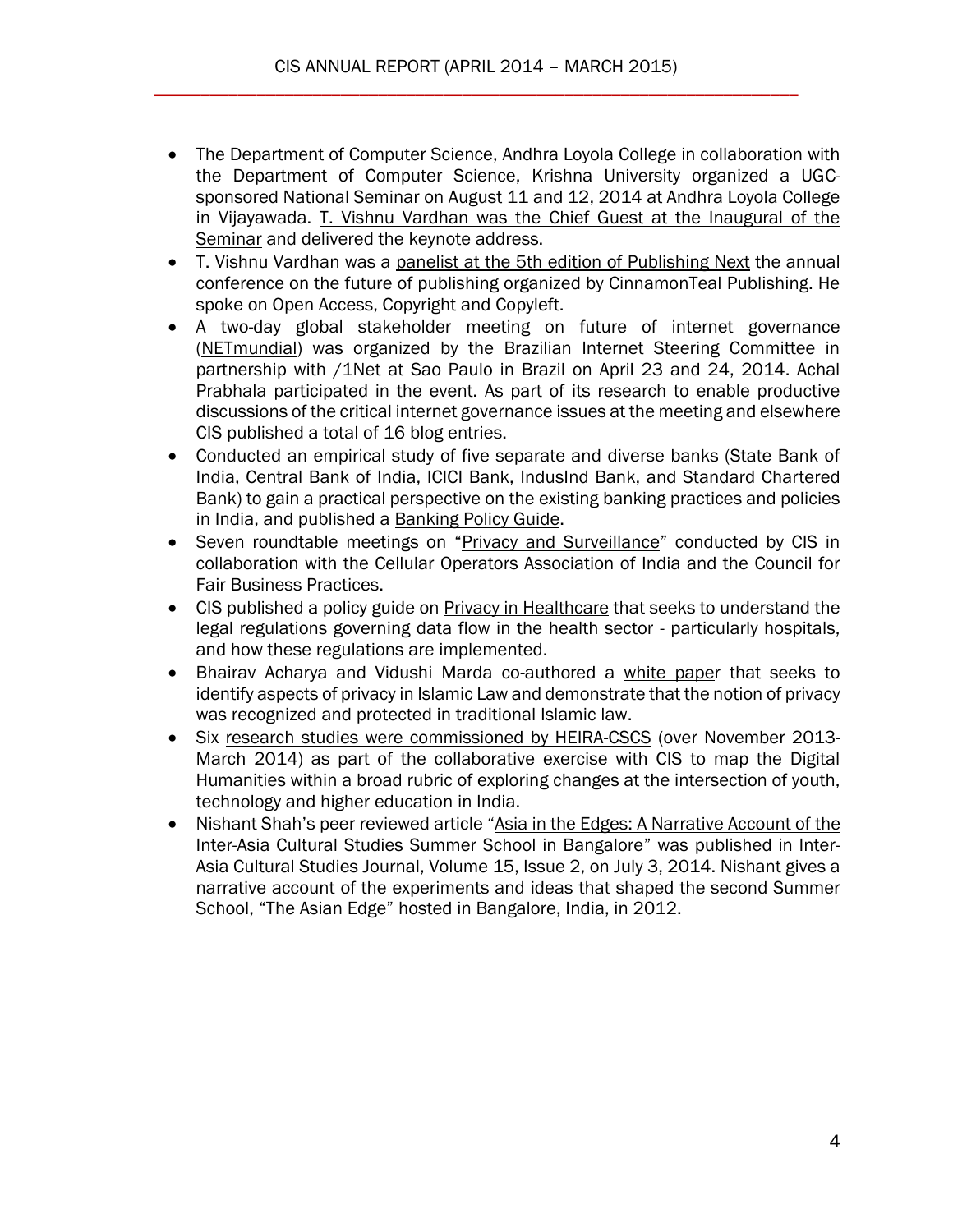- The Department of Computer Science, Andhra Loyola College in collaboration with the Department of Computer Science, Krishna University organized a UGC-sponsored National Seminar on August 11 and 12, 2014 at Andhra Loyola College in Vijayawada. T. Vishnu Vardhan was the Chief Guest at the Inaugural of the Seminar and delivered the keynote address.
- T. Vishnu Vardhan was a panelist at the 5th edition of Publishing Next the annual conference on the future of publishing organized by CinnamonTeal Publishing. He spoke on Open Access, Copyright and Copyleft.
- A two-day global stakeholder meeting on future of internet governance (NETmundial) was organized by the Brazilian Internet Steering Committee in partnership with /1Net at Sao Paulo in Brazil on April 23 and 24, 2014. Achal Prabhala participated in the event. As part of its research to enable productive discussions of the critical internet governance issues at the meeting and elsewhere CIS published a total of 16 blog entries.
- Conducted an empirical study of five separate and diverse banks (State Bank of India, Central Bank of India, ICICI Bank, IndusInd Bank, and Standard Chartered Bank) to gain a practical perspective on the existing banking practices and policies in India, and published a Banking Policy Guide.
- Seven roundtable meetings on "Privacy and Surveillance" conducted by CIS in collaboration with the Cellular Operators Association of India and the Council for Fair Business Practices.
- CIS published a policy guide on Privacy in Healthcare that seeks to understand the legal regulations governing data flow in the health sector - particularly hospitals, and how these regulations are implemented.
- Bhairav Acharya and Vidushi Marda co-authored a white paper that seeks to identify aspects of privacy in Islamic Law and demonstrate that the notion of privacy was recognized and protected in traditional Islamic law.
- Six research studies were commissioned by HEIRA-CSCS (over November 2013-March 2014) as part of the collaborative exercise with CIS to map the Digital Humanities within a broad rubric of exploring changes at the intersection of youth, technology and higher education in India.
- Nishant Shah's peer reviewed article "Asia in the Edges: A Narrative Account of the Inter-Asia Cultural Studies Summer School in Bangalore" was published in Inter-Asia Cultural Studies Journal, Volume 15, Issue 2, on July 3, 2014. Nishant gives a narrative account of the experiments and ideas that shaped the second Summer School, "The Asian Edge" hosted in Bangalore, India, in 2012.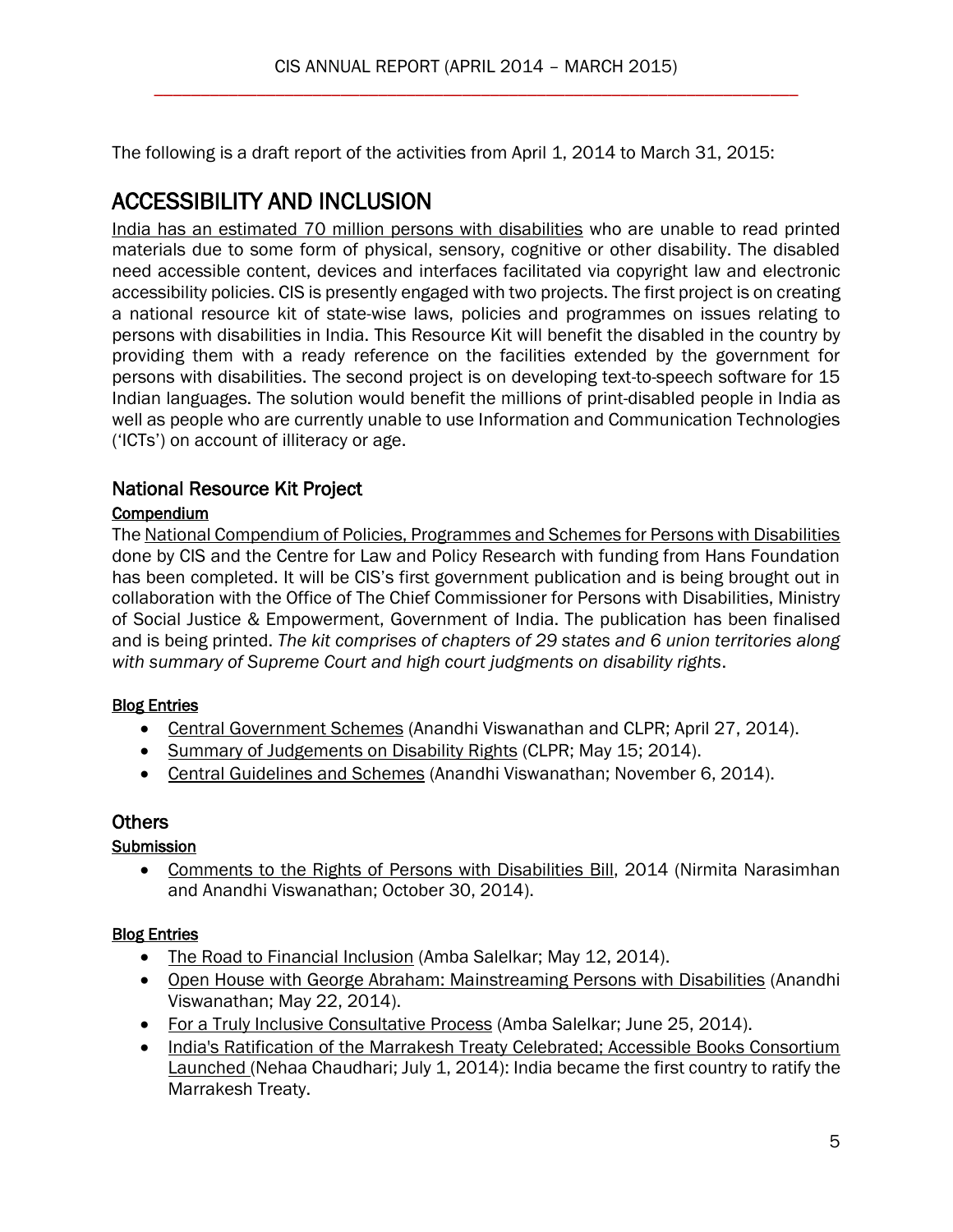The following is a draft report of the activities from April 1, 2014 to March 31, 2015:

# ACCESSIBILITY AND INCLUSION

India has an estimated 70 million persons with disabilities who are unable to read printed materials due to some form of physical, sensory, cognitive or other disability. The disabled need accessible content, devices and interfaces facilitated via copyright law and electronic accessibility policies. CIS is presently engaged with two projects. The first project is on creating a national resource kit of state-wise laws, policies and programmes on issues relating to persons with disabilities in India. This Resource Kit will benefit the disabled in the country by providing them with a ready reference on the facilities extended by the government for persons with disabilities. The second project is on developing text-to-speech software for 15 Indian languages. The solution would benefit the millions of print-disabled people in India as well as people who are currently unable to use Information and Communication Technologies ('ICTs') on account of illiteracy or age.

## National Resource Kit Project

### Compendium

The National Compendium of Policies, Programmes and Schemes for Persons with Disabilities done by CIS and the Centre for Law and Policy Research with funding from Hans Foundation has been completed. It will be CIS's first government publication and is being brought out in collaboration with the Office of The Chief Commissioner for Persons with Disabilities, Ministry of Social Justice & Empowerment, Government of India. The publication has been finalised and is being printed. *The kit comprises of chapters of 29 states and 6 union territories along with summary of Supreme Court and high court judgments on disability rights*.

### Blog Entries

- Central Government Schemes (Anandhi Viswanathan and CLPR; April 27, 2014).
- Summary of Judgements on Disability Rights (CLPR; May 15; 2014).
- Central Guidelines and Schemes (Anandhi Viswanathan; November 6, 2014).

## Others

### Submission

- Comments to the Rights of Persons with Disabilities Bill, 2014 (Nirmita Narasimhan and Anandhi Viswanathan; October 30, 2014).

### Blog Entries

- The Road to Financial Inclusion (Amba Salelkar; May 12, 2014).
- Open House with George Abraham: Mainstreaming Persons with Disabilities (Anandhi Viswanathan; May 22, 2014).
- For a Truly Inclusive Consultative Process (Amba Salelkar; June 25, 2014).
- India's Ratification of the Marrakesh Treaty Celebrated; Accessible Books Consortium Launched (Nehaa Chaudhari; July 1, 2014): India became the first country to ratify the Marrakesh Treaty.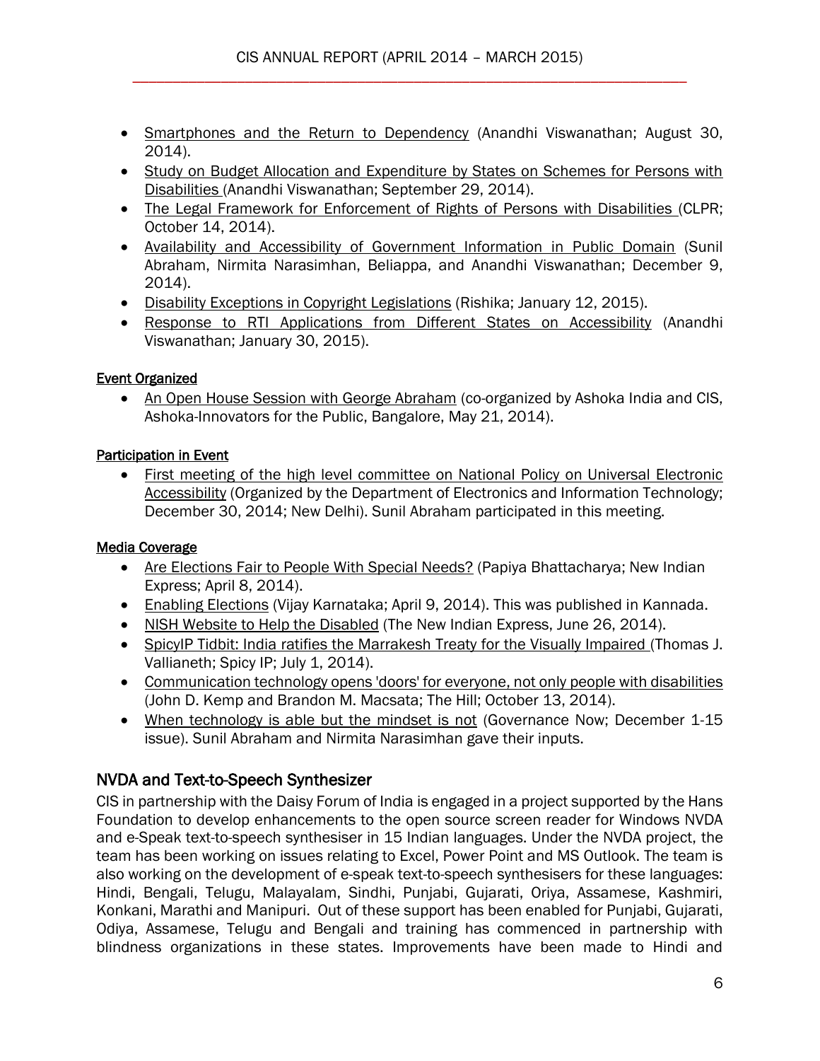- Smartphones and the Return to Dependency (Anandhi Viswanathan; August 30, 2014).
- Study on Budget Allocation and Expenditure by States on Schemes for Persons with Disabilities (Anandhi Viswanathan; September 29, 2014).
- The Legal Framework for Enforcement of Rights of Persons with Disabilities (CLPR; October 14, 2014).
- Availability and Accessibility of Government Information in Public Domain (Sunil Abraham, Nirmita Narasimhan, Beliappa, and Anandhi Viswanathan; December 9, 2014).
- Disability Exceptions in Copyright Legislations (Rishika; January 12, 2015).
- Response to RTI Applications from Different States on Accessibility (Anandhi Viswanathan; January 30, 2015).

Event Organized

- An Open House Session with George Abraham (co-organized by Ashoka India and CIS, Ashoka-Innovators for the Public, Bangalore, May 21, 2014).

Participation in Event

- First meeting of the high level committee on National Policy on Universal Electronic Accessibility (Organized by the Department of Electronics and Information Technology; December 30, 2014; New Delhi). Sunil Abraham participated in this meeting.

Media Coverage

- Are Elections Fair to People With Special Needs? (Papiya Bhattacharya; New Indian Express; April 8, 2014).
- Enabling Elections (Vijay Karnataka; April 9, 2014). This was published in Kannada.
- NISH Website to Help the Disabled (The New Indian Express, June 26, 2014).
- SpicyIP Tidbit: India ratifies the Marrakesh Treaty for the Visually Impaired (Thomas J. Vallianeth; Spicy IP; July 1, 2014).
- Communication technology opens 'doors' for everyone, not only people with disabilities (John D. Kemp and Brandon M. Macsata; The Hill; October 13, 2014).
- When technology is able but the mindset is not (Governance Now; December 1-15 issue). Sunil Abraham and Nirmita Narasimhan gave their inputs.

## NVDA and Text-to-Speech Synthesizer

CIS in partnership with the Daisy Forum of India is engaged in a project supported by the Hans Foundation to develop enhancements to the open source screen reader for Windows NVDA and e-Speak text-to-speech synthesiser in 15 Indian languages. Under the NVDA project, the team has been working on issues relating to Excel, Power Point and MS Outlook. The team is also working on the development of e-speak text-to-speech synthesisers for these languages: Hindi, Bengali, Telugu, Malayalam, Sindhi, Punjabi, Gujarati, Oriya, Assamese, Kashmiri, Konkani, Marathi and Manipuri. Out of these support has been enabled for Punjabi, Gujarati, Odiya, Assamese, Telugu and Bengali and training has commenced in partnership with blindness organizations in these states. Improvements have been made to Hindi and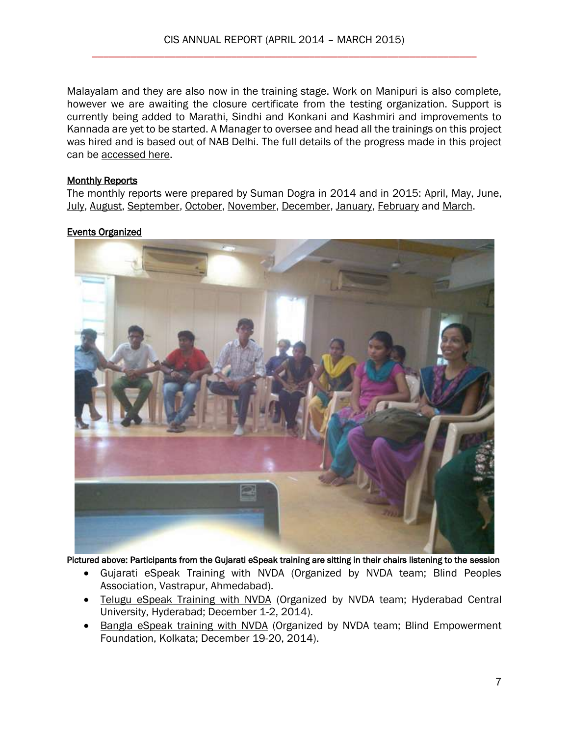Malayalam and they are also now in the training stage. Work on Manipuri is also complete, however we are awaiting the closure certificate from the testing organization. Support is currently being added to Marathi, Sindhi and Konkani and Kashmiri and improvements to Kannada are yet to be started. A Manager to oversee and head all the trainings on this project was hired and is based out of NAB Delhi. The full details of the progress made in this project can be accessed here.

**Monthly Reports**

The monthly reports were prepared by Suman Dogra in 2014 and in 2015: April, May, June, July, August, September, October, November, December, January, February and March.

**Events Organized**

**Pictured above: Participants from the Gujarati eSpeak training are sitting in their chairs listening to the session**

- Gujarati eSpeak Training with NVDA (Organized by NVDA team; Blind Peoples Association, Vastrapur, Ahmedabad).
- Telugu eSpeak Training with NVDA (Organized by NVDA team; Hyderabad Central University, Hyderabad; December 1-2, 2014).
- Bangla eSpeak training with NVDA (Organized by NVDA team; Blind Empowerment Foundation, Kolkata; December 19-20, 2014).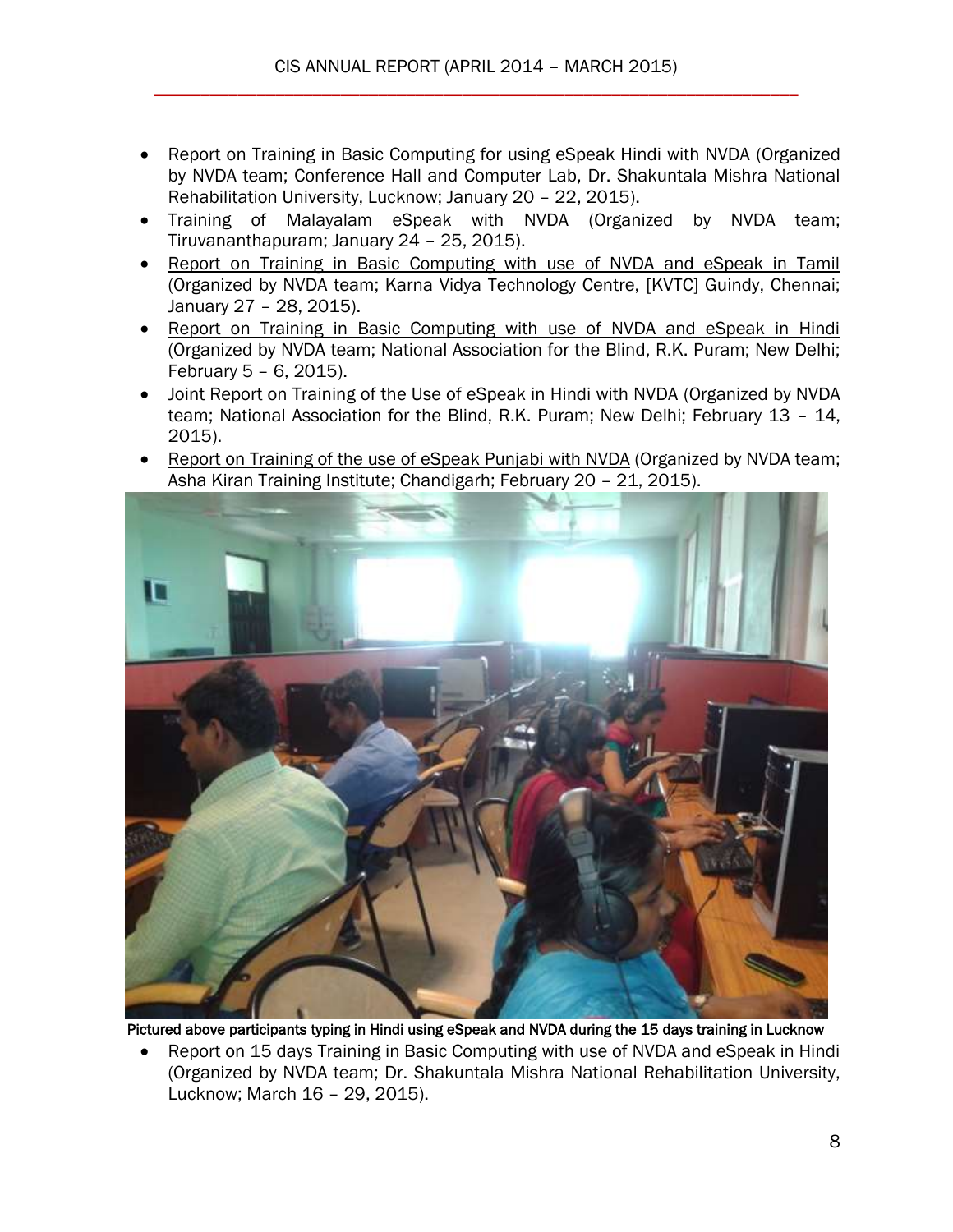- Report on Training in Basic Computing for using eSpeak Hindi with NVDA (Organized by NVDA team; Conference Hall and Computer Lab, Dr. Shakuntala Mishra National Rehabilitation University, Lucknow; January 20 – 22, 2015).
- Training of Malayalam eSpeak with NVDA (Organized by NVDA team; Tiruvananthapuram; January 24 – 25, 2015).
- Report on Training in Basic Computing with use of NVDA and eSpeak in Tamil (Organized by NVDA team; Karna Vidya Technology Centre, [KVTC] Guindy, Chennai; January 27 – 28, 2015).
- Report on Training in Basic Computing with use of NVDA and eSpeak in Hindi (Organized by NVDA team; National Association for the Blind, R.K. Puram; New Delhi; February 5 – 6, 2015).
- Joint Report on Training of the Use of eSpeak in Hindi with NVDA (Organized by NVDA team; National Association for the Blind, R.K. Puram; New Delhi; February 13 – 14, 2015).
- Report on Training of the use of eSpeak Punjabi with NVDA (Organized by NVDA team; Asha Kiran Training Institute; Chandigarh; February 20 – 21, 2015).

Pictured above participants typing in Hindi using eSpeak and NVDA during the 15 days training in Lucknow

- Report on 15 days Training in Basic Computing with use of NVDA and eSpeak in Hindi (Organized by NVDA team; Dr. Shakuntala Mishra National Rehabilitation University, Lucknow; March 16 – 29, 2015).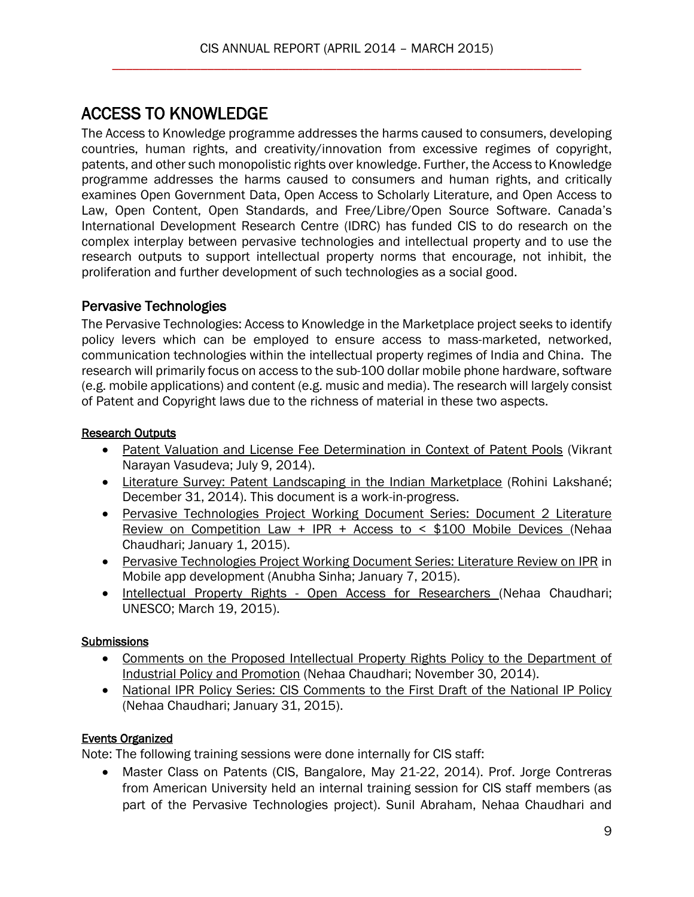# ACCESS TO KNOWLEDGE

The Access to Knowledge programme addresses the harms caused to consumers, developing countries, human rights, and creativity/innovation from excessive regimes of copyright, patents, and other such monopolistic rights over knowledge. Further, the Access to Knowledge programme addresses the harms caused to consumers and human rights, and critically examines Open Government Data, Open Access to Scholarly Literature, and Open Access to Law, Open Content, Open Standards, and Free/Libre/Open Source Software. Canada's International Development Research Centre (IDRC) has funded CIS to do research on the complex interplay between pervasive technologies and intellectual property and to use the research outputs to support intellectual property norms that encourage, not inhibit, the proliferation and further development of such technologies as a social good.

## Pervasive Technologies

The Pervasive Technologies: Access to Knowledge in the Marketplace project seeks to identify policy levers which can be employed to ensure access to mass-marketed, networked, communication technologies within the intellectual property regimes of India and China. The research will primarily focus on access to the sub-100 dollar mobile phone hardware, software (e.g. mobile applications) and content (e.g. music and media). The research will largely consist of Patent and Copyright laws due to the richness of material in these two aspects.

### Research Outputs

- Patent Valuation and License Fee Determination in Context of Patent Pools (Vikrant Narayan Vasudeva; July 9, 2014).
- Literature Survey: Patent Landscaping in the Indian Marketplace (Rohini Lakshané; December 31, 2014). This document is a work-in-progress.
- Pervasive Technologies Project Working Document Series: Document 2 Literature Review on Competition Law + IPR + Access to < $100 Mobile Devices (Nehaa Chaudhari; January 1, 2015).
- Pervasive Technologies Project Working Document Series: Literature Review on IPR in Mobile app development (Anubha Sinha; January 7, 2015).
- Intellectual Property Rights - Open Access for Researchers (Nehaa Chaudhari; UNESCO; March 19, 2015).

### Submissions

- Comments on the Proposed Intellectual Property Rights Policy to the Department of Industrial Policy and Promotion (Nehaa Chaudhari; November 30, 2014).
- National IPR Policy Series: CIS Comments to the First Draft of the National IP Policy (Nehaa Chaudhari; January 31, 2015).

### Events Organized

Note: The following training sessions were done internally for CIS staff:

- Master Class on Patents (CIS, Bangalore, May 21-22, 2014). Prof. Jorge Contreras from American University held an internal training session for CIS staff members (as part of the Pervasive Technologies project). Sunil Abraham, Nehaa Chaudhari and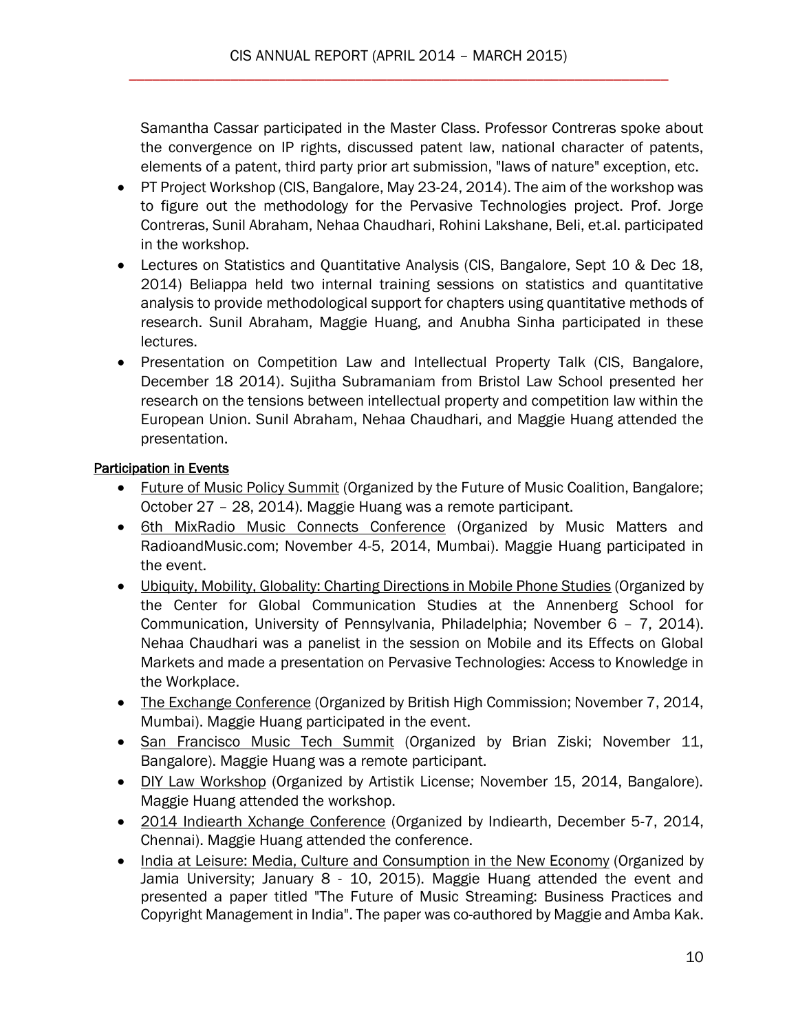Samantha Cassar participated in the Master Class. Professor Contreras spoke about the convergence on IP rights, discussed patent law, national character of patents, elements of a patent, third party prior art submission, "laws of nature" exception, etc.

- PT Project Workshop (CIS, Bangalore, May 23-24, 2014). The aim of the workshop was to figure out the methodology for the Pervasive Technologies project. Prof. Jorge Contreras, Sunil Abraham, Nehaa Chaudhari, Rohini Lakshane, Beli, et.al. participated in the workshop.
- Lectures on Statistics and Quantitative Analysis (CIS, Bangalore, Sept 10 & Dec 18, 2014) Beliappa held two internal training sessions on statistics and quantitative analysis to provide methodological support for chapters using quantitative methods of research. Sunil Abraham, Maggie Huang, and Anubha Sinha participated in these lectures.
- Presentation on Competition Law and Intellectual Property Talk (CIS, Bangalore, December 18 2014). Sujitha Subramaniam from Bristol Law School presented her research on the tensions between intellectual property and competition law within the European Union. Sunil Abraham, Nehaa Chaudhari, and Maggie Huang attended the presentation.

<u>Participation in Events</u>

- <u>Future of Music Policy Summit</u> (Organized by the Future of Music Coalition, Bangalore; October 27 – 28, 2014). Maggie Huang was a remote participant.
- <u>6th MixRadio Music Connects Conference</u> (Organized by Music Matters and RadioandMusic.com; November 4-5, 2014, Mumbai). Maggie Huang participated in the event.
- <u>Ubiquity, Mobility, Globality: Charting Directions in Mobile Phone Studies</u> (Organized by the Center for Global Communication Studies at the Annenberg School for Communication, University of Pennsylvania, Philadelphia; November 6 – 7, 2014). Nehaa Chaudhari was a panelist in the session on Mobile and its Effects on Global Markets and made a presentation on Pervasive Technologies: Access to Knowledge in the Workplace.
- <u>The Exchange Conference</u> (Organized by British High Commission; November 7, 2014, Mumbai). Maggie Huang participated in the event.
- <u>San Francisco Music Tech Summit</u> (Organized by Brian Ziski; November 11, Bangalore). Maggie Huang was a remote participant.
- <u>DIY Law Workshop</u> (Organized by Artistik License; November 15, 2014, Bangalore). Maggie Huang attended the workshop.
- <u>2014 Indiearth Xchange Conference</u> (Organized by Indiearth, December 5-7, 2014, Chennai). Maggie Huang attended the conference.
- <u>India at Leisure: Media, Culture and Consumption in the New Economy</u> (Organized by Jamia University; January 8 - 10, 2015). Maggie Huang attended the event and presented a paper titled "The Future of Music Streaming: Business Practices and Copyright Management in India". The paper was co-authored by Maggie and Amba Kak.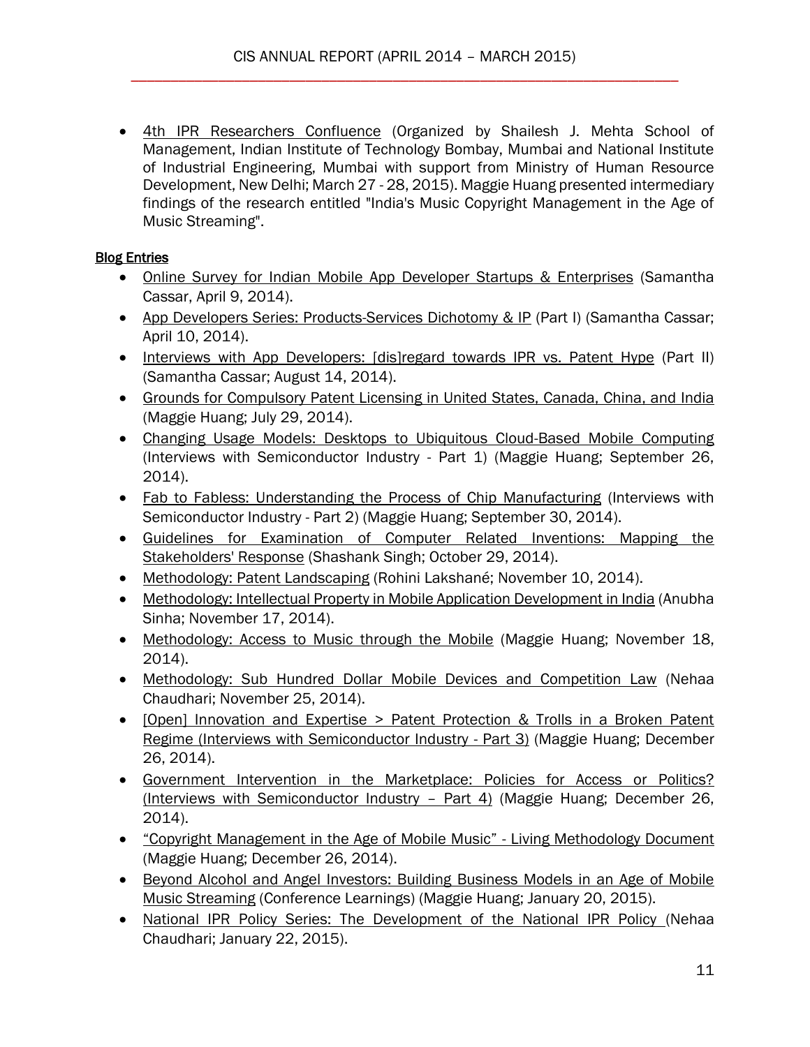- 4th IPR Researchers Confluence (Organized by Shailesh J. Mehta School of Management, Indian Institute of Technology Bombay, Mumbai and National Institute of Industrial Engineering, Mumbai with support from Ministry of Human Resource Development, New Delhi; March 27 - 28, 2015). Maggie Huang presented intermediary findings of the research entitled "India's Music Copyright Management in the Age of Music Streaming".

**Blog Entries**

- Online Survey for Indian Mobile App Developer Startups & Enterprises (Samantha Cassar, April 9, 2014).
- App Developers Series: Products-Services Dichotomy & IP (Part I) (Samantha Cassar; April 10, 2014).
- Interviews with App Developers: [dis]regard towards IPR vs. Patent Hype (Part II) (Samantha Cassar; August 14, 2014).
- Grounds for Compulsory Patent Licensing in United States, Canada, China, and India (Maggie Huang; July 29, 2014).
- Changing Usage Models: Desktops to Ubiquitous Cloud-Based Mobile Computing (Interviews with Semiconductor Industry - Part 1) (Maggie Huang; September 26, 2014).
- Fab to Fabless: Understanding the Process of Chip Manufacturing (Interviews with Semiconductor Industry - Part 2) (Maggie Huang; September 30, 2014).
- Guidelines for Examination of Computer Related Inventions: Mapping the Stakeholders' Response (Shashank Singh; October 29, 2014).
- Methodology: Patent Landscaping (Rohini Lakshané; November 10, 2014).
- Methodology: Intellectual Property in Mobile Application Development in India (Anubha Sinha; November 17, 2014).
- Methodology: Access to Music through the Mobile (Maggie Huang; November 18, 2014).
- Methodology: Sub Hundred Dollar Mobile Devices and Competition Law (Nehaa Chaudhari; November 25, 2014).
- [Open] Innovation and Expertise > Patent Protection & Trolls in a Broken Patent Regime (Interviews with Semiconductor Industry - Part 3) (Maggie Huang; December 26, 2014).
- Government Intervention in the Marketplace: Policies for Access or Politics? (Interviews with Semiconductor Industry – Part 4) (Maggie Huang; December 26, 2014).
- "Copyright Management in the Age of Mobile Music" - Living Methodology Document (Maggie Huang; December 26, 2014).
- Beyond Alcohol and Angel Investors: Building Business Models in an Age of Mobile Music Streaming (Conference Learnings) (Maggie Huang; January 20, 2015).
- National IPR Policy Series: The Development of the National IPR Policy (Nehaa Chaudhari; January 22, 2015).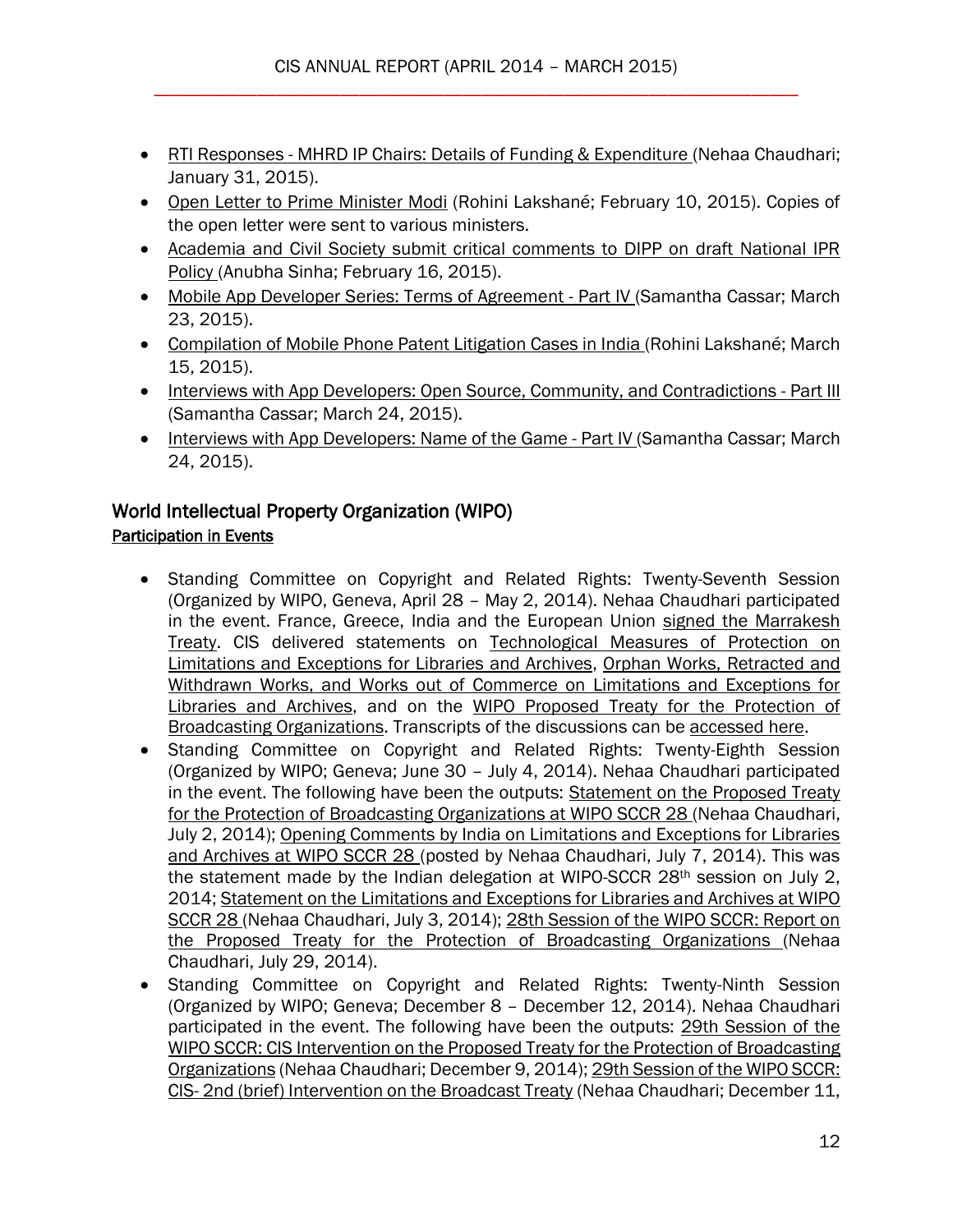- RTI Responses - MHRD IP Chairs: Details of Funding & Expenditure (Nehaa Chaudhari; January 31, 2015).
- Open Letter to Prime Minister Modi (Rohini Lakshané; February 10, 2015). Copies of the open letter were sent to various ministers.
- Academia and Civil Society submit critical comments to DIPP on draft National IPR Policy (Anubha Sinha; February 16, 2015).
- Mobile App Developer Series: Terms of Agreement - Part IV (Samantha Cassar; March 23, 2015).
- Compilation of Mobile Phone Patent Litigation Cases in India (Rohini Lakshané; March 15, 2015).
- Interviews with App Developers: Open Source, Community, and Contradictions - Part III (Samantha Cassar; March 24, 2015).
- Interviews with App Developers: Name of the Game - Part IV (Samantha Cassar; March 24, 2015).

## World Intellectual Property Organization (WIPO)

### Participation in Events

- Standing Committee on Copyright and Related Rights: Twenty-Seventh Session (Organized by WIPO, Geneva, April 28 – May 2, 2014). Nehaa Chaudhari participated in the event. France, Greece, India and the European Union signed the Marrakesh Treaty. CIS delivered statements on Technological Measures of Protection on Limitations and Exceptions for Libraries and Archives, Orphan Works, Retracted and Withdrawn Works, and Works out of Commerce on Limitations and Exceptions for Libraries and Archives, and on the WIPO Proposed Treaty for the Protection of Broadcasting Organizations. Transcripts of the discussions can be accessed here.
- Standing Committee on Copyright and Related Rights: Twenty-Eighth Session (Organized by WIPO; Geneva; June 30 – July 4, 2014). Nehaa Chaudhari participated in the event. The following have been the outputs: Statement on the Proposed Treaty for the Protection of Broadcasting Organizations at WIPO SCCR 28 (Nehaa Chaudhari, July 2, 2014); Opening Comments by India on Limitations and Exceptions for Libraries and Archives at WIPO SCCR 28 (posted by Nehaa Chaudhari, July 7, 2014). This was the statement made by the Indian delegation at WIPO-SCCR 28th session on July 2, 2014; Statement on the Limitations and Exceptions for Libraries and Archives at WIPO SCCR 28 (Nehaa Chaudhari, July 3, 2014); 28th Session of the WIPO SCCR: Report on the Proposed Treaty for the Protection of Broadcasting Organizations (Nehaa Chaudhari, July 29, 2014).
- Standing Committee on Copyright and Related Rights: Twenty-Ninth Session (Organized by WIPO; Geneva; December 8 – December 12, 2014). Nehaa Chaudhari participated in the event. The following have been the outputs: 29th Session of the WIPO SCCR: CIS Intervention on the Proposed Treaty for the Protection of Broadcasting Organizations (Nehaa Chaudhari; December 9, 2014); 29th Session of the WIPO SCCR: CIS- 2nd (brief) Intervention on the Broadcast Treaty (Nehaa Chaudhari; December 11,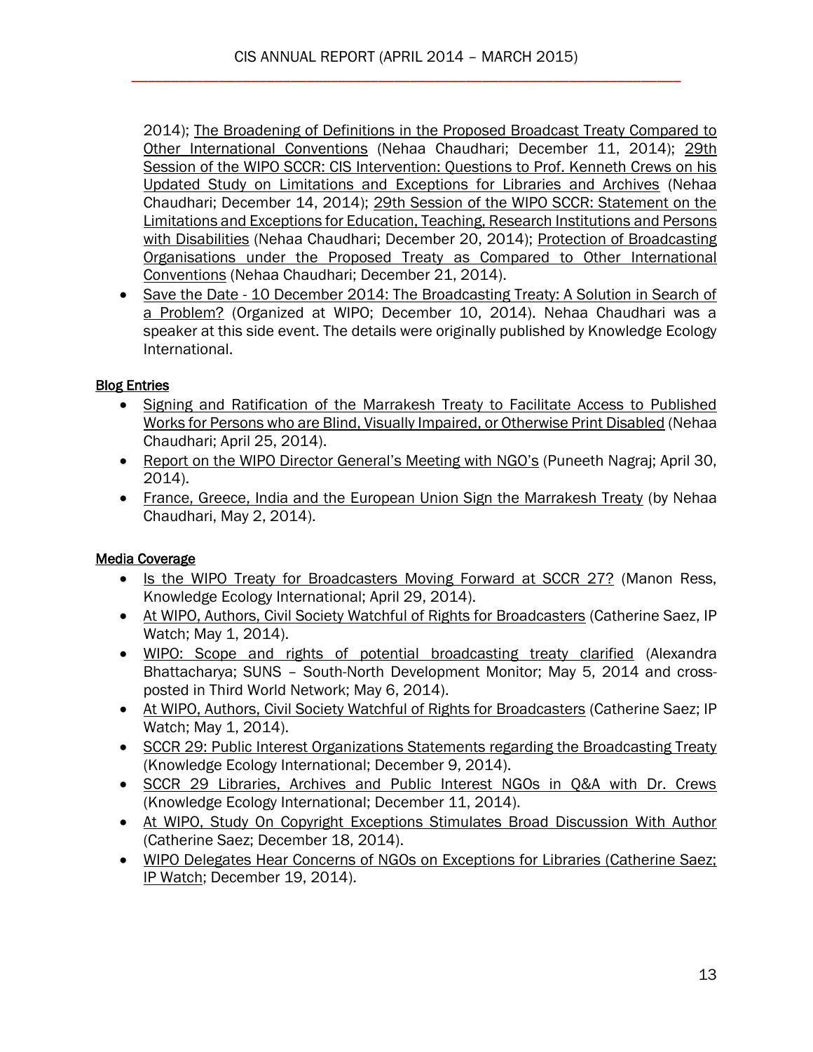2014); The Broadening of Definitions in the Proposed Broadcast Treaty Compared to Other International Conventions (Nehaa Chaudhari; December 11, 2014); 29th Session of the WIPO SCCR: CIS Intervention: Questions to Prof. Kenneth Crews on his Updated Study on Limitations and Exceptions for Libraries and Archives (Nehaa Chaudhari; December 14, 2014); 29th Session of the WIPO SCCR: Statement on the Limitations and Exceptions for Education, Teaching, Research Institutions and Persons with Disabilities (Nehaa Chaudhari; December 20, 2014); Protection of Broadcasting Organisations under the Proposed Treaty as Compared to Other International Conventions (Nehaa Chaudhari; December 21, 2014).

- Save the Date - 10 December 2014: The Broadcasting Treaty: A Solution in Search of a Problem? (Organized at WIPO; December 10, 2014). Nehaa Chaudhari was a speaker at this side event. The details were originally published by Knowledge Ecology International.

**Blog Entries**

- Signing and Ratification of the Marrakesh Treaty to Facilitate Access to Published Works for Persons who are Blind, Visually Impaired, or Otherwise Print Disabled (Nehaa Chaudhari; April 25, 2014).
- Report on the WIPO Director General's Meeting with NGO's (Puneeth Nagraj; April 30, 2014).
- France, Greece, India and the European Union Sign the Marrakesh Treaty (by Nehaa Chaudhari, May 2, 2014).

**Media Coverage**

- Is the WIPO Treaty for Broadcasters Moving Forward at SCCR 27? (Manon Ress, Knowledge Ecology International; April 29, 2014).
- At WIPO, Authors, Civil Society Watchful of Rights for Broadcasters (Catherine Saez, IP Watch; May 1, 2014).
- WIPO: Scope and rights of potential broadcasting treaty clarified (Alexandra Bhattacharya; SUNS – South-North Development Monitor; May 5, 2014 and cross-posted in Third World Network; May 6, 2014).
- At WIPO, Authors, Civil Society Watchful of Rights for Broadcasters (Catherine Saez; IP Watch; May 1, 2014).
- SCCR 29: Public Interest Organizations Statements regarding the Broadcasting Treaty (Knowledge Ecology International; December 9, 2014).
- SCCR 29 Libraries, Archives and Public Interest NGOs in Q&A with Dr. Crews (Knowledge Ecology International; December 11, 2014).
- At WIPO, Study On Copyright Exceptions Stimulates Broad Discussion With Author (Catherine Saez; December 18, 2014).
- WIPO Delegates Hear Concerns of NGOs on Exceptions for Libraries (Catherine Saez; IP Watch; December 19, 2014).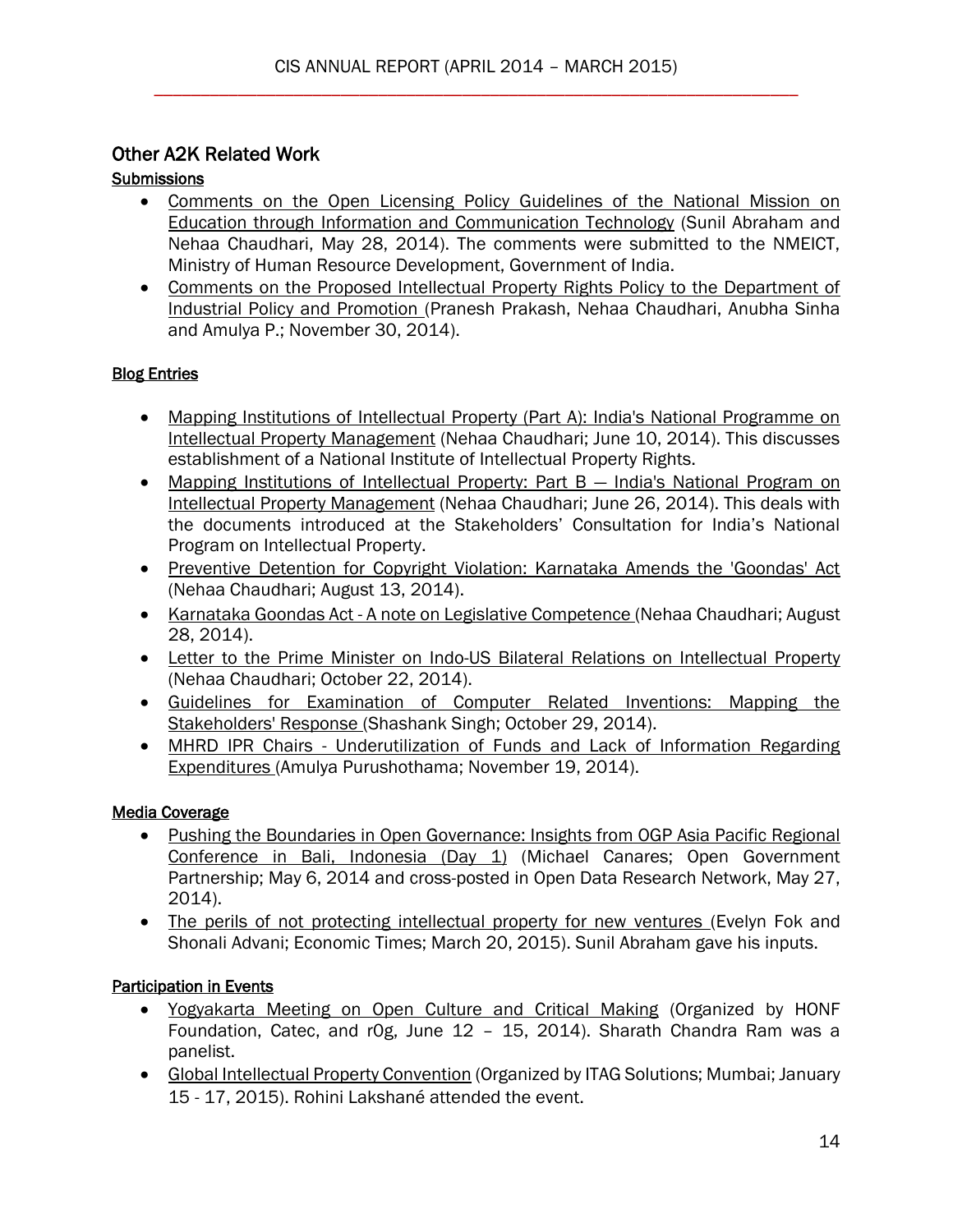## Other A2K Related Work

### Submissions

- Comments on the Open Licensing Policy Guidelines of the National Mission on Education through Information and Communication Technology (Sunil Abraham and Nehaa Chaudhari, May 28, 2014). The comments were submitted to the NMEICT, Ministry of Human Resource Development, Government of India.
- Comments on the Proposed Intellectual Property Rights Policy to the Department of Industrial Policy and Promotion (Pranesh Prakash, Nehaa Chaudhari, Anubha Sinha and Amulya P.; November 30, 2014).

### Blog Entries

- Mapping Institutions of Intellectual Property (Part A): India's National Programme on Intellectual Property Management (Nehaa Chaudhari; June 10, 2014). This discusses establishment of a National Institute of Intellectual Property Rights.
- Mapping Institutions of Intellectual Property: Part B — India's National Program on Intellectual Property Management (Nehaa Chaudhari; June 26, 2014). This deals with the documents introduced at the Stakeholders' Consultation for India's National Program on Intellectual Property.
- Preventive Detention for Copyright Violation: Karnataka Amends the 'Goondas' Act (Nehaa Chaudhari; August 13, 2014).
- Karnataka Goondas Act - A note on Legislative Competence (Nehaa Chaudhari; August 28, 2014).
- Letter to the Prime Minister on Indo-US Bilateral Relations on Intellectual Property (Nehaa Chaudhari; October 22, 2014).
- Guidelines for Examination of Computer Related Inventions: Mapping the Stakeholders' Response (Shashank Singh; October 29, 2014).
- MHRD IPR Chairs - Underutilization of Funds and Lack of Information Regarding Expenditures (Amulya Purushothama; November 19, 2014).

### Media Coverage

- Pushing the Boundaries in Open Governance: Insights from OGP Asia Pacific Regional Conference in Bali, Indonesia (Day 1) (Michael Canares; Open Government Partnership; May 6, 2014 and cross-posted in Open Data Research Network, May 27, 2014).
- The perils of not protecting intellectual property for new ventures (Evelyn Fok and Shonali Advani; Economic Times; March 20, 2015). Sunil Abraham gave his inputs.

### Participation in Events

- Yogyakarta Meeting on Open Culture and Critical Making (Organized by HONF Foundation, Catec, and r0g, June 12 – 15, 2014). Sharath Chandra Ram was a panelist.
- Global Intellectual Property Convention (Organized by ITAG Solutions; Mumbai; January 15 - 17, 2015). Rohini Lakshané attended the event.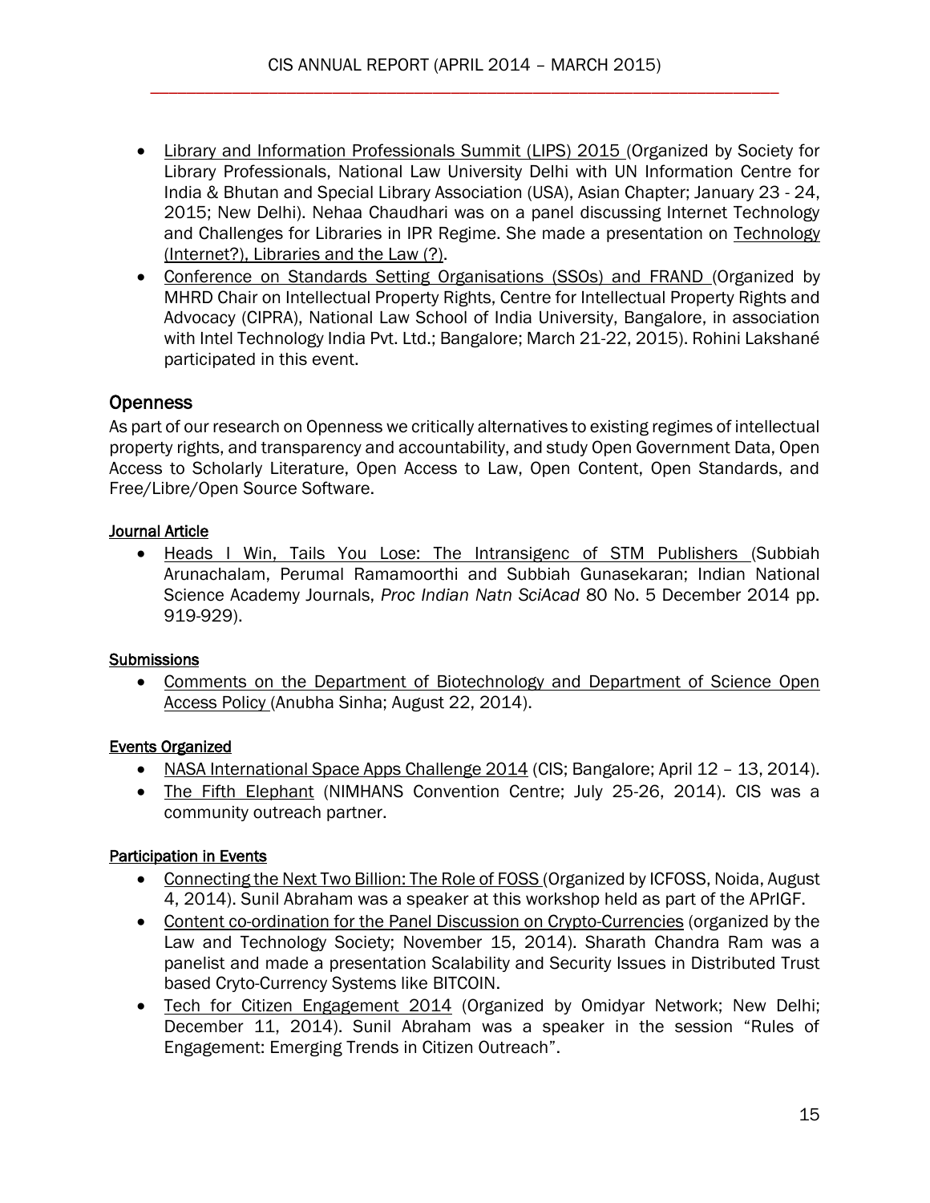- Library and Information Professionals Summit (LIPS) 2015 (Organized by Society for Library Professionals, National Law University Delhi with UN Information Centre for India & Bhutan and Special Library Association (USA), Asian Chapter; January 23 - 24, 2015; New Delhi). Nehaa Chaudhari was on a panel discussing Internet Technology and Challenges for Libraries in IPR Regime. She made a presentation on Technology (Internet?), Libraries and the Law (?).
- Conference on Standards Setting Organisations (SSOs) and FRAND (Organized by MHRD Chair on Intellectual Property Rights, Centre for Intellectual Property Rights and Advocacy (CIPRA), National Law School of India University, Bangalore, in association with Intel Technology India Pvt. Ltd.; Bangalore; March 21-22, 2015). Rohini Lakshané participated in this event.

## Openness

As part of our research on Openness we critically alternatives to existing regimes of intellectual property rights, and transparency and accountability, and study Open Government Data, Open Access to Scholarly Literature, Open Access to Law, Open Content, Open Standards, and Free/Libre/Open Source Software.

### Journal Article

- Heads I Win, Tails You Lose: The Intransigenc of STM Publishers (Subbiah Arunachalam, Perumal Ramamoorthi and Subbiah Gunasekaran; Indian National Science Academy Journals, *Proc Indian Natn SciAcad* 80 No. 5 December 2014 pp. 919-929).

### Submissions

- Comments on the Department of Biotechnology and Department of Science Open Access Policy (Anubha Sinha; August 22, 2014).

### Events Organized

- NASA International Space Apps Challenge 2014 (CIS; Bangalore; April 12 – 13, 2014).
- The Fifth Elephant (NIMHANS Convention Centre; July 25-26, 2014). CIS was a community outreach partner.

### Participation in Events

- Connecting the Next Two Billion: The Role of FOSS (Organized by ICFOSS, Noida, August 4, 2014). Sunil Abraham was a speaker at this workshop held as part of the APrIGF.
- Content co-ordination for the Panel Discussion on Crypto-Currencies (organized by the Law and Technology Society; November 15, 2014). Sharath Chandra Ram was a panelist and made a presentation Scalability and Security Issues in Distributed Trust based Cryto-Currency Systems like BITCOIN.
- Tech for Citizen Engagement 2014 (Organized by Omidyar Network; New Delhi; December 11, 2014). Sunil Abraham was a speaker in the session "Rules of Engagement: Emerging Trends in Citizen Outreach".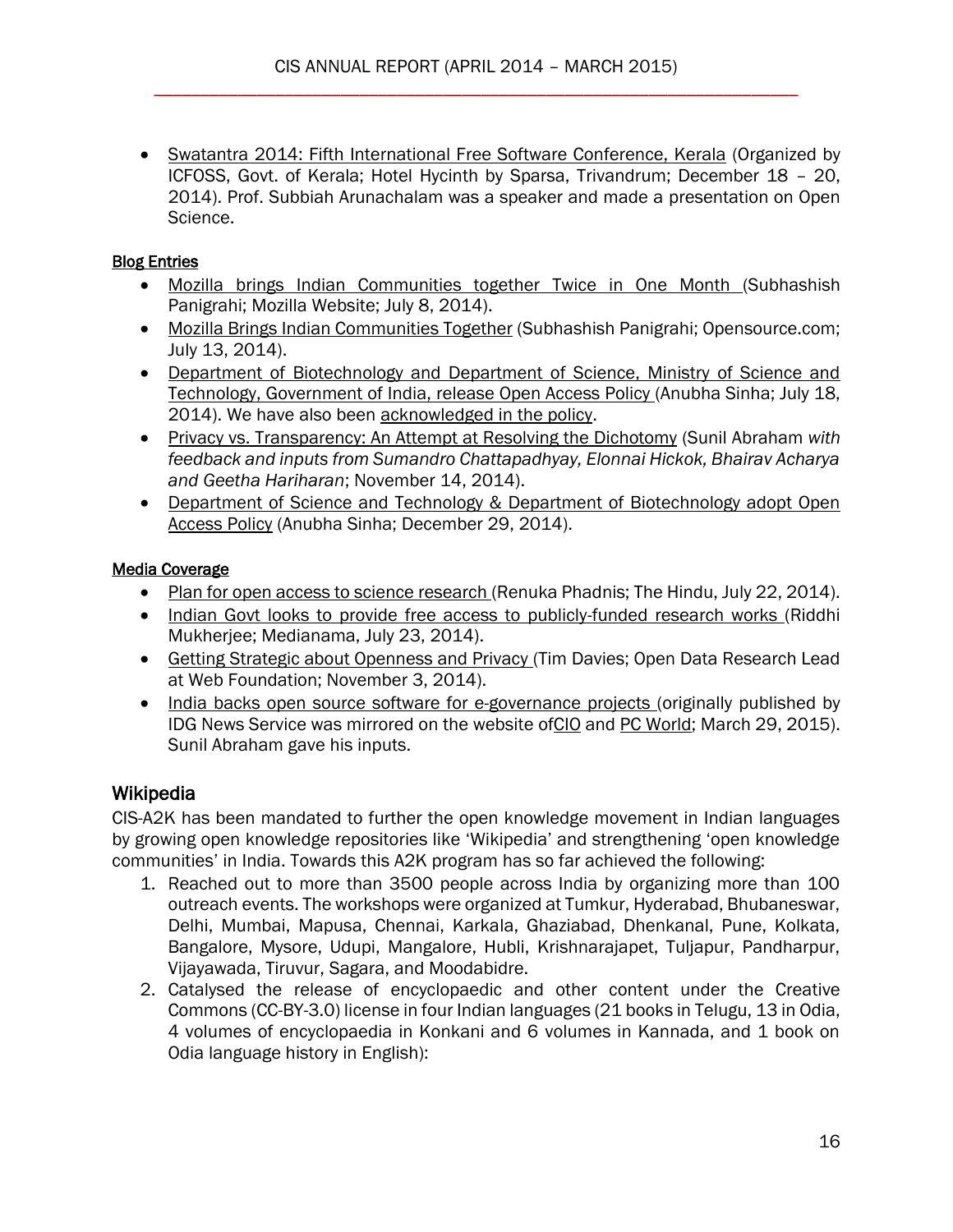- Swatantra 2014: Fifth International Free Software Conference, Kerala (Organized by ICFOSS, Govt. of Kerala; Hotel Hycinth by Sparsa, Trivandrum; December 18 – 20, 2014). Prof. Subbiah Arunachalam was a speaker and made a presentation on Open Science.

**Blog Entries**

- Mozilla brings Indian Communities together Twice in One Month (Subhashish Panigrahi; Mozilla Website; July 8, 2014).
- Mozilla Brings Indian Communities Together (Subhashish Panigrahi; Opensource.com; July 13, 2014).
- Department of Biotechnology and Department of Science, Ministry of Science and Technology, Government of India, release Open Access Policy (Anubha Sinha; July 18, 2014). We have also been acknowledged in the policy.
- Privacy vs. Transparency: An Attempt at Resolving the Dichotomy (Sunil Abraham *with feedback and inputs from Sumandro Chattapadhyay, Elonnai Hickok, Bhairav Acharya and Geetha Hariharan*; November 14, 2014).
- Department of Science and Technology & Department of Biotechnology adopt Open Access Policy (Anubha Sinha; December 29, 2014).

**Media Coverage**

- Plan for open access to science research (Renuka Phadnis; The Hindu, July 22, 2014).
- Indian Govt looks to provide free access to publicly-funded research works (Riddhi Mukherjee; Medianama, July 23, 2014).
- Getting Strategic about Openness and Privacy (Tim Davies; Open Data Research Lead at Web Foundation; November 3, 2014).
- India backs open source software for e-governance projects (originally published by IDG News Service was mirrored on the website ofCIO and PC World; March 29, 2015). Sunil Abraham gave his inputs.

## Wikipedia

CIS-A2K has been mandated to further the open knowledge movement in Indian languages by growing open knowledge repositories like 'Wikipedia' and strengthening 'open knowledge communities' in India. Towards this A2K program has so far achieved the following:

1. Reached out to more than 3500 people across India by organizing more than 100 outreach events. The workshops were organized at Tumkur, Hyderabad, Bhubaneswar, Delhi, Mumbai, Mapusa, Chennai, Karkala, Ghaziabad, Dhenkanal, Pune, Kolkata, Bangalore, Mysore, Udupi, Mangalore, Hubli, Krishnarajapet, Tuljapur, Pandharpur, Vijayawada, Tiruvur, Sagara, and Moodabidre.
2. Catalysed the release of encyclopaedic and other content under the Creative Commons (CC-BY-3.0) license in four Indian languages (21 books in Telugu, 13 in Odia, 4 volumes of encyclopaedia in Konkani and 6 volumes in Kannada, and 1 book on Odia language history in English):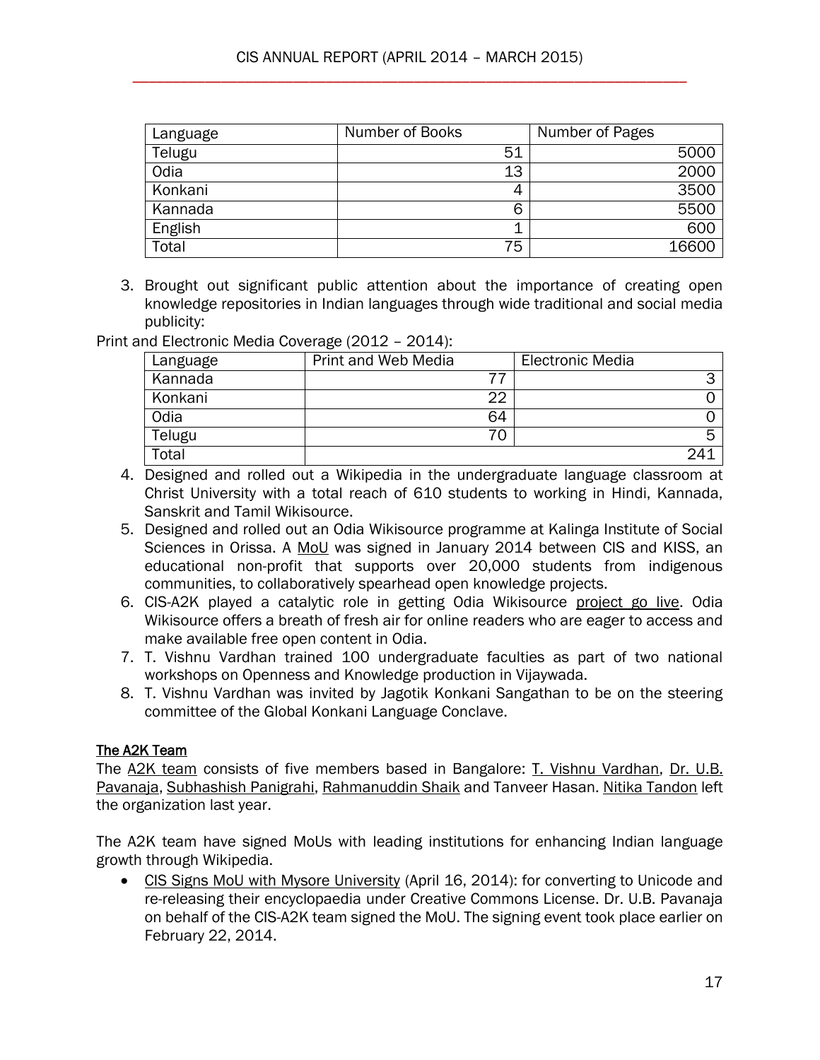| Language | Number of Books | Number of Pages |
|---|---|---|
| Telugu | 51 | 5000 |
| Odia | 13 | 2000 |
| Konkani | 4 | 3500 |
| Kannada | 6 | 5500 |
| English | 1 | 600 |
| Total | 75 | 16600 |

3. Brought out significant public attention about the importance of creating open knowledge repositories in Indian languages through wide traditional and social media publicity:

Print and Electronic Media Coverage (2012 – 2014):

| Language | Print and Web Media | Electronic Media |
|---|---|---|
| Kannada | 77 | 3 |
| Konkani | 22 | 0 |
| Odia | 64 | 0 |
| Telugu | 70 | 5 |
| Total | | 241 |

4. Designed and rolled out a Wikipedia in the undergraduate language classroom at Christ University with a total reach of 610 students to working in Hindi, Kannada, Sanskrit and Tamil Wikisource.
5. Designed and rolled out an Odia Wikisource programme at Kalinga Institute of Social Sciences in Orissa. A MoU was signed in January 2014 between CIS and KISS, an educational non-profit that supports over 20,000 students from indigenous communities, to collaboratively spearhead open knowledge projects.
6. CIS-A2K played a catalytic role in getting Odia Wikisource project go live. Odia Wikisource offers a breath of fresh air for online readers who are eager to access and make available free open content in Odia.
7. T. Vishnu Vardhan trained 100 undergraduate faculties as part of two national workshops on Openness and Knowledge production in Vijaywada.
8. T. Vishnu Vardhan was invited by Jagotik Konkani Sangathan to be on the steering committee of the Global Konkani Language Conclave.

### The A2K Team

The A2K team consists of five members based in Bangalore: T. Vishnu Vardhan, Dr. U.B. Pavanaja, Subhashish Panigrahi, Rahmanuddin Shaik and Tanveer Hasan. Nitika Tandon left the organization last year.

The A2K team have signed MoUs with leading institutions for enhancing Indian language growth through Wikipedia.

- CIS Signs MoU with Mysore University (April 16, 2014): for converting to Unicode and re-releasing their encyclopaedia under Creative Commons License. Dr. U.B. Pavanaja on behalf of the CIS-A2K team signed the MoU. The signing event took place earlier on February 22, 2014.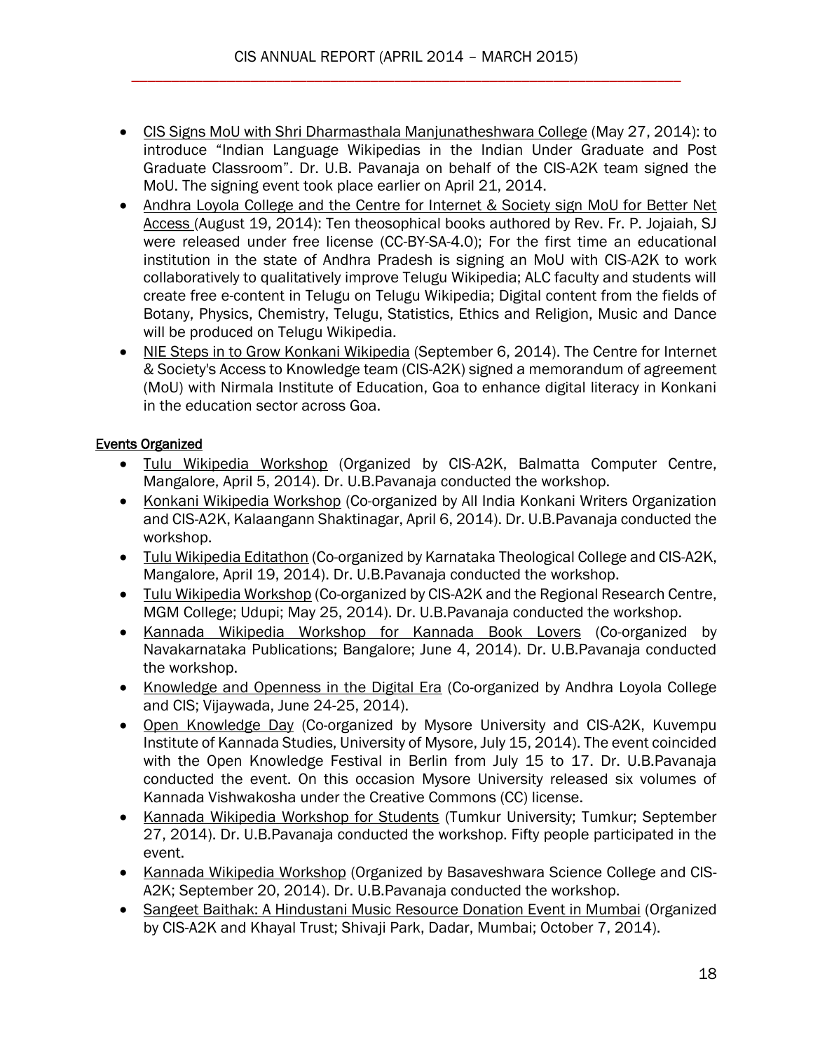- CIS Signs MoU with Shri Dharmasthala Manjunatheshwara College (May 27, 2014): to introduce "Indian Language Wikipedias in the Indian Under Graduate and Post Graduate Classroom". Dr. U.B. Pavanaja on behalf of the CIS-A2K team signed the MoU. The signing event took place earlier on April 21, 2014.
- Andhra Loyola College and the Centre for Internet & Society sign MoU for Better Net Access (August 19, 2014): Ten theosophical books authored by Rev. Fr. P. Jojaiah, SJ were released under free license (CC-BY-SA-4.0); For the first time an educational institution in the state of Andhra Pradesh is signing an MoU with CIS-A2K to work collaboratively to qualitatively improve Telugu Wikipedia; ALC faculty and students will create free e-content in Telugu on Telugu Wikipedia; Digital content from the fields of Botany, Physics, Chemistry, Telugu, Statistics, Ethics and Religion, Music and Dance will be produced on Telugu Wikipedia.
- NIE Steps in to Grow Konkani Wikipedia (September 6, 2014). The Centre for Internet & Society's Access to Knowledge team (CIS-A2K) signed a memorandum of agreement (MoU) with Nirmala Institute of Education, Goa to enhance digital literacy in Konkani in the education sector across Goa.

## Events Organized

- Tulu Wikipedia Workshop (Organized by CIS-A2K, Balmatta Computer Centre, Mangalore, April 5, 2014). Dr. U.B.Pavanaja conducted the workshop.
- Konkani Wikipedia Workshop (Co-organized by All India Konkani Writers Organization and CIS-A2K, Kalaangann Shaktinagar, April 6, 2014). Dr. U.B.Pavanaja conducted the workshop.
- Tulu Wikipedia Editathon (Co-organized by Karnataka Theological College and CIS-A2K, Mangalore, April 19, 2014). Dr. U.B.Pavanaja conducted the workshop.
- Tulu Wikipedia Workshop (Co-organized by CIS-A2K and the Regional Research Centre, MGM College; Udupi; May 25, 2014). Dr. U.B.Pavanaja conducted the workshop.
- Kannada Wikipedia Workshop for Kannada Book Lovers (Co-organized by Navakarnataka Publications; Bangalore; June 4, 2014). Dr. U.B.Pavanaja conducted the workshop.
- Knowledge and Openness in the Digital Era (Co-organized by Andhra Loyola College and CIS; Vijaywada, June 24-25, 2014).
- Open Knowledge Day (Co-organized by Mysore University and CIS-A2K, Kuvempu Institute of Kannada Studies, University of Mysore, July 15, 2014). The event coincided with the Open Knowledge Festival in Berlin from July 15 to 17. Dr. U.B.Pavanaja conducted the event. On this occasion Mysore University released six volumes of Kannada Vishwakosha under the Creative Commons (CC) license.
- Kannada Wikipedia Workshop for Students (Tumkur University; Tumkur; September 27, 2014). Dr. U.B.Pavanaja conducted the workshop. Fifty people participated in the event.
- Kannada Wikipedia Workshop (Organized by Basaveshwara Science College and CIS-A2K; September 20, 2014). Dr. U.B.Pavanaja conducted the workshop.
- Sangeet Baithak: A Hindustani Music Resource Donation Event in Mumbai (Organized by CIS-A2K and Khayal Trust; Shivaji Park, Dadar, Mumbai; October 7, 2014).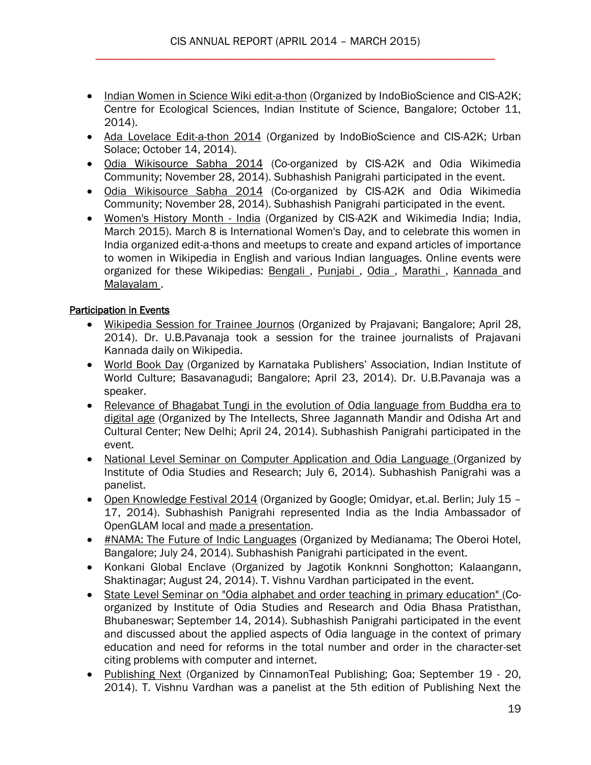- Indian Women in Science Wiki edit-a-thon (Organized by IndoBioScience and CIS-A2K; Centre for Ecological Sciences, Indian Institute of Science, Bangalore; October 11, 2014).
- Ada Lovelace Edit-a-thon 2014 (Organized by IndoBioScience and CIS-A2K; Urban Solace; October 14, 2014).
- Odia Wikisource Sabha 2014 (Co-organized by CIS-A2K and Odia Wikimedia Community; November 28, 2014). Subhashish Panigrahi participated in the event.
- Odia Wikisource Sabha 2014 (Co-organized by CIS-A2K and Odia Wikimedia Community; November 28, 2014). Subhashish Panigrahi participated in the event.
- Women's History Month - India (Organized by CIS-A2K and Wikimedia India; India, March 2015). March 8 is International Women's Day, and to celebrate this women in India organized edit-a-thons and meetups to create and expand articles of importance to women in Wikipedia in English and various Indian languages. Online events were organized for these Wikipedias: Bengali , Punjabi , Odia , Marathi , Kannada and Malayalam .

## Participation in Events

- Wikipedia Session for Trainee Journos (Organized by Prajavani; Bangalore; April 28, 2014). Dr. U.B.Pavanaja took a session for the trainee journalists of Prajavani Kannada daily on Wikipedia.
- World Book Day (Organized by Karnataka Publishers' Association, Indian Institute of World Culture; Basavanagudi; Bangalore; April 23, 2014). Dr. U.B.Pavanaja was a speaker.
- Relevance of Bhagabat Tungi in the evolution of Odia language from Buddha era to digital age (Organized by The Intellects, Shree Jagannath Mandir and Odisha Art and Cultural Center; New Delhi; April 24, 2014). Subhashish Panigrahi participated in the event.
- National Level Seminar on Computer Application and Odia Language (Organized by Institute of Odia Studies and Research; July 6, 2014). Subhashish Panigrahi was a panelist.
- Open Knowledge Festival 2014 (Organized by Google; Omidyar, et.al. Berlin; July 15 – 17, 2014). Subhashish Panigrahi represented India as the India Ambassador of OpenGLAM local and made a presentation.
- #NAMA: The Future of Indic Languages (Organized by Medianama; The Oberoi Hotel, Bangalore; July 24, 2014). Subhashish Panigrahi participated in the event.
- Konkani Global Enclave (Organized by Jagotik Konknni Songhotton; Kalaangann, Shaktinagar; August 24, 2014). T. Vishnu Vardhan participated in the event.
- State Level Seminar on "Odia alphabet and order teaching in primary education" (Co-organized by Institute of Odia Studies and Research and Odia Bhasa Pratisthan, Bhubaneswar; September 14, 2014). Subhashish Panigrahi participated in the event and discussed about the applied aspects of Odia language in the context of primary education and need for reforms in the total number and order in the character-set citing problems with computer and internet.
- Publishing Next (Organized by CinnamonTeal Publishing; Goa; September 19 - 20, 2014). T. Vishnu Vardhan was a panelist at the 5th edition of Publishing Next the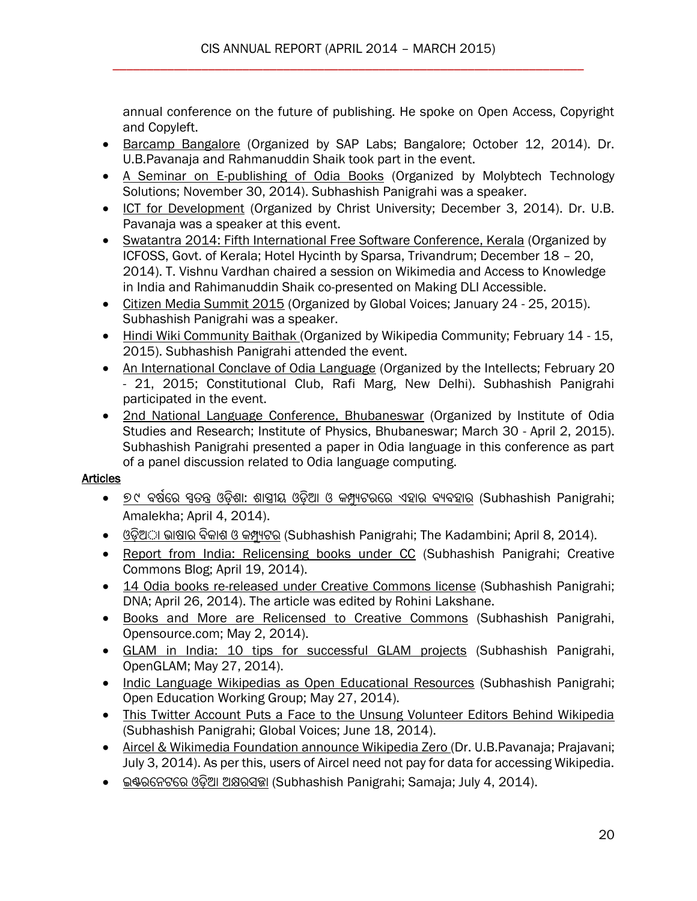annual conference on the future of publishing. He spoke on Open Access, Copyright and Copyleft.

- Barcamp Bangalore (Organized by SAP Labs; Bangalore; October 12, 2014). Dr. U.B.Pavanaja and Rahmanuddin Shaik took part in the event.
- A Seminar on E-publishing of Odia Books (Organized by Molybtech Technology Solutions; November 30, 2014). Subhashish Panigrahi was a speaker.
- ICT for Development (Organized by Christ University; December 3, 2014). Dr. U.B. Pavanaja was a speaker at this event.
- Swatantra 2014: Fifth International Free Software Conference, Kerala (Organized by ICFOSS, Govt. of Kerala; Hotel Hycinth by Sparsa, Trivandrum; December 18 – 20, 2014). T. Vishnu Vardhan chaired a session on Wikimedia and Access to Knowledge in India and Rahimanuddin Shaik co-presented on Making DLI Accessible.
- Citizen Media Summit 2015 (Organized by Global Voices; January 24 - 25, 2015). Subhashish Panigrahi was a speaker.
- Hindi Wiki Community Baithak (Organized by Wikipedia Community; February 14 - 15, 2015). Subhashish Panigrahi attended the event.
- An International Conclave of Odia Language (Organized by the Intellects; February 20 - 21, 2015; Constitutional Club, Rafi Marg, New Delhi). Subhashish Panigrahi participated in the event.
- 2nd National Language Conference, Bhubaneswar (Organized by Institute of Odia Studies and Research; Institute of Physics, Bhubaneswar; March 30 - April 2, 2015). Subhashish Panigrahi presented a paper in Odia language in this conference as part of a panel discussion related to Odia language computing.

**Articles**

- ୭୯ ବର୍ଷରେ ସ୍ୱତନ୍ତ୍ର ଓଡ଼ିଶା: ଶାସ୍ତ୍ରୀୟ ଓଡ଼ିଆ ଓ କମ୍ପ୍ୟୁଟରରେ ଏହାର ବ୍ୟବହାର (Subhashish Panigrahi; Amalekha; April 4, 2014).
- ଓଡ଼ିଆ ଭାଷାର ବିକାଶ ଓ କମ୍ପ୍ୟୁଟର (Subhashish Panigrahi; The Kadambini; April 8, 2014).
- Report from India: Relicensing books under CC (Subhashish Panigrahi; Creative Commons Blog; April 19, 2014).
- 14 Odia books re-released under Creative Commons license (Subhashish Panigrahi; DNA; April 26, 2014). The article was edited by Rohini Lakshane.
- Books and More are Relicensed to Creative Commons (Subhashish Panigrahi, Opensource.com; May 2, 2014).
- GLAM in India: 10 tips for successful GLAM projects (Subhashish Panigrahi, OpenGLAM; May 27, 2014).
- Indic Language Wikipedias as Open Educational Resources (Subhashish Panigrahi; Open Education Working Group; May 27, 2014).
- This Twitter Account Puts a Face to the Unsung Volunteer Editors Behind Wikipedia (Subhashish Panigrahi; Global Voices; June 18, 2014).
- Aircel & Wikimedia Foundation announce Wikipedia Zero (Dr. U.B.Pavanaja; Prajavani; July 3, 2014). As per this, users of Aircel need not pay for data for accessing Wikipedia.
- ଇଣ୍ଟରନେଟରେ ଓଡ଼ିଆ ଅକ୍ଷରସଜ୍ଜା (Subhashish Panigrahi; Samaja; July 4, 2014).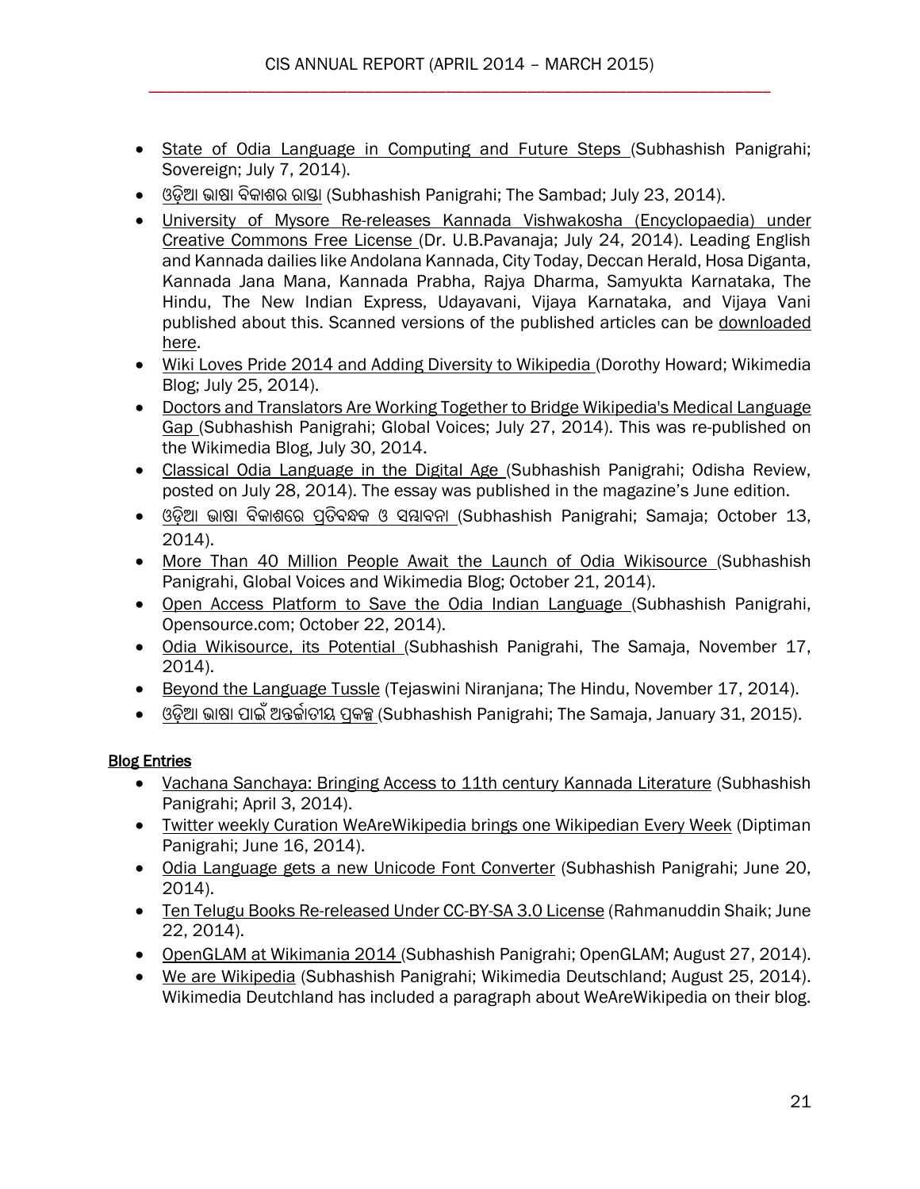- State of Odia Language in Computing and Future Steps (Subhashish Panigrahi; Sovereign; July 7, 2014).
- ଓଡ଼ିଆ ଭାଷା ବିକାଶର ରାସ୍ତା (Subhashish Panigrahi; The Sambad; July 23, 2014).
- University of Mysore Re-releases Kannada Vishwakosha (Encyclopaedia) under Creative Commons Free License (Dr. U.B.Pavanaja; July 24, 2014). Leading English and Kannada dailies like Andolana Kannada, City Today, Deccan Herald, Hosa Diganta, Kannada Jana Mana, Kannada Prabha, Rajya Dharma, Samyukta Karnataka, The Hindu, The New Indian Express, Udayavani, Vijaya Karnataka, and Vijaya Vani published about this. Scanned versions of the published articles can be downloaded here.
- Wiki Loves Pride 2014 and Adding Diversity to Wikipedia (Dorothy Howard; Wikimedia Blog; July 25, 2014).
- Doctors and Translators Are Working Together to Bridge Wikipedia's Medical Language Gap (Subhashish Panigrahi; Global Voices; July 27, 2014). This was re-published on the Wikimedia Blog, July 30, 2014.
- Classical Odia Language in the Digital Age (Subhashish Panigrahi; Odisha Review, posted on July 28, 2014). The essay was published in the magazine's June edition.
- ଓଡ଼ିଆ ଭାଷା ବିକାଶରେ ପ୍ରତିବନ୍ଧକ ଓ ସମ୍ଭାବନା (Subhashish Panigrahi; Samaja; October 13, 2014).
- More Than 40 Million People Await the Launch of Odia Wikisource (Subhashish Panigrahi, Global Voices and Wikimedia Blog; October 21, 2014).
- Open Access Platform to Save the Odia Indian Language (Subhashish Panigrahi, Opensource.com; October 22, 2014).
- Odia Wikisource, its Potential (Subhashish Panigrahi, The Samaja, November 17, 2014).
- Beyond the Language Tussle (Tejaswini Niranjana; The Hindu, November 17, 2014).
- ଓଡ଼ିଆ ଭାଷା ପାଇଁ ଅନ୍ତର୍ଜାତୀୟ ପ୍ରକଳ୍ପ (Subhashish Panigrahi; The Samaja, January 31, 2015).

**Blog Entries**

- Vachana Sanchaya: Bringing Access to 11th century Kannada Literature (Subhashish Panigrahi; April 3, 2014).
- Twitter weekly Curation WeAreWikipedia brings one Wikipedian Every Week (Diptiman Panigrahi; June 16, 2014).
- Odia Language gets a new Unicode Font Converter (Subhashish Panigrahi; June 20, 2014).
- Ten Telugu Books Re-released Under CC-BY-SA 3.0 License (Rahmanuddin Shaik; June 22, 2014).
- OpenGLAM at Wikimania 2014 (Subhashish Panigrahi; OpenGLAM; August 27, 2014).
- We are Wikipedia (Subhashish Panigrahi; Wikimedia Deutschland; August 25, 2014). Wikimedia Deutchland has included a paragraph about WeAreWikipedia on their blog.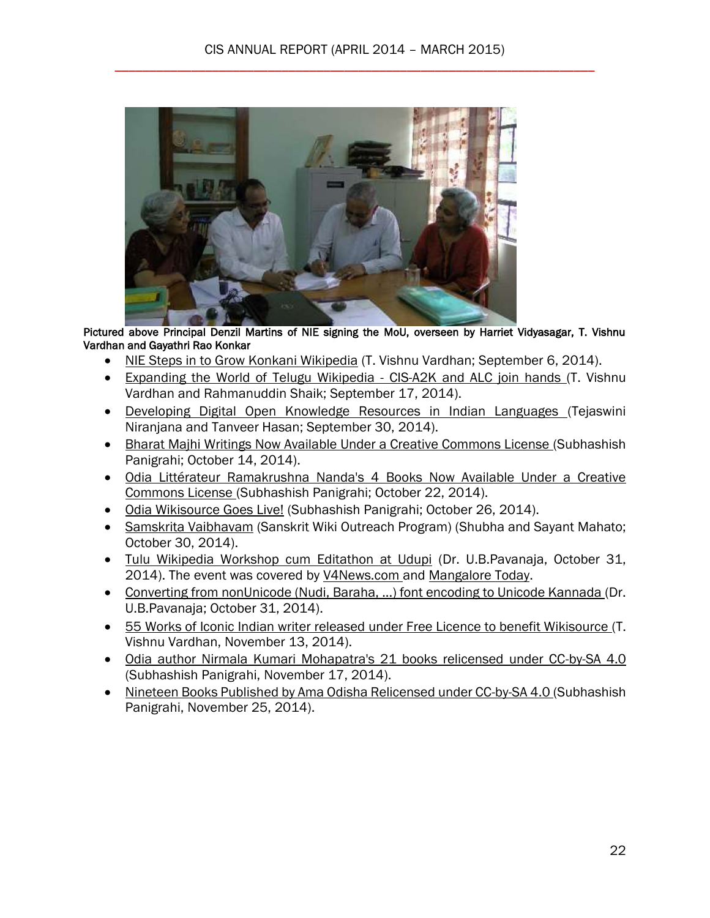Pictured above Principal Denzil Martins of NIE signing the MoU, overseen by Harriet Vidyasagar, T. Vishnu Vardhan and Gayathri Rao Konkar

- NIE Steps in to Grow Konkani Wikipedia (T. Vishnu Vardhan; September 6, 2014).
- Expanding the World of Telugu Wikipedia - CIS-A2K and ALC join hands (T. Vishnu Vardhan and Rahmanuddin Shaik; September 17, 2014).
- Developing Digital Open Knowledge Resources in Indian Languages (Tejaswini Niranjana and Tanveer Hasan; September 30, 2014).
- Bharat Majhi Writings Now Available Under a Creative Commons License (Subhashish Panigrahi; October 14, 2014).
- Odia Littérateur Ramakrushna Nanda's 4 Books Now Available Under a Creative Commons License (Subhashish Panigrahi; October 22, 2014).
- Odia Wikisource Goes Live! (Subhashish Panigrahi; October 26, 2014).
- Samskrita Vaibhavam (Sanskrit Wiki Outreach Program) (Shubha and Sayant Mahato; October 30, 2014).
- Tulu Wikipedia Workshop cum Editathon at Udupi (Dr. U.B.Pavanaja, October 31, 2014). The event was covered by V4News.com and Mangalore Today.
- Converting from nonUnicode (Nudi, Baraha, ...) font encoding to Unicode Kannada (Dr. U.B.Pavanaja; October 31, 2014).
- 55 Works of Iconic Indian writer released under Free Licence to benefit Wikisource (T. Vishnu Vardhan, November 13, 2014).
- Odia author Nirmala Kumari Mohapatra's 21 books relicensed under CC-by-SA 4.0 (Subhashish Panigrahi, November 17, 2014).
- Nineteen Books Published by Ama Odisha Relicensed under CC-by-SA 4.0 (Subhashish Panigrahi, November 25, 2014).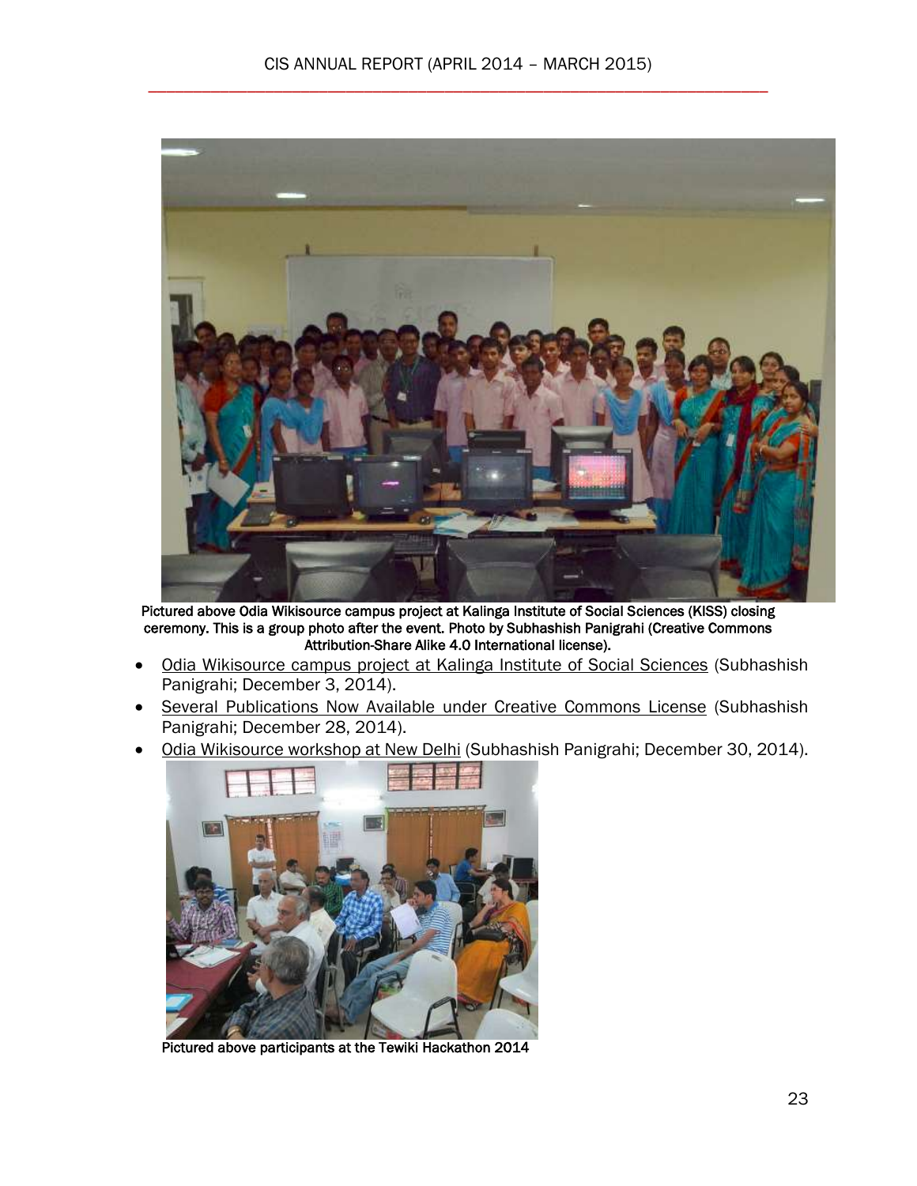Pictured above Odia Wikisource campus project at Kalinga Institute of Social Sciences (KISS) closing ceremony. This is a group photo after the event. Photo by Subhashish Panigrahi (Creative Commons Attribution-Share Alike 4.0 International license).

- Odia Wikisource campus project at Kalinga Institute of Social Sciences (Subhashish Panigrahi; December 3, 2014).
- Several Publications Now Available under Creative Commons License (Subhashish Panigrahi; December 28, 2014).
- Odia Wikisource workshop at New Delhi (Subhashish Panigrahi; December 30, 2014).

Pictured above participants at the Tewiki Hackathon 2014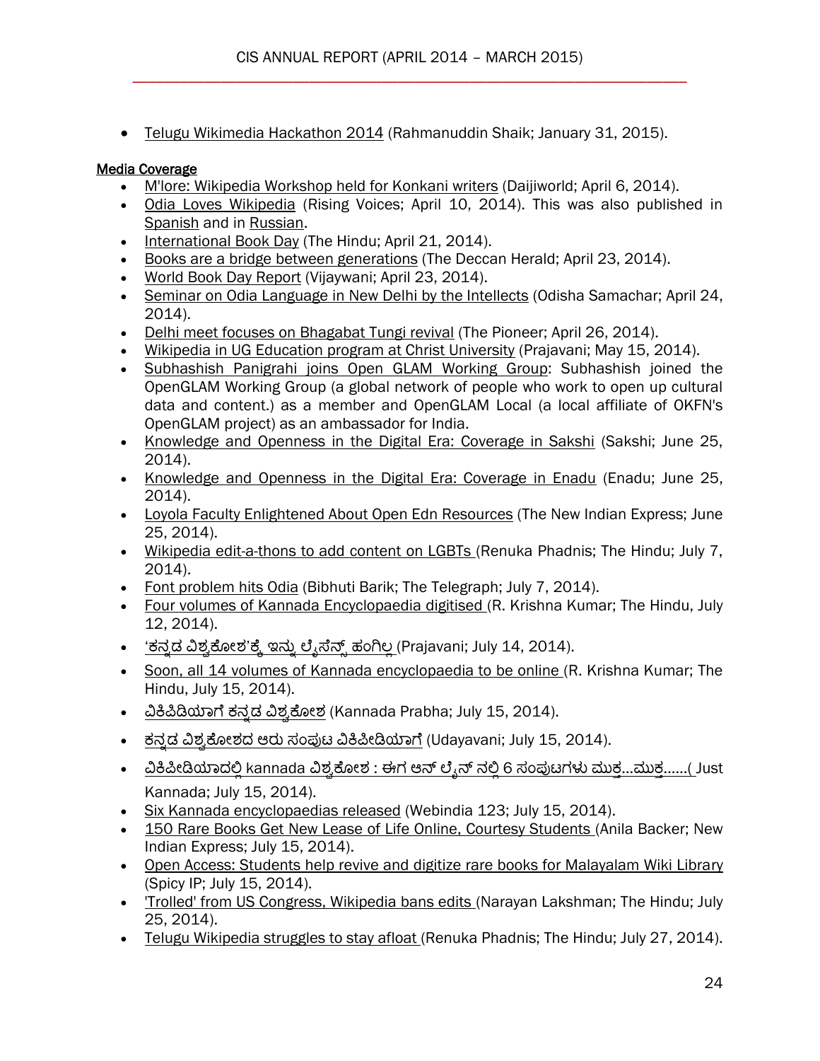- Telugu Wikimedia Hackathon 2014 (Rahmanuddin Shaik; January 31, 2015).

**Media Coverage**

- M'lore: Wikipedia Workshop held for Konkani writers (Daijiworld; April 6, 2014).
- Odia Loves Wikipedia (Rising Voices; April 10, 2014). This was also published in Spanish and in Russian.
- International Book Day (The Hindu; April 21, 2014).
- Books are a bridge between generations (The Deccan Herald; April 23, 2014).
- World Book Day Report (Vijaywani; April 23, 2014).
- Seminar on Odia Language in New Delhi by the Intellects (Odisha Samachar; April 24, 2014).
- Delhi meet focuses on Bhagabat Tungi revival (The Pioneer; April 26, 2014).
- Wikipedia in UG Education program at Christ University (Prajavani; May 15, 2014).
- Subhashish Panigrahi joins Open GLAM Working Group: Subhashish joined the OpenGLAM Working Group (a global network of people who work to open up cultural data and content.) as a member and OpenGLAM Local (a local affiliate of OKFN's OpenGLAM project) as an ambassador for India.
- Knowledge and Openness in the Digital Era: Coverage in Sakshi (Sakshi; June 25, 2014).
- Knowledge and Openness in the Digital Era: Coverage in Enadu (Enadu; June 25, 2014).
- Loyola Faculty Enlightened About Open Edn Resources (The New Indian Express; June 25, 2014).
- Wikipedia edit-a-thons to add content on LGBTs (Renuka Phadnis; The Hindu; July 7, 2014).
- Font problem hits Odia (Bibhuti Barik; The Telegraph; July 7, 2014).
- Four volumes of Kannada Encyclopaedia digitised (R. Krishna Kumar; The Hindu, July 12, 2014).
- 'ಕನ್ನಡ ವಿಶ್ವಕೋಶ'ಕ್ಕೆ ಇನ್ನು ಲೈಸೆನ್ಸ್ ಹಂಗಿಲ್ಲ (Prajavani; July 14, 2014).
- Soon, all 14 volumes of Kannada encyclopaedia to be online (R. Krishna Kumar; The Hindu, July 15, 2014).
- ವಿಕಿಪಿಡಿಯಾಗೆ ಕನ್ನಡ ವಿಶ್ವಕೋಶ (Kannada Prabha; July 15, 2014).
- ಕನ್ನಡ ವಿಶ್ವಕೋಶದ ಆರು ಸಂಪುಟ ವಿಕಿಪೀಡಿಯಾಗೆ (Udayavani; July 15, 2014).
- ವಿಕಿಪೀಡಿಯಾದಲ್ಲಿ kannada ವಿಶ್ವಕೋಶ : ಈಗ ಆನ್ ಲೈನ್ ನಲ್ಲಿ 6 ಸಂಪುಟಗಳು ಮುಕ್ತ...ಮುಕ್ತ......( Just Kannada; July 15, 2014).
- Six Kannada encyclopaedias released (Webindia 123; July 15, 2014).
- 150 Rare Books Get New Lease of Life Online, Courtesy Students (Anila Backer; New Indian Express; July 15, 2014).
- Open Access: Students help revive and digitize rare books for Malayalam Wiki Library (Spicy IP; July 15, 2014).
- 'Trolled' from US Congress, Wikipedia bans edits (Narayan Lakshman; The Hindu; July 25, 2014).
- Telugu Wikipedia struggles to stay afloat (Renuka Phadnis; The Hindu; July 27, 2014).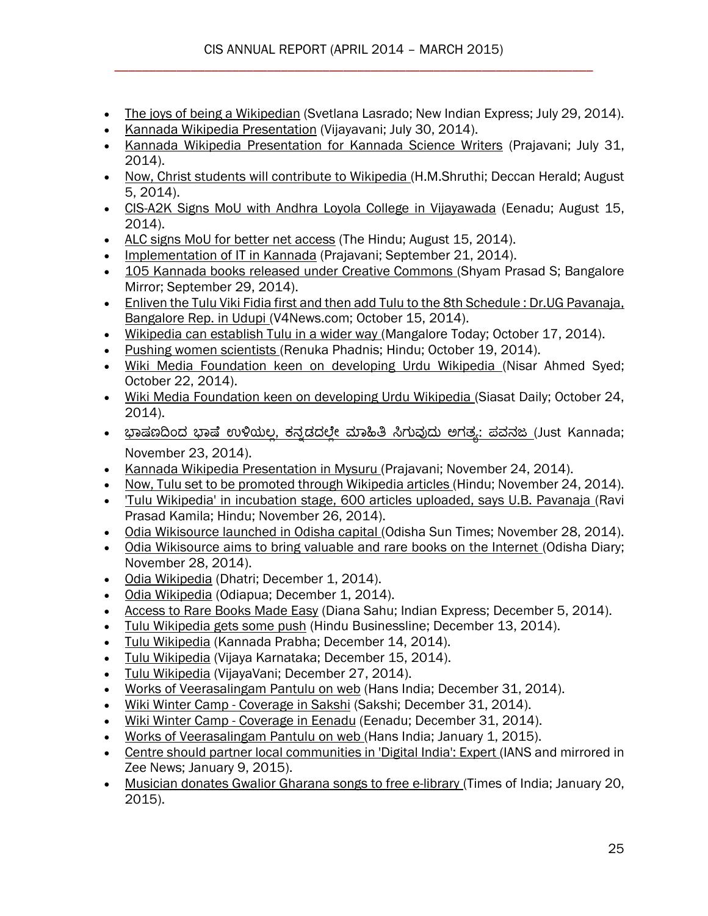- The joys of being a Wikipedian (Svetlana Lasrado; New Indian Express; July 29, 2014).
- Kannada Wikipedia Presentation (Vijayavani; July 30, 2014).
- Kannada Wikipedia Presentation for Kannada Science Writers (Prajavani; July 31, 2014).
- Now, Christ students will contribute to Wikipedia (H.M.Shruthi; Deccan Herald; August 5, 2014).
- CIS-A2K Signs MoU with Andhra Loyola College in Vijayawada (Eenadu; August 15, 2014).
- ALC signs MoU for better net access (The Hindu; August 15, 2014).
- Implementation of IT in Kannada (Prajavani; September 21, 2014).
- 105 Kannada books released under Creative Commons (Shyam Prasad S; Bangalore Mirror; September 29, 2014).
- Enliven the Tulu Viki Fidia first and then add Tulu to the 8th Schedule : Dr.UG Pavanaja, Bangalore Rep. in Udupi (V4News.com; October 15, 2014).
- Wikipedia can establish Tulu in a wider way (Mangalore Today; October 17, 2014).
- Pushing women scientists (Renuka Phadnis; Hindu; October 19, 2014).
- Wiki Media Foundation keen on developing Urdu Wikipedia (Nisar Ahmed Syed; October 22, 2014).
- Wiki Media Foundation keen on developing Urdu Wikipedia (Siasat Daily; October 24, 2014).
- ಭಾಷಣದಿಂದ ಭಾಷೆ ಉಳಿಯಲ್ಲ, ಕನ್ನಡದಲ್ಲೇ ಮಾಹಿತಿ ಸಿಗುವುದು ಅಗತ್ಯ: ಪವನಜ (Just Kannada; November 23, 2014).
- Kannada Wikipedia Presentation in Mysuru (Prajavani; November 24, 2014).
- Now, Tulu set to be promoted through Wikipedia articles (Hindu; November 24, 2014).
- 'Tulu Wikipedia' in incubation stage, 600 articles uploaded, says U.B. Pavanaja (Ravi Prasad Kamila; Hindu; November 26, 2014).
- Odia Wikisource launched in Odisha capital (Odisha Sun Times; November 28, 2014).
- Odia Wikisource aims to bring valuable and rare books on the Internet (Odisha Diary; November 28, 2014).
- Odia Wikipedia (Dhatri; December 1, 2014).
- Odia Wikipedia (Odiapua; December 1, 2014).
- Access to Rare Books Made Easy (Diana Sahu; Indian Express; December 5, 2014).
- Tulu Wikipedia gets some push (Hindu Businessline; December 13, 2014).
- Tulu Wikipedia (Kannada Prabha; December 14, 2014).
- Tulu Wikipedia (Vijaya Karnataka; December 15, 2014).
- Tulu Wikipedia (VijayaVani; December 27, 2014).
- Works of Veerasalingam Pantulu on web (Hans India; December 31, 2014).
- Wiki Winter Camp - Coverage in Sakshi (Sakshi; December 31, 2014).
- Wiki Winter Camp - Coverage in Eenadu (Eenadu; December 31, 2014).
- Works of Veerasalingam Pantulu on web (Hans India; January 1, 2015).
- Centre should partner local communities in 'Digital India': Expert (IANS and mirrored in Zee News; January 9, 2015).
- Musician donates Gwalior Gharana songs to free e-library (Times of India; January 20, 2015).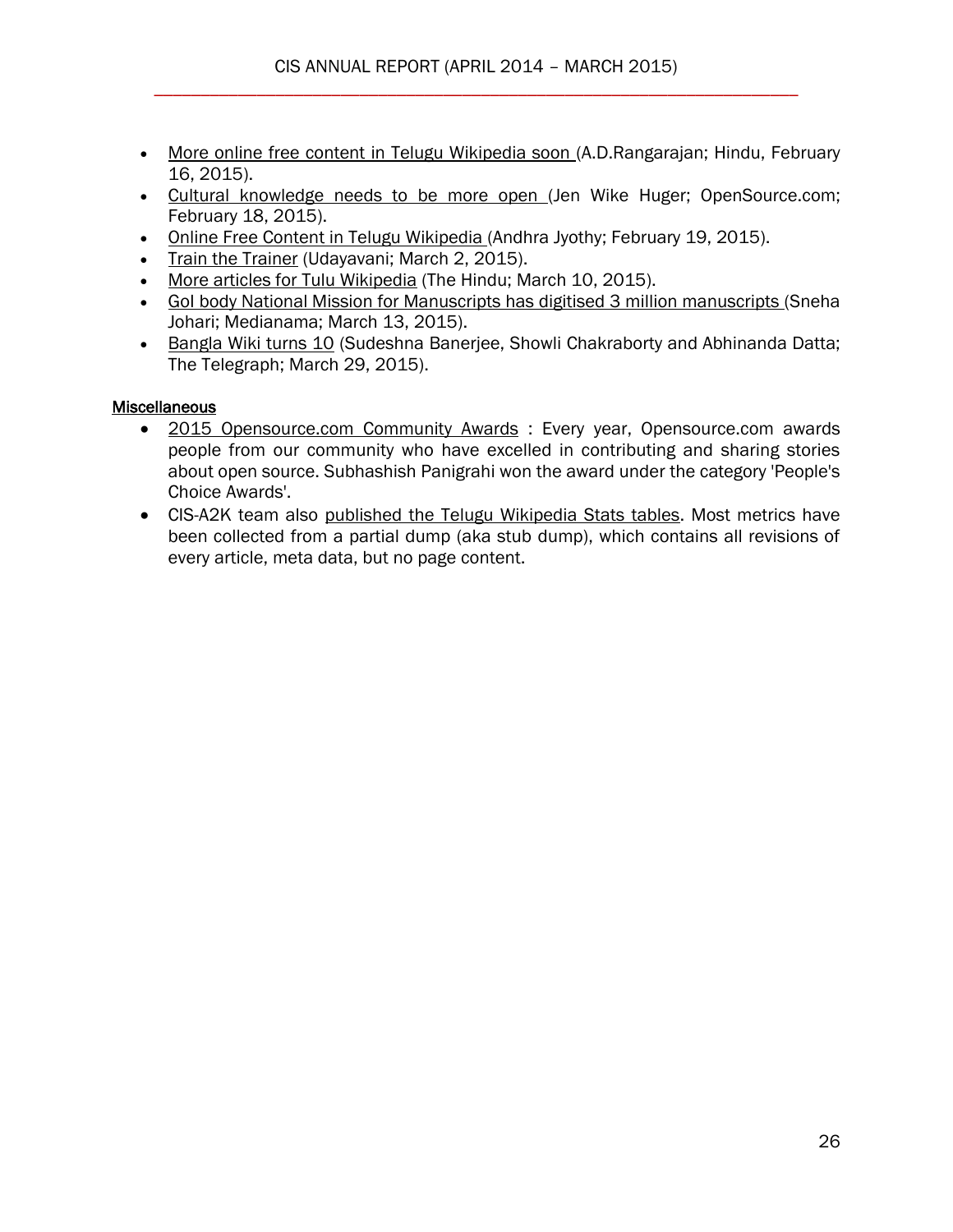- More online free content in Telugu Wikipedia soon (A.D.Rangarajan; Hindu, February 16, 2015).
- Cultural knowledge needs to be more open (Jen Wike Huger; OpenSource.com; February 18, 2015).
- Online Free Content in Telugu Wikipedia (Andhra Jyothy; February 19, 2015).
- Train the Trainer (Udayavani; March 2, 2015).
- More articles for Tulu Wikipedia (The Hindu; March 10, 2015).
- GoI body National Mission for Manuscripts has digitised 3 million manuscripts (Sneha Johari; Medianama; March 13, 2015).
- Bangla Wiki turns 10 (Sudeshna Banerjee, Showli Chakraborty and Abhinanda Datta; The Telegraph; March 29, 2015).

Miscellaneous

- 2015 Opensource.com Community Awards : Every year, Opensource.com awards people from our community who have excelled in contributing and sharing stories about open source. Subhashish Panigrahi won the award under the category 'People's Choice Awards'.
- CIS-A2K team also published the Telugu Wikipedia Stats tables. Most metrics have been collected from a partial dump (aka stub dump), which contains all revisions of every article, meta data, but no page content.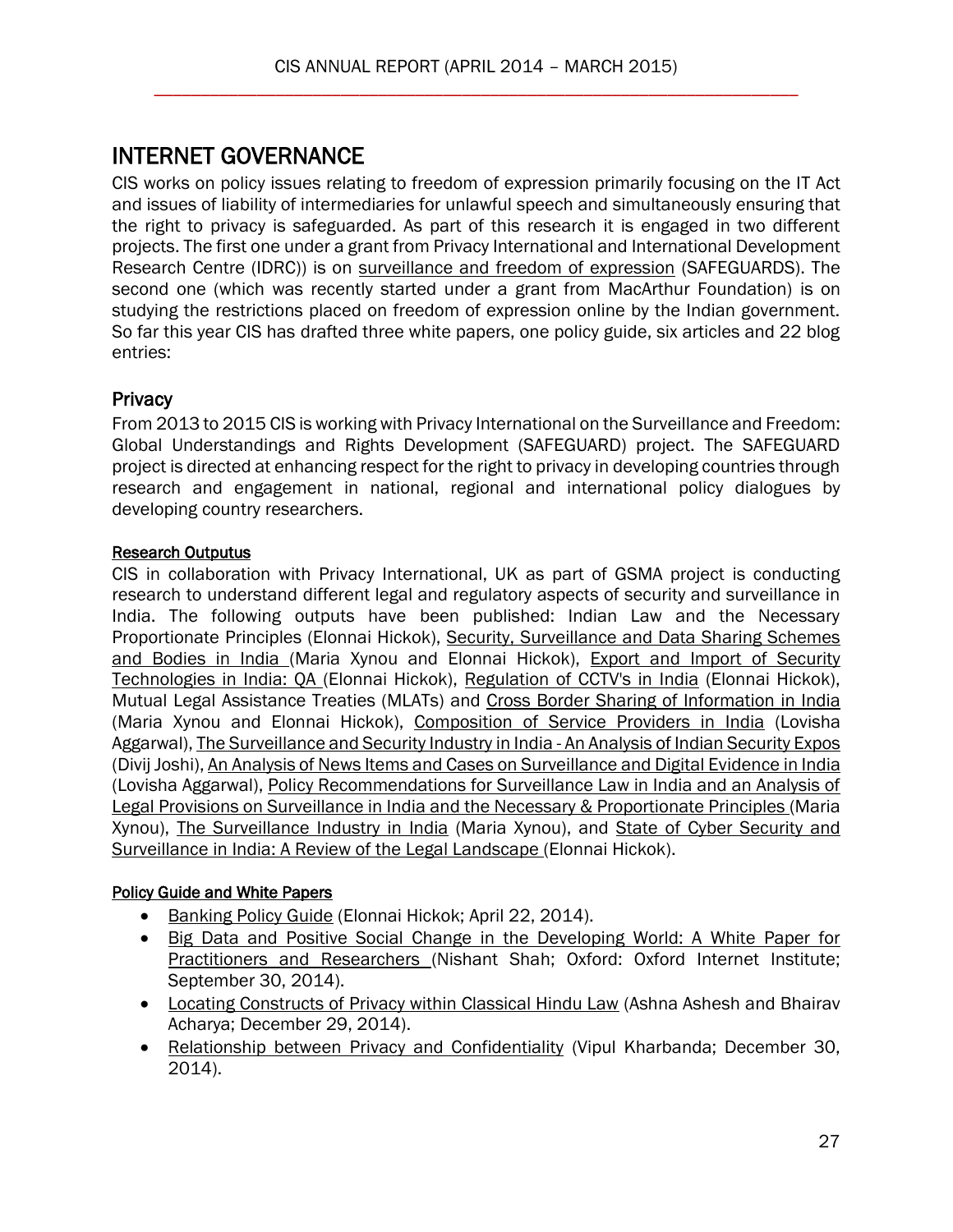# INTERNET GOVERNANCE

CIS works on policy issues relating to freedom of expression primarily focusing on the IT Act and issues of liability of intermediaries for unlawful speech and simultaneously ensuring that the right to privacy is safeguarded. As part of this research it is engaged in two different projects. The first one under a grant from Privacy International and International Development Research Centre (IDRC)) is on surveillance and freedom of expression (SAFEGUARDS). The second one (which was recently started under a grant from MacArthur Foundation) is on studying the restrictions placed on freedom of expression online by the Indian government. So far this year CIS has drafted three white papers, one policy guide, six articles and 22 blog entries:

## Privacy

From 2013 to 2015 CIS is working with Privacy International on the Surveillance and Freedom: Global Understandings and Rights Development (SAFEGUARD) project. The SAFEGUARD project is directed at enhancing respect for the right to privacy in developing countries through research and engagement in national, regional and international policy dialogues by developing country researchers.

### Research Outputus

CIS in collaboration with Privacy International, UK as part of GSMA project is conducting research to understand different legal and regulatory aspects of security and surveillance in India. The following outputs have been published: Indian Law and the Necessary Proportionate Principles (Elonnai Hickok), Security, Surveillance and Data Sharing Schemes and Bodies in India (Maria Xynou and Elonnai Hickok), Export and Import of Security Technologies in India: QA (Elonnai Hickok), Regulation of CCTV's in India (Elonnai Hickok), Mutual Legal Assistance Treaties (MLATs) and Cross Border Sharing of Information in India (Maria Xynou and Elonnai Hickok), Composition of Service Providers in India (Lovisha Aggarwal), The Surveillance and Security Industry in India - An Analysis of Indian Security Expos (Divij Joshi), An Analysis of News Items and Cases on Surveillance and Digital Evidence in India (Lovisha Aggarwal), Policy Recommendations for Surveillance Law in India and an Analysis of Legal Provisions on Surveillance in India and the Necessary & Proportionate Principles (Maria Xynou), The Surveillance Industry in India (Maria Xynou), and State of Cyber Security and Surveillance in India: A Review of the Legal Landscape (Elonnai Hickok).

### Policy Guide and White Papers

- Banking Policy Guide (Elonnai Hickok; April 22, 2014).
- Big Data and Positive Social Change in the Developing World: A White Paper for Practitioners and Researchers (Nishant Shah; Oxford: Oxford Internet Institute; September 30, 2014).
- Locating Constructs of Privacy within Classical Hindu Law (Ashna Ashesh and Bhairav Acharya; December 29, 2014).
- Relationship between Privacy and Confidentiality (Vipul Kharbanda; December 30, 2014).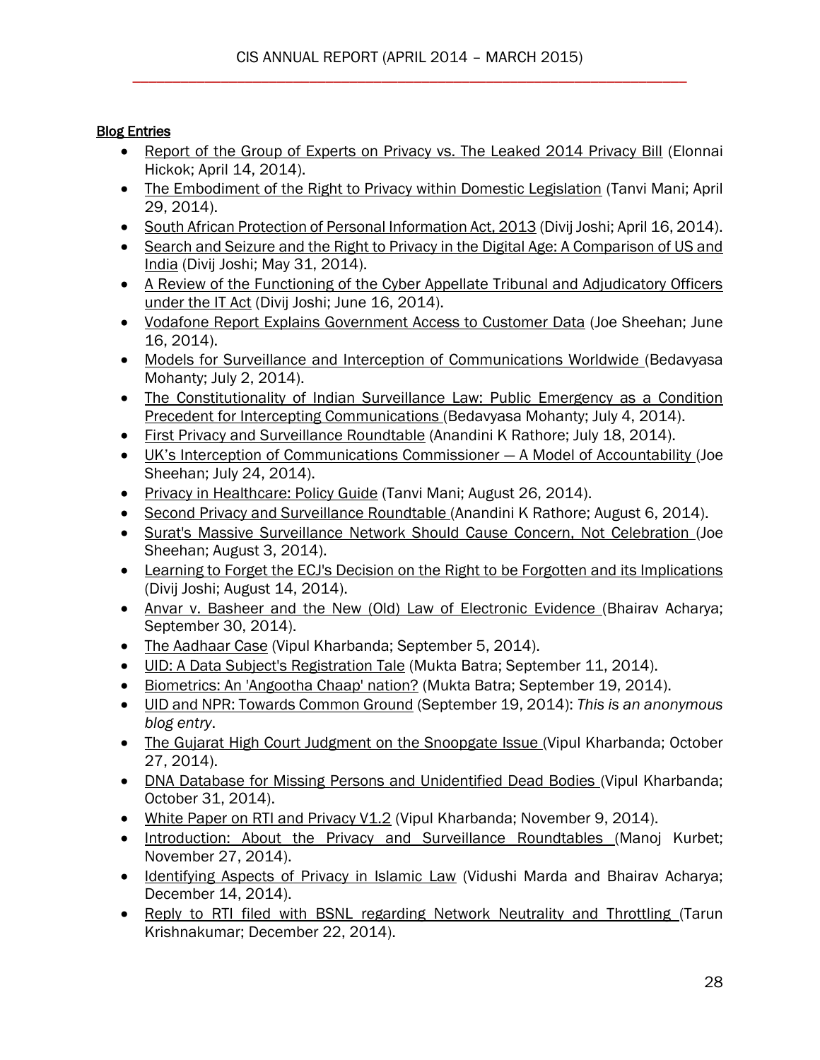**Blog Entries**

- Report of the Group of Experts on Privacy vs. The Leaked 2014 Privacy Bill (Elonnai Hickok; April 14, 2014).
- The Embodiment of the Right to Privacy within Domestic Legislation (Tanvi Mani; April 29, 2014).
- South African Protection of Personal Information Act, 2013 (Divij Joshi; April 16, 2014).
- Search and Seizure and the Right to Privacy in the Digital Age: A Comparison of US and India (Divij Joshi; May 31, 2014).
- A Review of the Functioning of the Cyber Appellate Tribunal and Adjudicatory Officers under the IT Act (Divij Joshi; June 16, 2014).
- Vodafone Report Explains Government Access to Customer Data (Joe Sheehan; June 16, 2014).
- Models for Surveillance and Interception of Communications Worldwide (Bedavyasa Mohanty; July 2, 2014).
- The Constitutionality of Indian Surveillance Law: Public Emergency as a Condition Precedent for Intercepting Communications (Bedavyasa Mohanty; July 4, 2014).
- First Privacy and Surveillance Roundtable (Anandini K Rathore; July 18, 2014).
- UK's Interception of Communications Commissioner — A Model of Accountability (Joe Sheehan; July 24, 2014).
- Privacy in Healthcare: Policy Guide (Tanvi Mani; August 26, 2014).
- Second Privacy and Surveillance Roundtable (Anandini K Rathore; August 6, 2014).
- Surat's Massive Surveillance Network Should Cause Concern, Not Celebration (Joe Sheehan; August 3, 2014).
- Learning to Forget the ECJ's Decision on the Right to be Forgotten and its Implications (Divij Joshi; August 14, 2014).
- Anvar v. Basheer and the New (Old) Law of Electronic Evidence (Bhairav Acharya; September 30, 2014).
- The Aadhaar Case (Vipul Kharbanda; September 5, 2014).
- UID: A Data Subject's Registration Tale (Mukta Batra; September 11, 2014).
- Biometrics: An 'Angootha Chaap' nation? (Mukta Batra; September 19, 2014).
- UID and NPR: Towards Common Ground (September 19, 2014): *This is an anonymous blog entry*.
- The Gujarat High Court Judgment on the Snoopgate Issue (Vipul Kharbanda; October 27, 2014).
- DNA Database for Missing Persons and Unidentified Dead Bodies (Vipul Kharbanda; October 31, 2014).
- White Paper on RTI and Privacy V1.2 (Vipul Kharbanda; November 9, 2014).
- Introduction: About the Privacy and Surveillance Roundtables (Manoj Kurbet; November 27, 2014).
- Identifying Aspects of Privacy in Islamic Law (Vidushi Marda and Bhairav Acharya; December 14, 2014).
- Reply to RTI filed with BSNL regarding Network Neutrality and Throttling (Tarun Krishnakumar; December 22, 2014).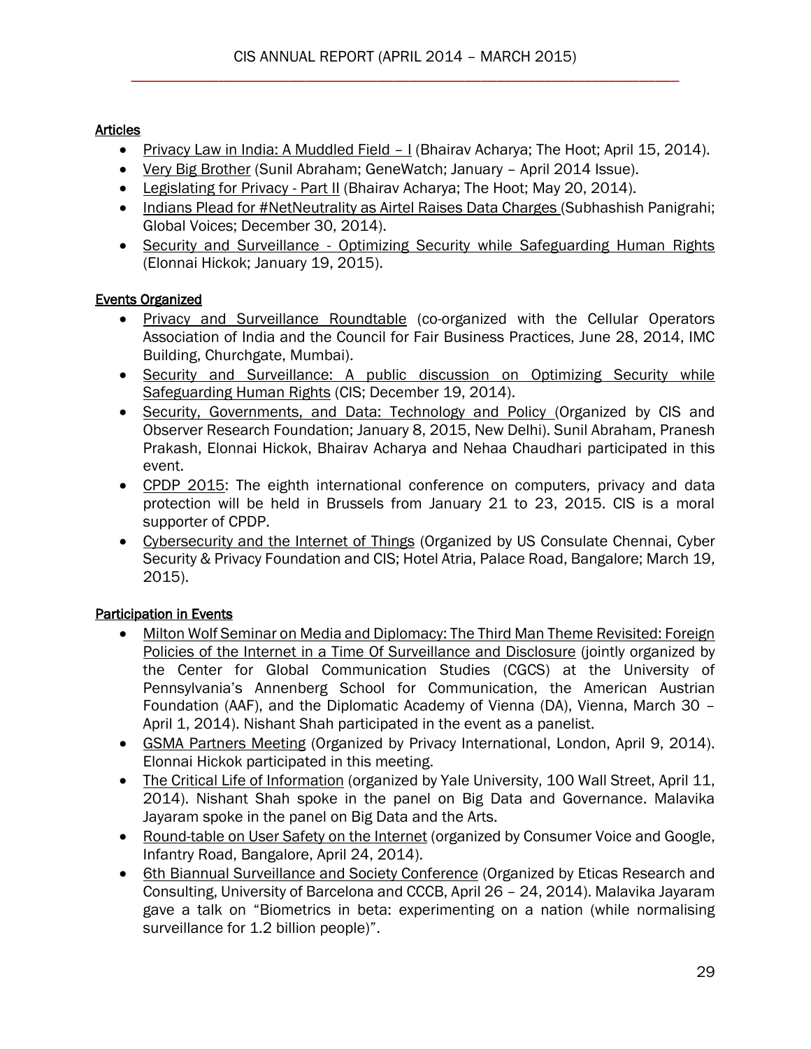Articles

- Privacy Law in India: A Muddled Field – I (Bhairav Acharya; The Hoot; April 15, 2014).
- Very Big Brother (Sunil Abraham; GeneWatch; January – April 2014 Issue).
- Legislating for Privacy - Part II (Bhairav Acharya; The Hoot; May 20, 2014).
- Indians Plead for #NetNeutrality as Airtel Raises Data Charges (Subhashish Panigrahi; Global Voices; December 30, 2014).
- Security and Surveillance - Optimizing Security while Safeguarding Human Rights (Elonnai Hickok; January 19, 2015).

Events Organized

- Privacy and Surveillance Roundtable (co-organized with the Cellular Operators Association of India and the Council for Fair Business Practices, June 28, 2014, IMC Building, Churchgate, Mumbai).
- Security and Surveillance: A public discussion on Optimizing Security while Safeguarding Human Rights (CIS; December 19, 2014).
- Security, Governments, and Data: Technology and Policy (Organized by CIS and Observer Research Foundation; January 8, 2015, New Delhi). Sunil Abraham, Pranesh Prakash, Elonnai Hickok, Bhairav Acharya and Nehaa Chaudhari participated in this event.
- CPDP 2015: The eighth international conference on computers, privacy and data protection will be held in Brussels from January 21 to 23, 2015. CIS is a moral supporter of CPDP.
- Cybersecurity and the Internet of Things (Organized by US Consulate Chennai, Cyber Security & Privacy Foundation and CIS; Hotel Atria, Palace Road, Bangalore; March 19, 2015).

Participation in Events

- Milton Wolf Seminar on Media and Diplomacy: The Third Man Theme Revisited: Foreign Policies of the Internet in a Time Of Surveillance and Disclosure (jointly organized by the Center for Global Communication Studies (CGCS) at the University of Pennsylvania's Annenberg School for Communication, the American Austrian Foundation (AAF), and the Diplomatic Academy of Vienna (DA), Vienna, March 30 – April 1, 2014). Nishant Shah participated in the event as a panelist.
- GSMA Partners Meeting (Organized by Privacy International, London, April 9, 2014). Elonnai Hickok participated in this meeting.
- The Critical Life of Information (organized by Yale University, 100 Wall Street, April 11, 2014). Nishant Shah spoke in the panel on Big Data and Governance. Malavika Jayaram spoke in the panel on Big Data and the Arts.
- Round-table on User Safety on the Internet (organized by Consumer Voice and Google, Infantry Road, Bangalore, April 24, 2014).
- 6th Biannual Surveillance and Society Conference (Organized by Eticas Research and Consulting, University of Barcelona and CCCB, April 26 – 24, 2014). Malavika Jayaram gave a talk on "Biometrics in beta: experimenting on a nation (while normalising surveillance for 1.2 billion people)".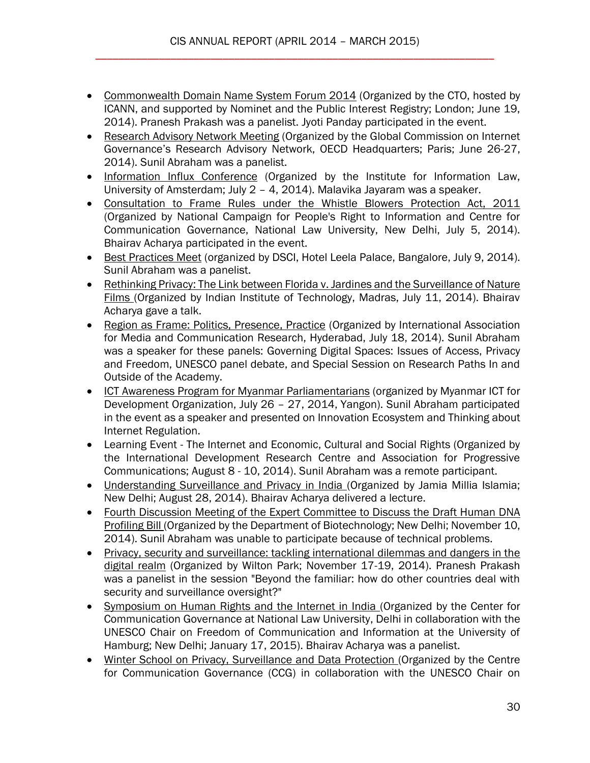- Commonwealth Domain Name System Forum 2014 (Organized by the CTO, hosted by ICANN, and supported by Nominet and the Public Interest Registry; London; June 19, 2014). Pranesh Prakash was a panelist. Jyoti Panday participated in the event.
- Research Advisory Network Meeting (Organized by the Global Commission on Internet Governance's Research Advisory Network, OECD Headquarters; Paris; June 26-27, 2014). Sunil Abraham was a panelist.
- Information Influx Conference (Organized by the Institute for Information Law, University of Amsterdam; July 2 – 4, 2014). Malavika Jayaram was a speaker.
- Consultation to Frame Rules under the Whistle Blowers Protection Act, 2011 (Organized by National Campaign for People's Right to Information and Centre for Communication Governance, National Law University, New Delhi, July 5, 2014). Bhairav Acharya participated in the event.
- Best Practices Meet (organized by DSCI, Hotel Leela Palace, Bangalore, July 9, 2014). Sunil Abraham was a panelist.
- Rethinking Privacy: The Link between Florida v. Jardines and the Surveillance of Nature Films (Organized by Indian Institute of Technology, Madras, July 11, 2014). Bhairav Acharya gave a talk.
- Region as Frame: Politics, Presence, Practice (Organized by International Association for Media and Communication Research, Hyderabad, July 18, 2014). Sunil Abraham was a speaker for these panels: Governing Digital Spaces: Issues of Access, Privacy and Freedom, UNESCO panel debate, and Special Session on Research Paths In and Outside of the Academy.
- ICT Awareness Program for Myanmar Parliamentarians (organized by Myanmar ICT for Development Organization, July 26 – 27, 2014, Yangon). Sunil Abraham participated in the event as a speaker and presented on Innovation Ecosystem and Thinking about Internet Regulation.
- Learning Event - The Internet and Economic, Cultural and Social Rights (Organized by the International Development Research Centre and Association for Progressive Communications; August 8 - 10, 2014). Sunil Abraham was a remote participant.
- Understanding Surveillance and Privacy in India (Organized by Jamia Millia Islamia; New Delhi; August 28, 2014). Bhairav Acharya delivered a lecture.
- Fourth Discussion Meeting of the Expert Committee to Discuss the Draft Human DNA Profiling Bill (Organized by the Department of Biotechnology; New Delhi; November 10, 2014). Sunil Abraham was unable to participate because of technical problems.
- Privacy, security and surveillance: tackling international dilemmas and dangers in the digital realm (Organized by Wilton Park; November 17-19, 2014). Pranesh Prakash was a panelist in the session "Beyond the familiar: how do other countries deal with security and surveillance oversight?"
- Symposium on Human Rights and the Internet in India (Organized by the Center for Communication Governance at National Law University, Delhi in collaboration with the UNESCO Chair on Freedom of Communication and Information at the University of Hamburg; New Delhi; January 17, 2015). Bhairav Acharya was a panelist.
- Winter School on Privacy, Surveillance and Data Protection (Organized by the Centre for Communication Governance (CCG) in collaboration with the UNESCO Chair on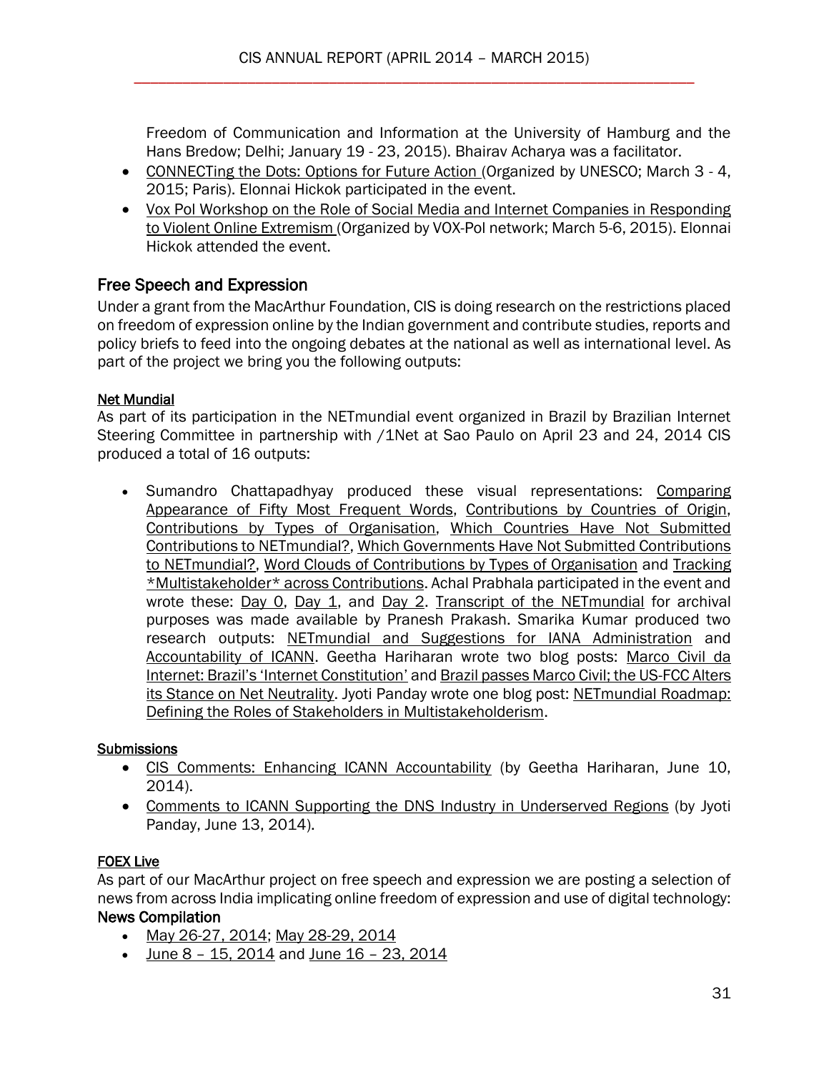Freedom of Communication and Information at the University of Hamburg and the Hans Bredow; Delhi; January 19 - 23, 2015). Bhairav Acharya was a facilitator.

- CONNECTing the Dots: Options for Future Action (Organized by UNESCO; March 3 - 4, 2015; Paris). Elonnai Hickok participated in the event.
- Vox Pol Workshop on the Role of Social Media and Internet Companies in Responding to Violent Online Extremism (Organized by VOX-Pol network; March 5-6, 2015). Elonnai Hickok attended the event.

## Free Speech and Expression

Under a grant from the MacArthur Foundation, CIS is doing research on the restrictions placed on freedom of expression online by the Indian government and contribute studies, reports and policy briefs to feed into the ongoing debates at the national as well as international level. As part of the project we bring you the following outputs:

### Net Mundial

As part of its participation in the NETmundial event organized in Brazil by Brazilian Internet Steering Committee in partnership with /1Net at Sao Paulo on April 23 and 24, 2014 CIS produced a total of 16 outputs:

- Sumandro Chattapadhyay produced these visual representations: Comparing Appearance of Fifty Most Frequent Words, Contributions by Countries of Origin, Contributions by Types of Organisation, Which Countries Have Not Submitted Contributions to NETmundial?, Which Governments Have Not Submitted Contributions to NETmundial?, Word Clouds of Contributions by Types of Organisation and Tracking *Multistakeholder* across Contributions. Achal Prabhala participated in the event and wrote these: Day 0, Day 1, and Day 2. Transcript of the NETmundial for archival purposes was made available by Pranesh Prakash. Smarika Kumar produced two research outputs: NETmundial and Suggestions for IANA Administration and Accountability of ICANN. Geetha Hariharan wrote two blog posts: Marco Civil da Internet: Brazil's 'Internet Constitution' and Brazil passes Marco Civil; the US-FCC Alters its Stance on Net Neutrality. Jyoti Panday wrote one blog post: NETmundial Roadmap: Defining the Roles of Stakeholders in Multistakeholderism.

### Submissions

- CIS Comments: Enhancing ICANN Accountability (by Geetha Hariharan, June 10, 2014).
- Comments to ICANN Supporting the DNS Industry in Underserved Regions (by Jyoti Panday, June 13, 2014).

### FOEX Live

As part of our MacArthur project on free speech and expression we are posting a selection of news from across India implicating online freedom of expression and use of digital technology:

**News Compilation**

- May 26-27, 2014; May 28-29, 2014
- June 8 – 15, 2014 and June 16 – 23, 2014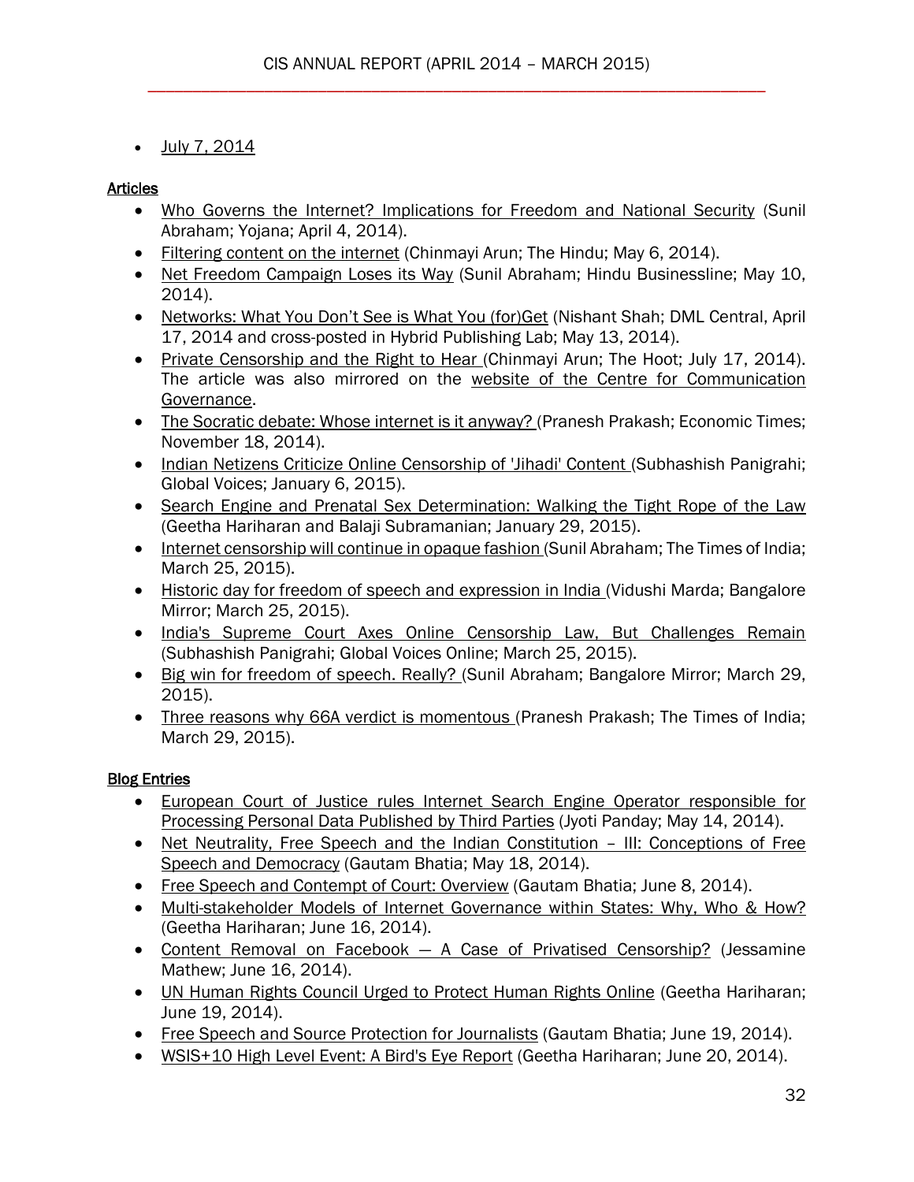- July 7, 2014

**Articles**

- Who Governs the Internet? Implications for Freedom and National Security (Sunil Abraham; Yojana; April 4, 2014).
- Filtering content on the internet (Chinmayi Arun; The Hindu; May 6, 2014).
- Net Freedom Campaign Loses its Way (Sunil Abraham; Hindu Businessline; May 10, 2014).
- Networks: What You Don't See is What You (for)Get (Nishant Shah; DML Central, April 17, 2014 and cross-posted in Hybrid Publishing Lab; May 13, 2014).
- Private Censorship and the Right to Hear (Chinmayi Arun; The Hoot; July 17, 2014). The article was also mirrored on the website of the Centre for Communication Governance.
- The Socratic debate: Whose internet is it anyway? (Pranesh Prakash; Economic Times; November 18, 2014).
- Indian Netizens Criticize Online Censorship of 'Jihadi' Content (Subhashish Panigrahi; Global Voices; January 6, 2015).
- Search Engine and Prenatal Sex Determination: Walking the Tight Rope of the Law (Geetha Hariharan and Balaji Subramanian; January 29, 2015).
- Internet censorship will continue in opaque fashion (Sunil Abraham; The Times of India; March 25, 2015).
- Historic day for freedom of speech and expression in India (Vidushi Marda; Bangalore Mirror; March 25, 2015).
- India's Supreme Court Axes Online Censorship Law, But Challenges Remain (Subhashish Panigrahi; Global Voices Online; March 25, 2015).
- Big win for freedom of speech. Really? (Sunil Abraham; Bangalore Mirror; March 29, 2015).
- Three reasons why 66A verdict is momentous (Pranesh Prakash; The Times of India; March 29, 2015).

**Blog Entries**

- European Court of Justice rules Internet Search Engine Operator responsible for Processing Personal Data Published by Third Parties (Jyoti Panday; May 14, 2014).
- Net Neutrality, Free Speech and the Indian Constitution – III: Conceptions of Free Speech and Democracy (Gautam Bhatia; May 18, 2014).
- Free Speech and Contempt of Court: Overview (Gautam Bhatia; June 8, 2014).
- Multi-stakeholder Models of Internet Governance within States: Why, Who & How? (Geetha Hariharan; June 16, 2014).
- Content Removal on Facebook — A Case of Privatised Censorship? (Jessamine Mathew; June 16, 2014).
- UN Human Rights Council Urged to Protect Human Rights Online (Geetha Hariharan; June 19, 2014).
- Free Speech and Source Protection for Journalists (Gautam Bhatia; June 19, 2014).
- WSIS+10 High Level Event: A Bird's Eye Report (Geetha Hariharan; June 20, 2014).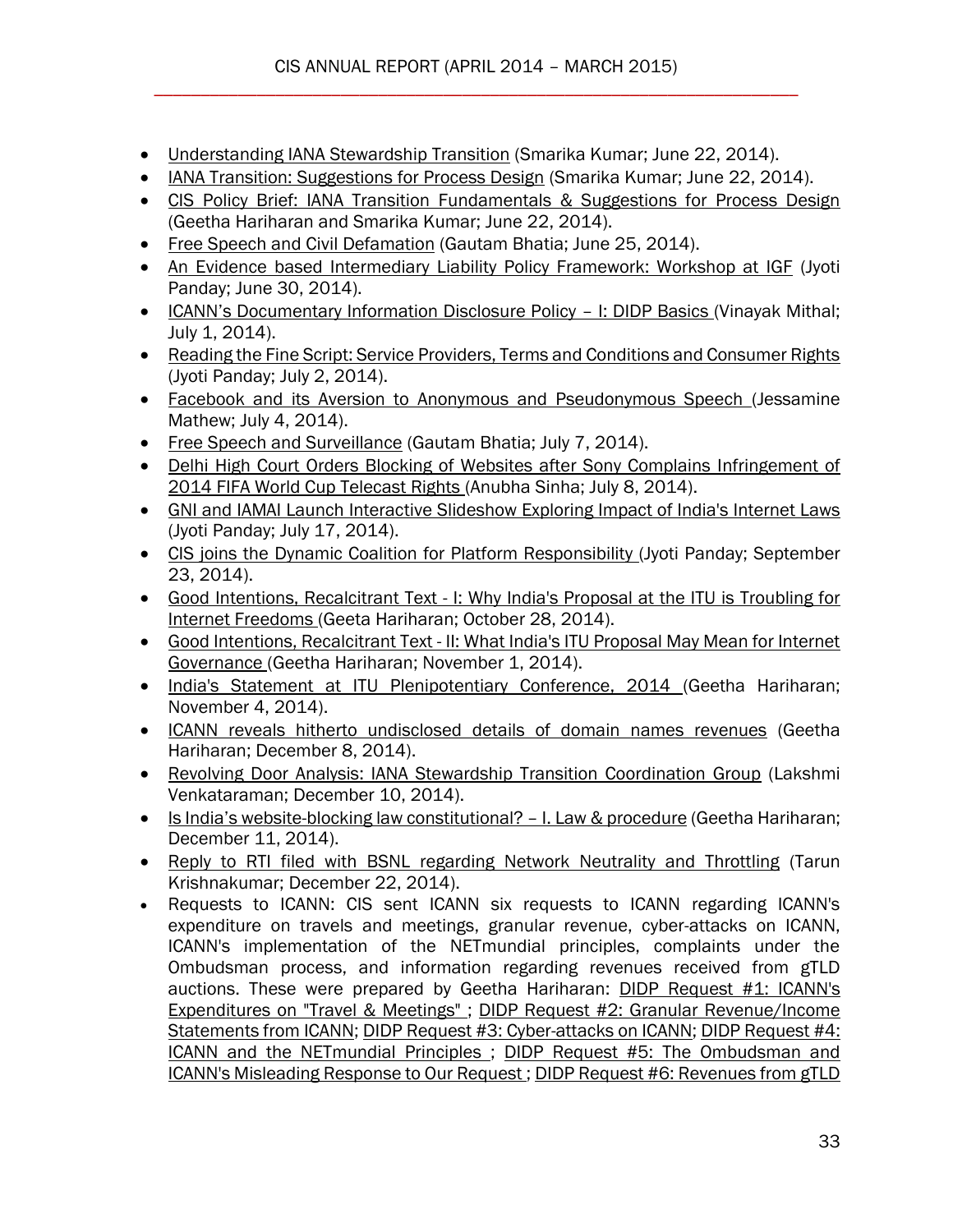- Understanding IANA Stewardship Transition (Smarika Kumar; June 22, 2014).
- IANA Transition: Suggestions for Process Design (Smarika Kumar; June 22, 2014).
- CIS Policy Brief: IANA Transition Fundamentals & Suggestions for Process Design (Geetha Hariharan and Smarika Kumar; June 22, 2014).
- Free Speech and Civil Defamation (Gautam Bhatia; June 25, 2014).
- An Evidence based Intermediary Liability Policy Framework: Workshop at IGF (Jyoti Panday; June 30, 2014).
- ICANN's Documentary Information Disclosure Policy – I: DIDP Basics (Vinayak Mithal; July 1, 2014).
- Reading the Fine Script: Service Providers, Terms and Conditions and Consumer Rights (Jyoti Panday; July 2, 2014).
- Facebook and its Aversion to Anonymous and Pseudonymous Speech (Jessamine Mathew; July 4, 2014).
- Free Speech and Surveillance (Gautam Bhatia; July 7, 2014).
- Delhi High Court Orders Blocking of Websites after Sony Complains Infringement of 2014 FIFA World Cup Telecast Rights (Anubha Sinha; July 8, 2014).
- GNI and IAMAI Launch Interactive Slideshow Exploring Impact of India's Internet Laws (Jyoti Panday; July 17, 2014).
- CIS joins the Dynamic Coalition for Platform Responsibility (Jyoti Panday; September 23, 2014).
- Good Intentions, Recalcitrant Text - I: Why India's Proposal at the ITU is Troubling for Internet Freedoms (Geeta Hariharan; October 28, 2014).
- Good Intentions, Recalcitrant Text - II: What India's ITU Proposal May Mean for Internet Governance (Geetha Hariharan; November 1, 2014).
- India's Statement at ITU Plenipotentiary Conference, 2014 (Geetha Hariharan; November 4, 2014).
- ICANN reveals hitherto undisclosed details of domain names revenues (Geetha Hariharan; December 8, 2014).
- Revolving Door Analysis: IANA Stewardship Transition Coordination Group (Lakshmi Venkataraman; December 10, 2014).
- Is India's website-blocking law constitutional? – I. Law & procedure (Geetha Hariharan; December 11, 2014).
- Reply to RTI filed with BSNL regarding Network Neutrality and Throttling (Tarun Krishnakumar; December 22, 2014).
- Requests to ICANN: CIS sent ICANN six requests to ICANN regarding ICANN's expenditure on travels and meetings, granular revenue, cyber-attacks on ICANN, ICANN's implementation of the NETmundial principles, complaints under the Ombudsman process, and information regarding revenues received from gTLD auctions. These were prepared by Geetha Hariharan: DIDP Request #1: ICANN's Expenditures on "Travel & Meetings" ; DIDP Request #2: Granular Revenue/Income Statements from ICANN; DIDP Request #3: Cyber-attacks on ICANN; DIDP Request #4: ICANN and the NETmundial Principles ; DIDP Request #5: The Ombudsman and ICANN's Misleading Response to Our Request ; DIDP Request #6: Revenues from gTLD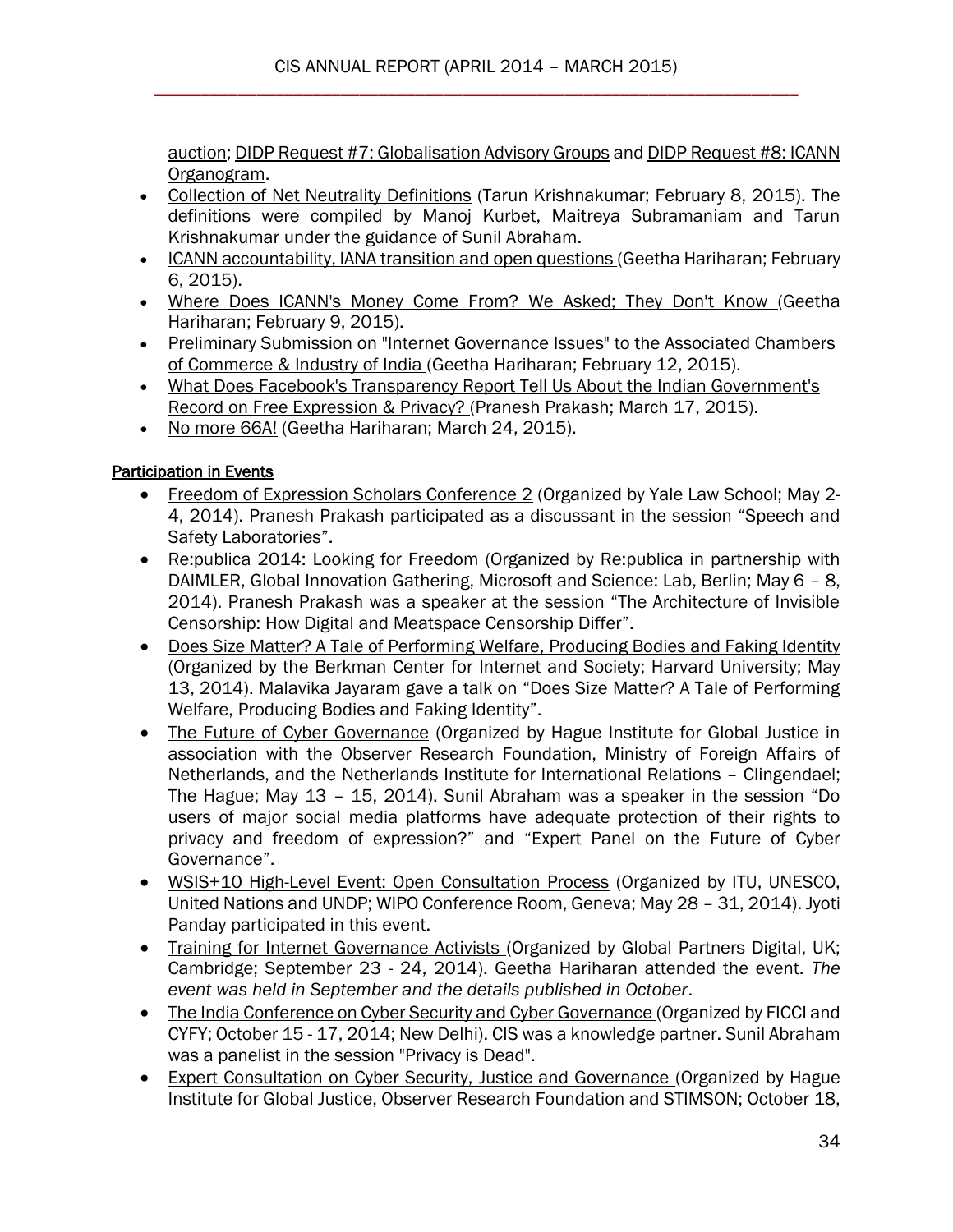auction; DIDP Request #7: Globalisation Advisory Groups and DIDP Request #8: ICANN Organogram.

- Collection of Net Neutrality Definitions (Tarun Krishnakumar; February 8, 2015). The definitions were compiled by Manoj Kurbet, Maitreya Subramaniam and Tarun Krishnakumar under the guidance of Sunil Abraham.
- ICANN accountability, IANA transition and open questions (Geetha Hariharan; February 6, 2015).
- Where Does ICANN's Money Come From? We Asked; They Don't Know (Geetha Hariharan; February 9, 2015).
- Preliminary Submission on "Internet Governance Issues" to the Associated Chambers of Commerce & Industry of India (Geetha Hariharan; February 12, 2015).
- What Does Facebook's Transparency Report Tell Us About the Indian Government's Record on Free Expression & Privacy? (Pranesh Prakash; March 17, 2015).
- No more 66A! (Geetha Hariharan; March 24, 2015).

## Participation in Events

- Freedom of Expression Scholars Conference 2 (Organized by Yale Law School; May 2-4, 2014). Pranesh Prakash participated as a discussant in the session "Speech and Safety Laboratories".
- Re:publica 2014: Looking for Freedom (Organized by Re:publica in partnership with DAIMLER, Global Innovation Gathering, Microsoft and Science: Lab, Berlin; May 6 – 8, 2014). Pranesh Prakash was a speaker at the session "The Architecture of Invisible Censorship: How Digital and Meatspace Censorship Differ".
- Does Size Matter? A Tale of Performing Welfare, Producing Bodies and Faking Identity (Organized by the Berkman Center for Internet and Society; Harvard University; May 13, 2014). Malavika Jayaram gave a talk on "Does Size Matter? A Tale of Performing Welfare, Producing Bodies and Faking Identity".
- The Future of Cyber Governance (Organized by Hague Institute for Global Justice in association with the Observer Research Foundation, Ministry of Foreign Affairs of Netherlands, and the Netherlands Institute for International Relations – Clingendael; The Hague; May 13 – 15, 2014). Sunil Abraham was a speaker in the session "Do users of major social media platforms have adequate protection of their rights to privacy and freedom of expression?" and "Expert Panel on the Future of Cyber Governance".
- WSIS+10 High-Level Event: Open Consultation Process (Organized by ITU, UNESCO, United Nations and UNDP; WIPO Conference Room, Geneva; May 28 – 31, 2014). Jyoti Panday participated in this event.
- Training for Internet Governance Activists (Organized by Global Partners Digital, UK; Cambridge; September 23 - 24, 2014). Geetha Hariharan attended the event. *The event was held in September and the details published in October*.
- The India Conference on Cyber Security and Cyber Governance (Organized by FICCI and CYFY; October 15 - 17, 2014; New Delhi). CIS was a knowledge partner. Sunil Abraham was a panelist in the session "Privacy is Dead".
- Expert Consultation on Cyber Security, Justice and Governance (Organized by Hague Institute for Global Justice, Observer Research Foundation and STIMSON; October 18,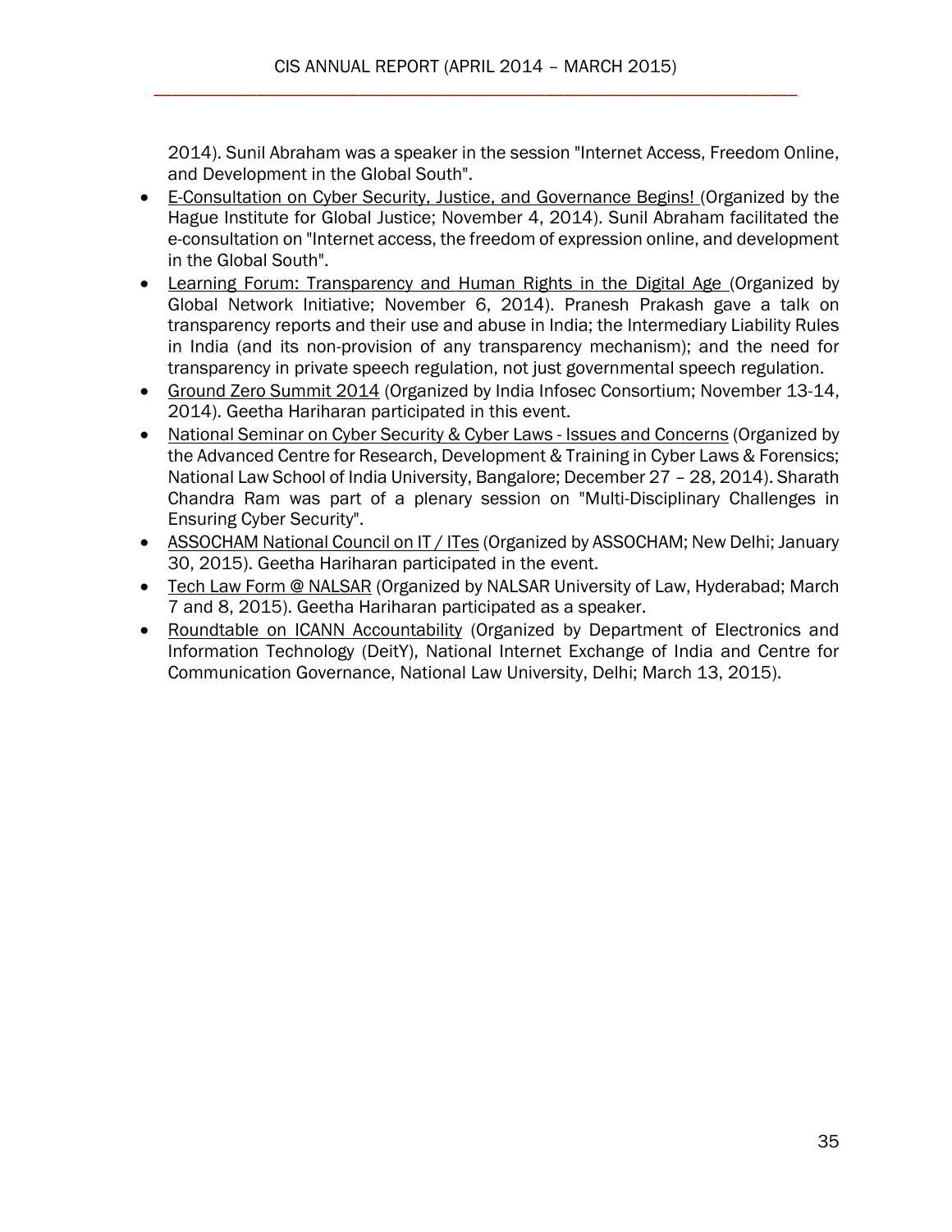2014). Sunil Abraham was a speaker in the session "Internet Access, Freedom Online, and Development in the Global South".

- E-Consultation on Cyber Security, Justice, and Governance Begins! (Organized by the Hague Institute for Global Justice; November 4, 2014). Sunil Abraham facilitated the e-consultation on "Internet access, the freedom of expression online, and development in the Global South".
- Learning Forum: Transparency and Human Rights in the Digital Age (Organized by Global Network Initiative; November 6, 2014). Pranesh Prakash gave a talk on transparency reports and their use and abuse in India; the Intermediary Liability Rules in India (and its non-provision of any transparency mechanism); and the need for transparency in private speech regulation, not just governmental speech regulation.
- Ground Zero Summit 2014 (Organized by India Infosec Consortium; November 13-14, 2014). Geetha Hariharan participated in this event.
- National Seminar on Cyber Security & Cyber Laws - Issues and Concerns (Organized by the Advanced Centre for Research, Development & Training in Cyber Laws & Forensics; National Law School of India University, Bangalore; December 27 – 28, 2014). Sharath Chandra Ram was part of a plenary session on "Multi-Disciplinary Challenges in Ensuring Cyber Security".
- ASSOCHAM National Council on IT / ITes (Organized by ASSOCHAM; New Delhi; January 30, 2015). Geetha Hariharan participated in the event.
- Tech Law Form @ NALSAR (Organized by NALSAR University of Law, Hyderabad; March 7 and 8, 2015). Geetha Hariharan participated as a speaker.
- Roundtable on ICANN Accountability (Organized by Department of Electronics and Information Technology (DeitY), National Internet Exchange of India and Centre for Communication Governance, National Law University, Delhi; March 13, 2015).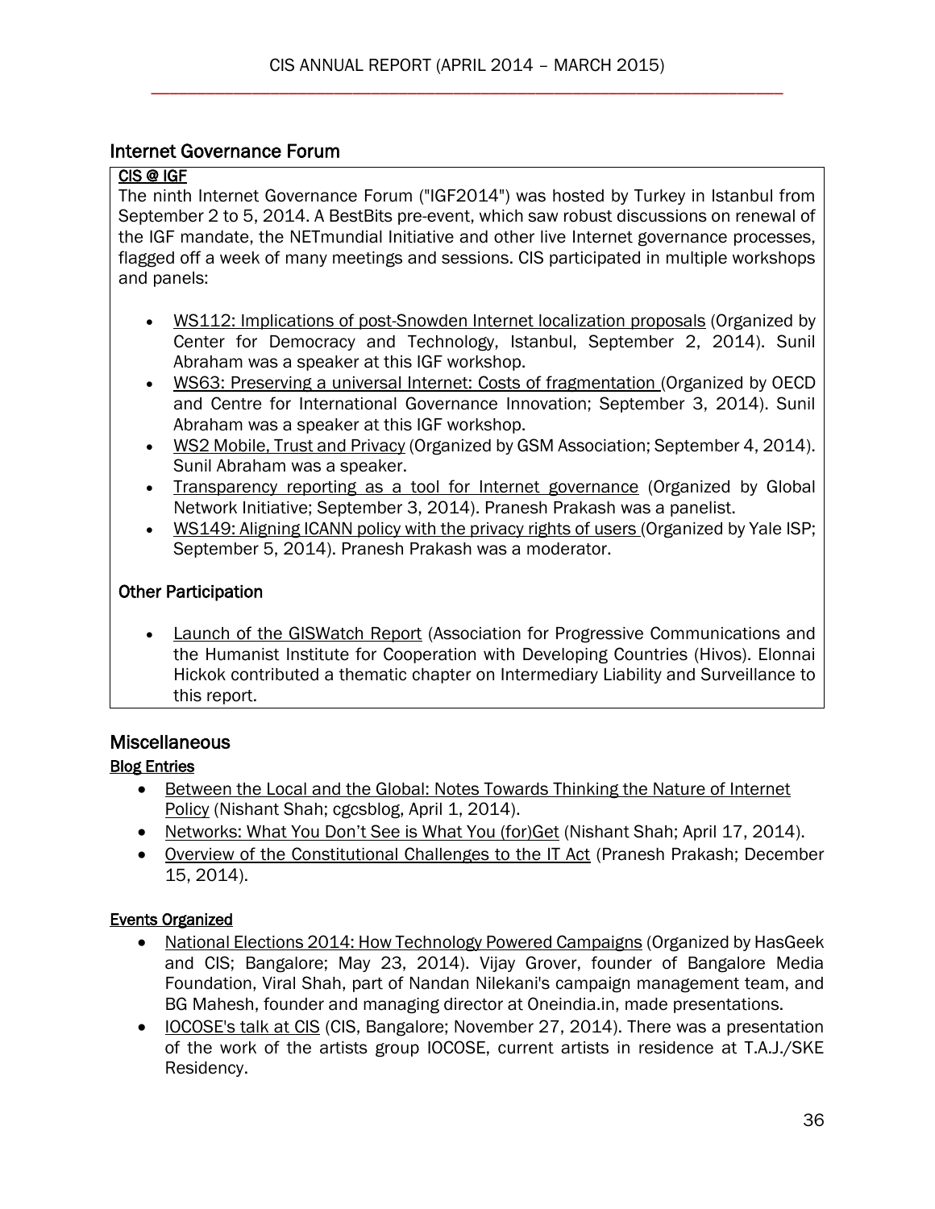## Internet Governance Forum

### CIS @ IGF

The ninth Internet Governance Forum ("IGF2014") was hosted by Turkey in Istanbul from September 2 to 5, 2014. A BestBits pre-event, which saw robust discussions on renewal of the IGF mandate, the NETmundial Initiative and other live Internet governance processes, flagged off a week of many meetings and sessions. CIS participated in multiple workshops and panels:

- WS112: Implications of post-Snowden Internet localization proposals (Organized by Center for Democracy and Technology, Istanbul, September 2, 2014). Sunil Abraham was a speaker at this IGF workshop.
- WS63: Preserving a universal Internet: Costs of fragmentation (Organized by OECD and Centre for International Governance Innovation; September 3, 2014). Sunil Abraham was a speaker at this IGF workshop.
- WS2 Mobile, Trust and Privacy (Organized by GSM Association; September 4, 2014). Sunil Abraham was a speaker.
- Transparency reporting as a tool for Internet governance (Organized by Global Network Initiative; September 3, 2014). Pranesh Prakash was a panelist.
- WS149: Aligning ICANN policy with the privacy rights of users (Organized by Yale ISP; September 5, 2014). Pranesh Prakash was a moderator.

### Other Participation

- Launch of the GISWatch Report (Association for Progressive Communications and the Humanist Institute for Cooperation with Developing Countries (Hivos). Elonnai Hickok contributed a thematic chapter on Intermediary Liability and Surveillance to this report.

## Miscellaneous

### Blog Entries

- Between the Local and the Global: Notes Towards Thinking the Nature of Internet Policy (Nishant Shah; cgcsblog, April 1, 2014).
- Networks: What You Don't See is What You (for)Get (Nishant Shah; April 17, 2014).
- Overview of the Constitutional Challenges to the IT Act (Pranesh Prakash; December 15, 2014).

### Events Organized

- National Elections 2014: How Technology Powered Campaigns (Organized by HasGeek and CIS; Bangalore; May 23, 2014). Vijay Grover, founder of Bangalore Media Foundation, Viral Shah, part of Nandan Nilekani's campaign management team, and BG Mahesh, founder and managing director at Oneindia.in, made presentations.
- IOCOSE's talk at CIS (CIS, Bangalore; November 27, 2014). There was a presentation of the work of the artists group IOCOSE, current artists in residence at T.A.J./SKE Residency.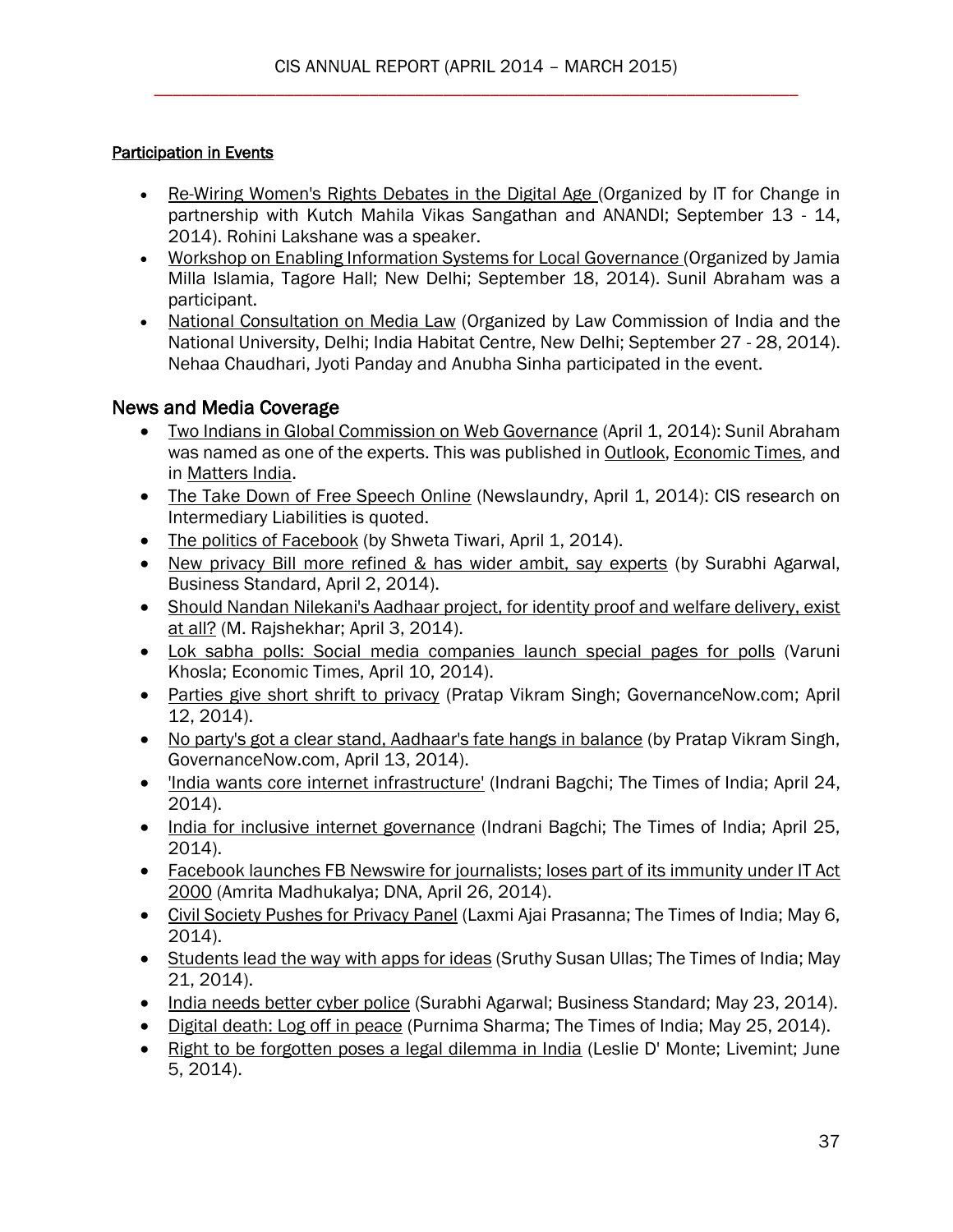<u>Participation in Events</u>

- <u>Re-Wiring Women's Rights Debates in the Digital Age</u> (Organized by IT for Change in partnership with Kutch Mahila Vikas Sangathan and ANANDI; September 13 - 14, 2014). Rohini Lakshane was a speaker.
- <u>Workshop on Enabling Information Systems for Local Governance</u> (Organized by Jamia Milla Islamia, Tagore Hall; New Delhi; September 18, 2014). Sunil Abraham was a participant.
- <u>National Consultation on Media Law</u> (Organized by Law Commission of India and the National University, Delhi; India Habitat Centre, New Delhi; September 27 - 28, 2014). Nehaa Chaudhari, Jyoti Panday and Anubha Sinha participated in the event.

## News and Media Coverage

- <u>Two Indians in Global Commission on Web Governance</u> (April 1, 2014): Sunil Abraham was named as one of the experts. This was published in <u>Outlook</u>, <u>Economic Times</u>, and in <u>Matters India</u>.
- <u>The Take Down of Free Speech Online</u> (Newslaundry, April 1, 2014): CIS research on Intermediary Liabilities is quoted.
- <u>The politics of Facebook</u> (by Shweta Tiwari, April 1, 2014).
- <u>New privacy Bill more refined & has wider ambit, say experts</u> (by Surabhi Agarwal, Business Standard, April 2, 2014).
- <u>Should Nandan Nilekani's Aadhaar project, for identity proof and welfare delivery, exist at all?</u> (M. Rajshekhar; April 3, 2014).
- <u>Lok sabha polls: Social media companies launch special pages for polls</u> (Varuni Khosla; Economic Times, April 10, 2014).
- <u>Parties give short shrift to privacy</u> (Pratap Vikram Singh; GovernanceNow.com; April 12, 2014).
- <u>No party's got a clear stand, Aadhaar's fate hangs in balance</u> (by Pratap Vikram Singh, GovernanceNow.com, April 13, 2014).
- <u>'India wants core internet infrastructure'</u> (Indrani Bagchi; The Times of India; April 24, 2014).
- <u>India for inclusive internet governance</u> (Indrani Bagchi; The Times of India; April 25, 2014).
- <u>Facebook launches FB Newswire for journalists; loses part of its immunity under IT Act 2000</u> (Amrita Madhukalya; DNA, April 26, 2014).
- <u>Civil Society Pushes for Privacy Panel</u> (Laxmi Ajai Prasanna; The Times of India; May 6, 2014).
- <u>Students lead the way with apps for ideas</u> (Sruthy Susan Ullas; The Times of India; May 21, 2014).
- <u>India needs better cyber police</u> (Surabhi Agarwal; Business Standard; May 23, 2014).
- <u>Digital death: Log off in peace</u> (Purnima Sharma; The Times of India; May 25, 2014).
- <u>Right to be forgotten poses a legal dilemma in India</u> (Leslie D' Monte; Livemint; June 5, 2014).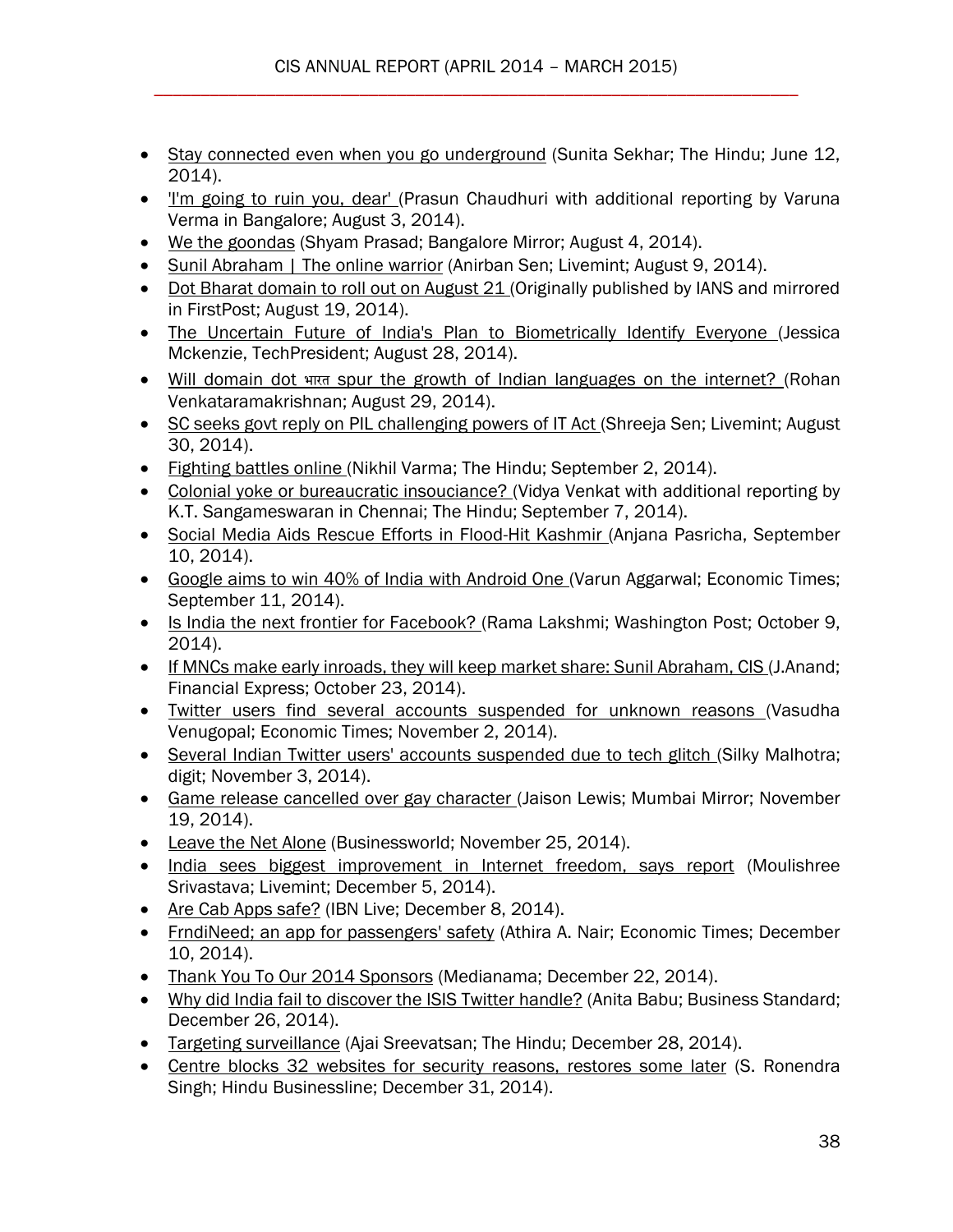- Stay connected even when you go underground (Sunita Sekhar; The Hindu; June 12, 2014).
- 'I'm going to ruin you, dear' (Prasun Chaudhuri with additional reporting by Varuna Verma in Bangalore; August 3, 2014).
- We the goondas (Shyam Prasad; Bangalore Mirror; August 4, 2014).
- Sunil Abraham | The online warrior (Anirban Sen; Livemint; August 9, 2014).
- Dot Bharat domain to roll out on August 21 (Originally published by IANS and mirrored in FirstPost; August 19, 2014).
- The Uncertain Future of India's Plan to Biometrically Identify Everyone (Jessica Mckenzie, TechPresident; August 28, 2014).
- Will domain dot भारत spur the growth of Indian languages on the internet? (Rohan Venkataramakrishnan; August 29, 2014).
- SC seeks govt reply on PIL challenging powers of IT Act (Shreeja Sen; Livemint; August 30, 2014).
- Fighting battles online (Nikhil Varma; The Hindu; September 2, 2014).
- Colonial yoke or bureaucratic insouciance? (Vidya Venkat with additional reporting by K.T. Sangameswaran in Chennai; The Hindu; September 7, 2014).
- Social Media Aids Rescue Efforts in Flood-Hit Kashmir (Anjana Pasricha, September 10, 2014).
- Google aims to win 40% of India with Android One (Varun Aggarwal; Economic Times; September 11, 2014).
- Is India the next frontier for Facebook? (Rama Lakshmi; Washington Post; October 9, 2014).
- If MNCs make early inroads, they will keep market share: Sunil Abraham, CIS (J.Anand; Financial Express; October 23, 2014).
- Twitter users find several accounts suspended for unknown reasons (Vasudha Venugopal; Economic Times; November 2, 2014).
- Several Indian Twitter users' accounts suspended due to tech glitch (Silky Malhotra; digit; November 3, 2014).
- Game release cancelled over gay character (Jaison Lewis; Mumbai Mirror; November 19, 2014).
- Leave the Net Alone (Businessworld; November 25, 2014).
- India sees biggest improvement in Internet freedom, says report (Moulishree Srivastava; Livemint; December 5, 2014).
- Are Cab Apps safe? (IBN Live; December 8, 2014).
- FrndiNeed; an app for passengers' safety (Athira A. Nair; Economic Times; December 10, 2014).
- Thank You To Our 2014 Sponsors (Medianama; December 22, 2014).
- Why did India fail to discover the ISIS Twitter handle? (Anita Babu; Business Standard; December 26, 2014).
- Targeting surveillance (Ajai Sreevatsan; The Hindu; December 28, 2014).
- Centre blocks 32 websites for security reasons, restores some later (S. Ronendra Singh; Hindu Businessline; December 31, 2014).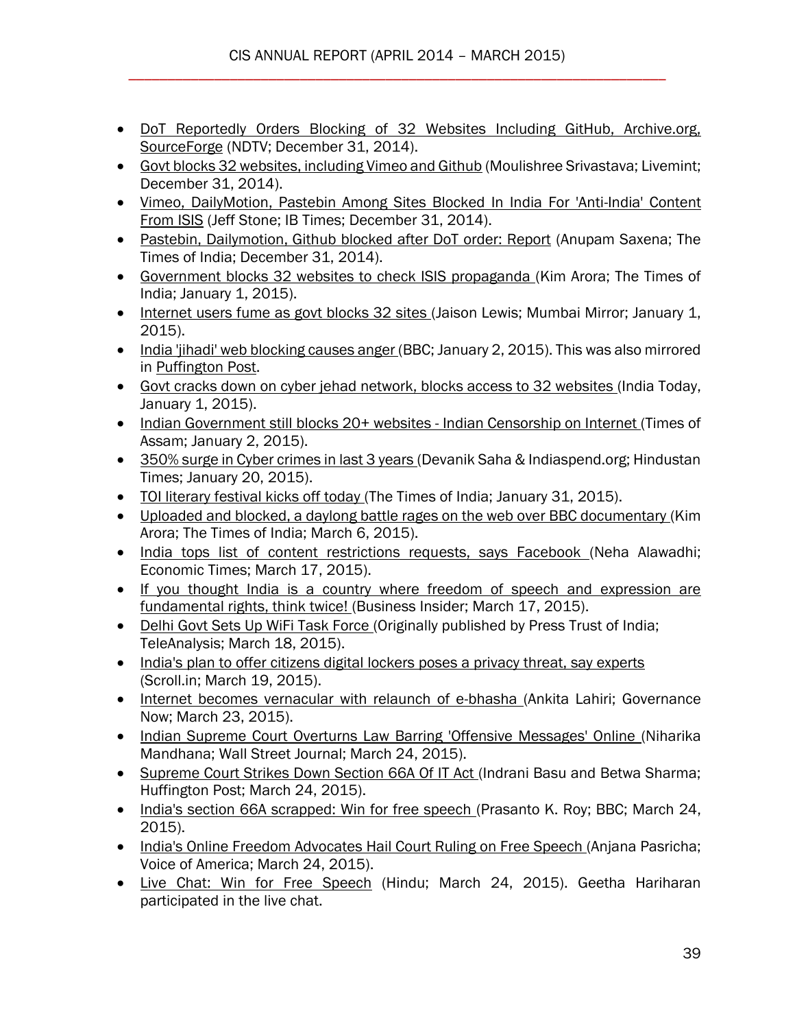- DoT Reportedly Orders Blocking of 32 Websites Including GitHub, Archive.org, SourceForge (NDTV; December 31, 2014).
- Govt blocks 32 websites, including Vimeo and Github (Moulishree Srivastava; Livemint; December 31, 2014).
- Vimeo, DailyMotion, Pastebin Among Sites Blocked In India For 'Anti-India' Content From ISIS (Jeff Stone; IB Times; December 31, 2014).
- Pastebin, Dailymotion, Github blocked after DoT order: Report (Anupam Saxena; The Times of India; December 31, 2014).
- Government blocks 32 websites to check ISIS propaganda (Kim Arora; The Times of India; January 1, 2015).
- Internet users fume as govt blocks 32 sites (Jaison Lewis; Mumbai Mirror; January 1, 2015).
- India 'jihadi' web blocking causes anger (BBC; January 2, 2015). This was also mirrored in Puffington Post.
- Govt cracks down on cyber jehad network, blocks access to 32 websites (India Today, January 1, 2015).
- Indian Government still blocks 20+ websites - Indian Censorship on Internet (Times of Assam; January 2, 2015).
- 350% surge in Cyber crimes in last 3 years (Devanik Saha & Indiaspend.org; Hindustan Times; January 20, 2015).
- TOI literary festival kicks off today (The Times of India; January 31, 2015).
- Uploaded and blocked, a daylong battle rages on the web over BBC documentary (Kim Arora; The Times of India; March 6, 2015).
- India tops list of content restrictions requests, says Facebook (Neha Alawadhi; Economic Times; March 17, 2015).
- If you thought India is a country where freedom of speech and expression are fundamental rights, think twice! (Business Insider; March 17, 2015).
- Delhi Govt Sets Up WiFi Task Force (Originally published by Press Trust of India; TeleAnalysis; March 18, 2015).
- India's plan to offer citizens digital lockers poses a privacy threat, say experts (Scroll.in; March 19, 2015).
- Internet becomes vernacular with relaunch of e-bhasha (Ankita Lahiri; Governance Now; March 23, 2015).
- Indian Supreme Court Overturns Law Barring 'Offensive Messages' Online (Niharika Mandhana; Wall Street Journal; March 24, 2015).
- Supreme Court Strikes Down Section 66A Of IT Act (Indrani Basu and Betwa Sharma; Huffington Post; March 24, 2015).
- India's section 66A scrapped: Win for free speech (Prasanto K. Roy; BBC; March 24, 2015).
- India's Online Freedom Advocates Hail Court Ruling on Free Speech (Anjana Pasricha; Voice of America; March 24, 2015).
- Live Chat: Win for Free Speech (Hindu; March 24, 2015). Geetha Hariharan participated in the live chat.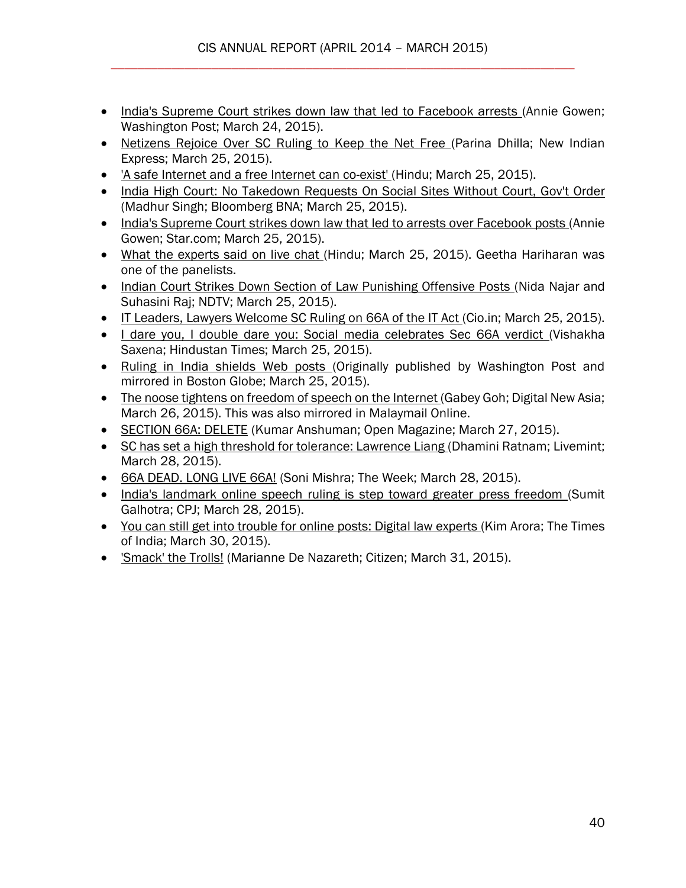- India's Supreme Court strikes down law that led to Facebook arrests (Annie Gowen; Washington Post; March 24, 2015).
- Netizens Rejoice Over SC Ruling to Keep the Net Free (Parina Dhilla; New Indian Express; March 25, 2015).
- 'A safe Internet and a free Internet can co-exist' (Hindu; March 25, 2015).
- India High Court: No Takedown Requests On Social Sites Without Court, Gov't Order (Madhur Singh; Bloomberg BNA; March 25, 2015).
- India's Supreme Court strikes down law that led to arrests over Facebook posts (Annie Gowen; Star.com; March 25, 2015).
- What the experts said on live chat (Hindu; March 25, 2015). Geetha Hariharan was one of the panelists.
- Indian Court Strikes Down Section of Law Punishing Offensive Posts (Nida Najar and Suhasini Raj; NDTV; March 25, 2015).
- IT Leaders, Lawyers Welcome SC Ruling on 66A of the IT Act (Cio.in; March 25, 2015).
- I dare you, I double dare you: Social media celebrates Sec 66A verdict (Vishakha Saxena; Hindustan Times; March 25, 2015).
- Ruling in India shields Web posts (Originally published by Washington Post and mirrored in Boston Globe; March 25, 2015).
- The noose tightens on freedom of speech on the Internet (Gabey Goh; Digital New Asia; March 26, 2015). This was also mirrored in Malaymail Online.
- SECTION 66A: DELETE (Kumar Anshuman; Open Magazine; March 27, 2015).
- SC has set a high threshold for tolerance: Lawrence Liang (Dhamini Ratnam; Livemint; March 28, 2015).
- 66A DEAD. LONG LIVE 66A! (Soni Mishra; The Week; March 28, 2015).
- India's landmark online speech ruling is step toward greater press freedom (Sumit Galhotra; CPJ; March 28, 2015).
- You can still get into trouble for online posts: Digital law experts (Kim Arora; The Times of India; March 30, 2015).
- 'Smack' the Trolls! (Marianne De Nazareth; Citizen; March 31, 2015).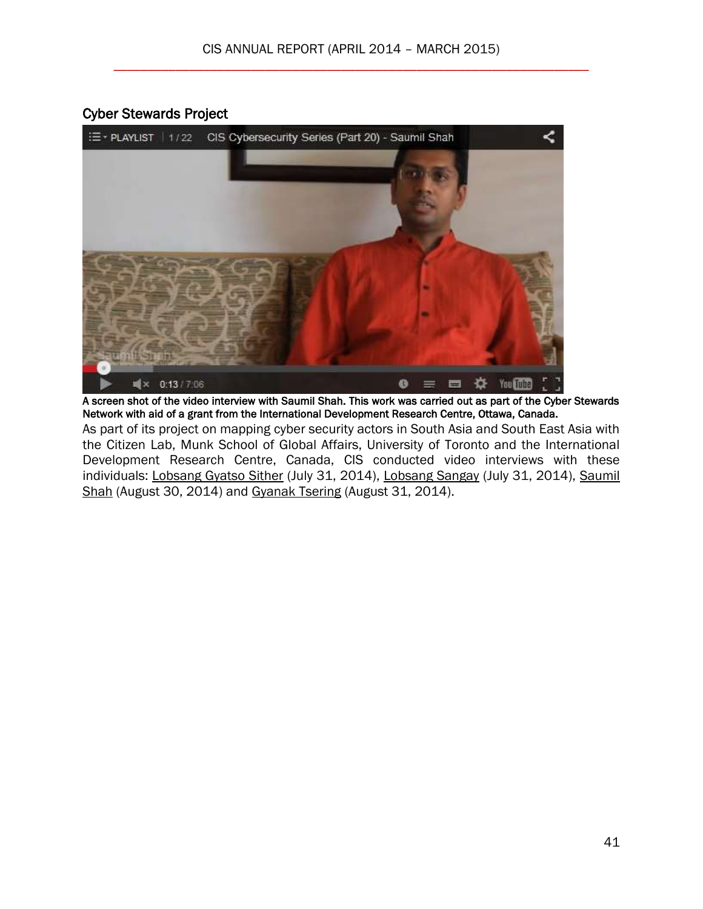## Cyber Stewards Project

**A screen shot of the video interview with Saumil Shah. This work was carried out as part of the Cyber Stewards Network with aid of a grant from the International Development Research Centre, Ottawa, Canada.**

As part of its project on mapping cyber security actors in South Asia and South East Asia with the Citizen Lab, Munk School of Global Affairs, University of Toronto and the International Development Research Centre, Canada, CIS conducted video interviews with these individuals: Lobsang Gyatso Sither (July 31, 2014), Lobsang Sangay (July 31, 2014), Saumil Shah (August 30, 2014) and Gyanak Tsering (August 31, 2014).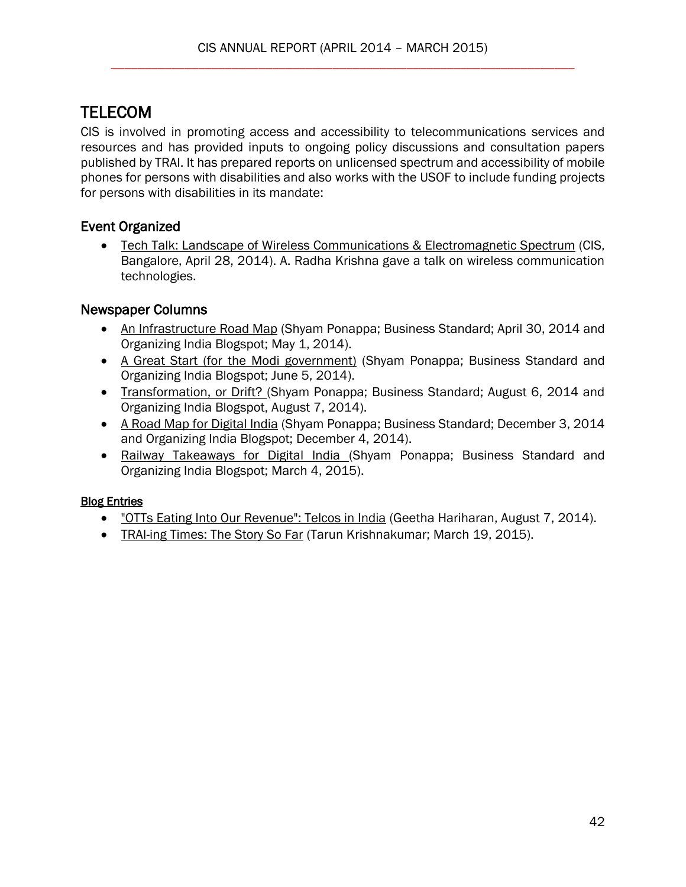# TELECOM

CIS is involved in promoting access and accessibility to telecommunications services and resources and has provided inputs to ongoing policy discussions and consultation papers published by TRAI. It has prepared reports on unlicensed spectrum and accessibility of mobile phones for persons with disabilities and also works with the USOF to include funding projects for persons with disabilities in its mandate:

## Event Organized

- Tech Talk: Landscape of Wireless Communications & Electromagnetic Spectrum (CIS, Bangalore, April 28, 2014). A. Radha Krishna gave a talk on wireless communication technologies.

## Newspaper Columns

- An Infrastructure Road Map (Shyam Ponappa; Business Standard; April 30, 2014 and Organizing India Blogspot; May 1, 2014).
- A Great Start (for the Modi government) (Shyam Ponappa; Business Standard and Organizing India Blogspot; June 5, 2014).
- Transformation, or Drift? (Shyam Ponappa; Business Standard; August 6, 2014 and Organizing India Blogspot, August 7, 2014).
- A Road Map for Digital India (Shyam Ponappa; Business Standard; December 3, 2014 and Organizing India Blogspot; December 4, 2014).
- Railway Takeaways for Digital India (Shyam Ponappa; Business Standard and Organizing India Blogspot; March 4, 2015).

### Blog Entries

- "OTTs Eating Into Our Revenue": Telcos in India (Geetha Hariharan, August 7, 2014).
- TRAI-ing Times: The Story So Far (Tarun Krishnakumar; March 19, 2015).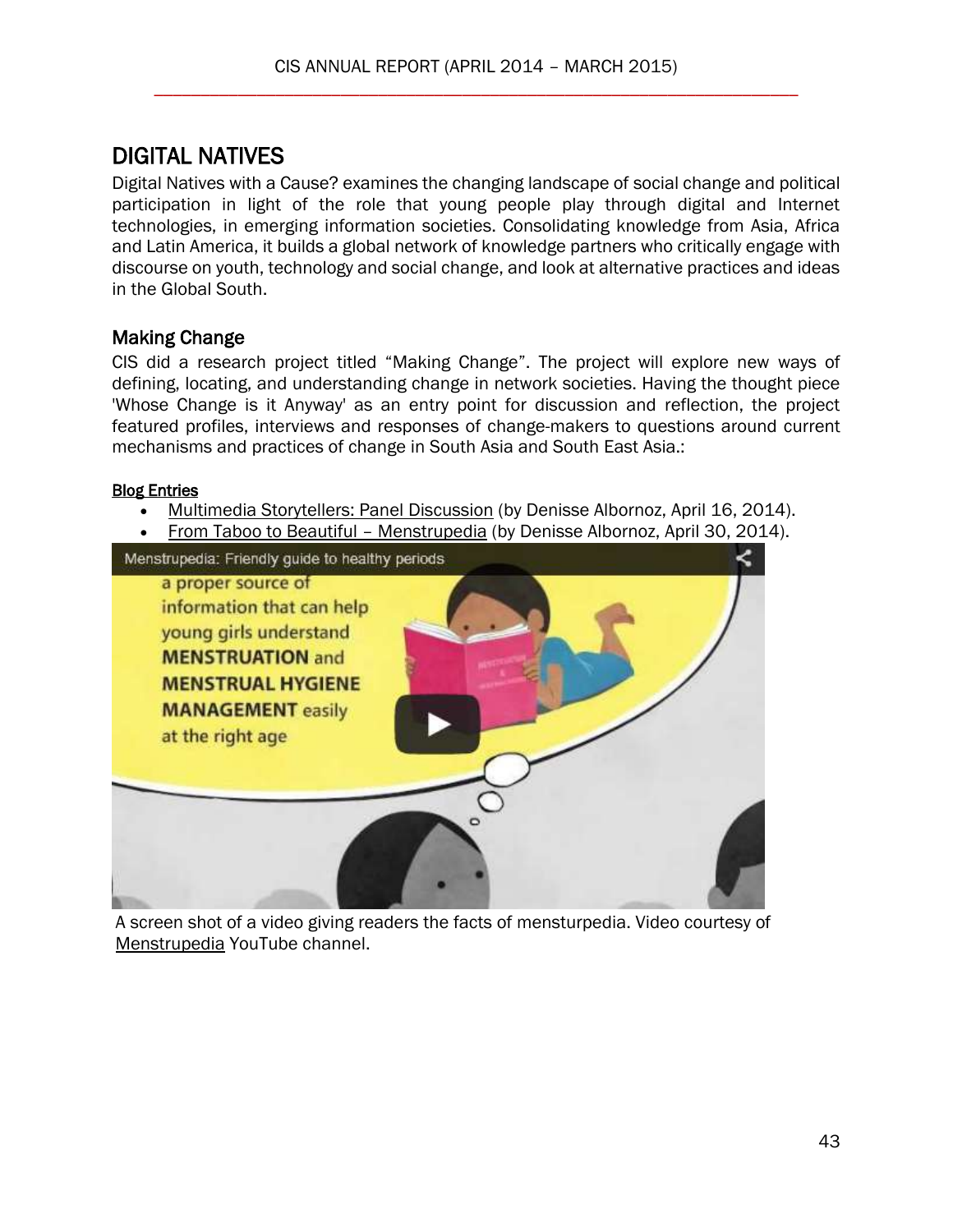# DIGITAL NATIVES

Digital Natives with a Cause? examines the changing landscape of social change and political participation in light of the role that young people play through digital and Internet technologies, in emerging information societies. Consolidating knowledge from Asia, Africa and Latin America, it builds a global network of knowledge partners who critically engage with discourse on youth, technology and social change, and look at alternative practices and ideas in the Global South.

## Making Change

CIS did a research project titled "Making Change". The project will explore new ways of defining, locating, and understanding change in network societies. Having the thought piece 'Whose Change is it Anyway' as an entry point for discussion and reflection, the project featured profiles, interviews and responses of change-makers to questions around current mechanisms and practices of change in South Asia and South East Asia.:

**Blog Entries**

- Multimedia Storytellers: Panel Discussion (by Denisse Albornoz, April 16, 2014).
- From Taboo to Beautiful – Menstrupedia (by Denisse Albornoz, April 30, 2014).

A screen shot of a video giving readers the facts of mensturpedia. Video courtesy of Menstrupedia YouTube channel.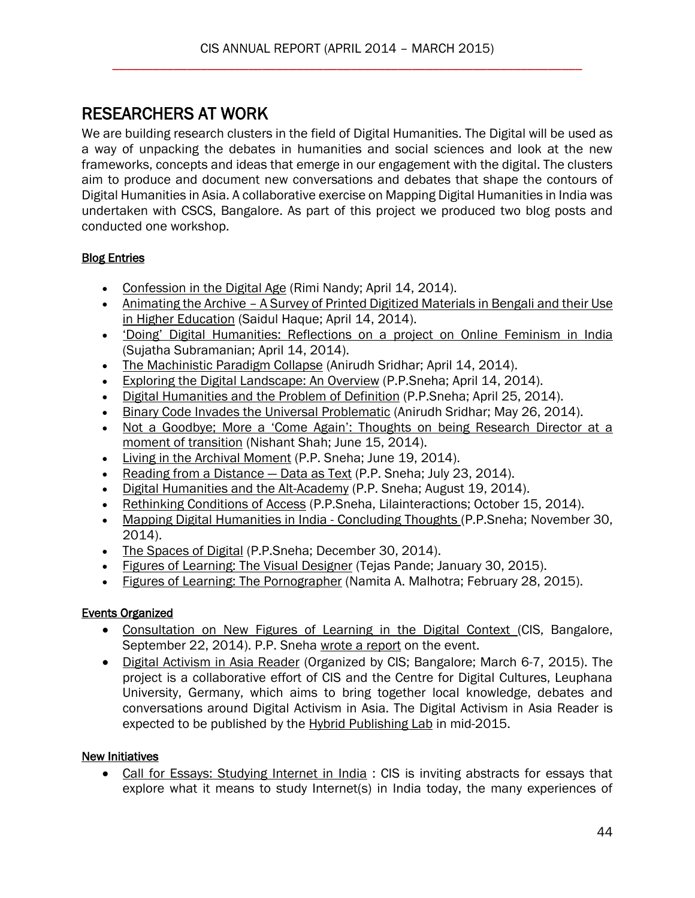# RESEARCHERS AT WORK

We are building research clusters in the field of Digital Humanities. The Digital will be used as a way of unpacking the debates in humanities and social sciences and look at the new frameworks, concepts and ideas that emerge in our engagement with the digital. The clusters aim to produce and document new conversations and debates that shape the contours of Digital Humanities in Asia. A collaborative exercise on Mapping Digital Humanities in India was undertaken with CSCS, Bangalore. As part of this project we produced two blog posts and conducted one workshop.

## Blog Entries

- Confession in the Digital Age (Rimi Nandy; April 14, 2014).
- Animating the Archive – A Survey of Printed Digitized Materials in Bengali and their Use in Higher Education (Saidul Haque; April 14, 2014).
- 'Doing' Digital Humanities: Reflections on a project on Online Feminism in India (Sujatha Subramanian; April 14, 2014).
- The Machinistic Paradigm Collapse (Anirudh Sridhar; April 14, 2014).
- Exploring the Digital Landscape: An Overview (P.P.Sneha; April 14, 2014).
- Digital Humanities and the Problem of Definition (P.P.Sneha; April 25, 2014).
- Binary Code Invades the Universal Problematic (Anirudh Sridhar; May 26, 2014).
- Not a Goodbye; More a 'Come Again': Thoughts on being Research Director at a moment of transition (Nishant Shah; June 15, 2014).
- Living in the Archival Moment (P.P. Sneha; June 19, 2014).
- Reading from a Distance — Data as Text (P.P. Sneha; July 23, 2014).
- Digital Humanities and the Alt-Academy (P.P. Sneha; August 19, 2014).
- Rethinking Conditions of Access (P.P.Sneha, Lilainteractions; October 15, 2014).
- Mapping Digital Humanities in India - Concluding Thoughts (P.P.Sneha; November 30, 2014).
- The Spaces of Digital (P.P.Sneha; December 30, 2014).
- Figures of Learning: The Visual Designer (Tejas Pande; January 30, 2015).
- Figures of Learning: The Pornographer (Namita A. Malhotra; February 28, 2015).

## Events Organized

- Consultation on New Figures of Learning in the Digital Context (CIS, Bangalore, September 22, 2014). P.P. Sneha wrote a report on the event.
- Digital Activism in Asia Reader (Organized by CIS; Bangalore; March 6-7, 2015). The project is a collaborative effort of CIS and the Centre for Digital Cultures, Leuphana University, Germany, which aims to bring together local knowledge, debates and conversations around Digital Activism in Asia. The Digital Activism in Asia Reader is expected to be published by the Hybrid Publishing Lab in mid-2015.

## New Initiatives

- Call for Essays: Studying Internet in India : CIS is inviting abstracts for essays that explore what it means to study Internet(s) in India today, the many experiences of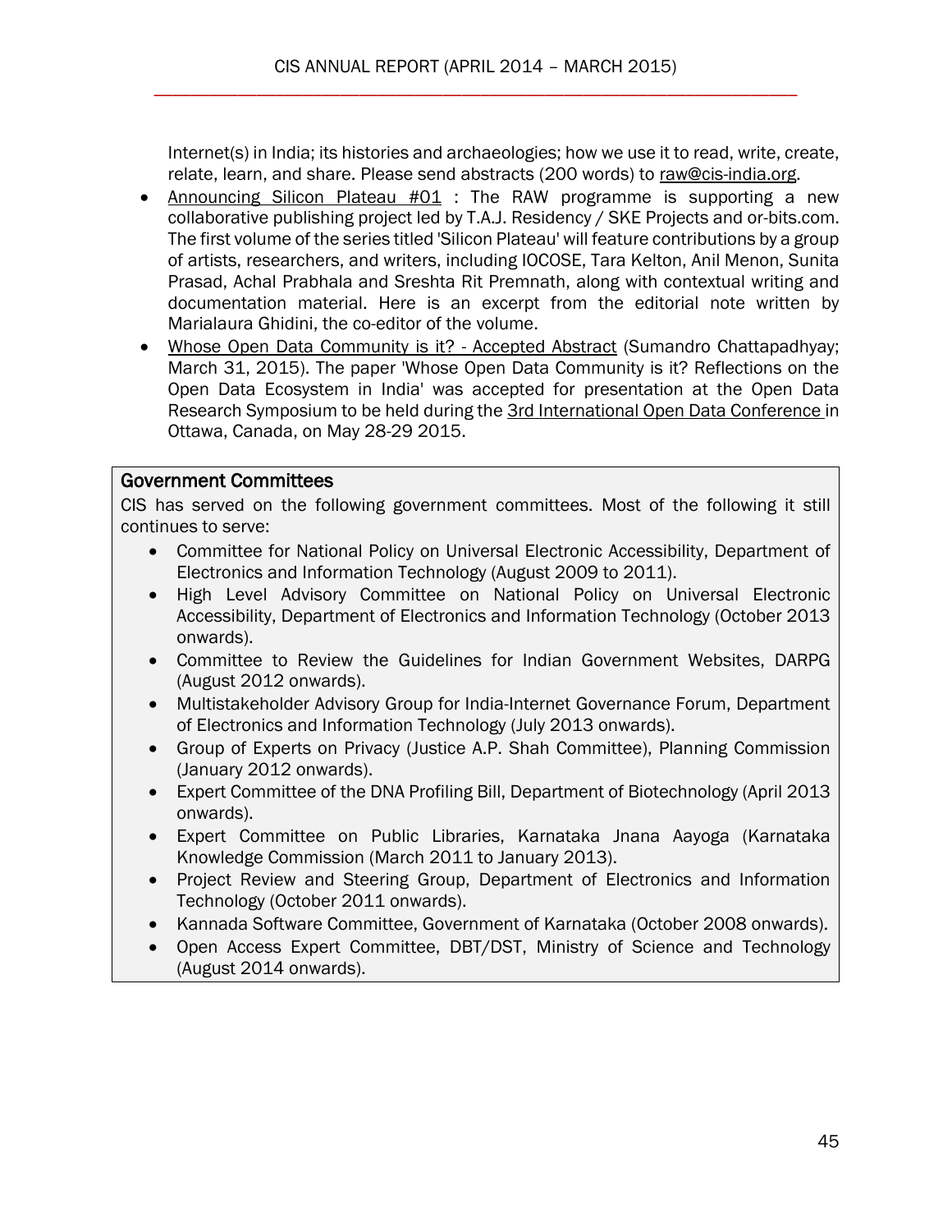Internet(s) in India; its histories and archaeologies; how we use it to read, write, create, relate, learn, and share. Please send abstracts (200 words) to raw@cis-india.org.

- Announcing Silicon Plateau #01 : The RAW programme is supporting a new collaborative publishing project led by T.A.J. Residency / SKE Projects and or-bits.com. The first volume of the series titled 'Silicon Plateau' will feature contributions by a group of artists, researchers, and writers, including IOCOSE, Tara Kelton, Anil Menon, Sunita Prasad, Achal Prabhala and Sreshta Rit Premnath, along with contextual writing and documentation material. Here is an excerpt from the editorial note written by Marialaura Ghidini, the co-editor of the volume.
- Whose Open Data Community is it? - Accepted Abstract (Sumandro Chattapadhyay; March 31, 2015). The paper 'Whose Open Data Community is it? Reflections on the Open Data Ecosystem in India' was accepted for presentation at the Open Data Research Symposium to be held during the 3rd International Open Data Conference in Ottawa, Canada, on May 28-29 2015.

## Government Committees

CIS has served on the following government committees. Most of the following it still continues to serve:

- Committee for National Policy on Universal Electronic Accessibility, Department of Electronics and Information Technology (August 2009 to 2011).
- High Level Advisory Committee on National Policy on Universal Electronic Accessibility, Department of Electronics and Information Technology (October 2013 onwards).
- Committee to Review the Guidelines for Indian Government Websites, DARPG (August 2012 onwards).
- Multistakeholder Advisory Group for India-Internet Governance Forum, Department of Electronics and Information Technology (July 2013 onwards).
- Group of Experts on Privacy (Justice A.P. Shah Committee), Planning Commission (January 2012 onwards).
- Expert Committee of the DNA Profiling Bill, Department of Biotechnology (April 2013 onwards).
- Expert Committee on Public Libraries, Karnataka Jnana Aayoga (Karnataka Knowledge Commission (March 2011 to January 2013).
- Project Review and Steering Group, Department of Electronics and Information Technology (October 2011 onwards).
- Kannada Software Committee, Government of Karnataka (October 2008 onwards).
- Open Access Expert Committee, DBT/DST, Ministry of Science and Technology (August 2014 onwards).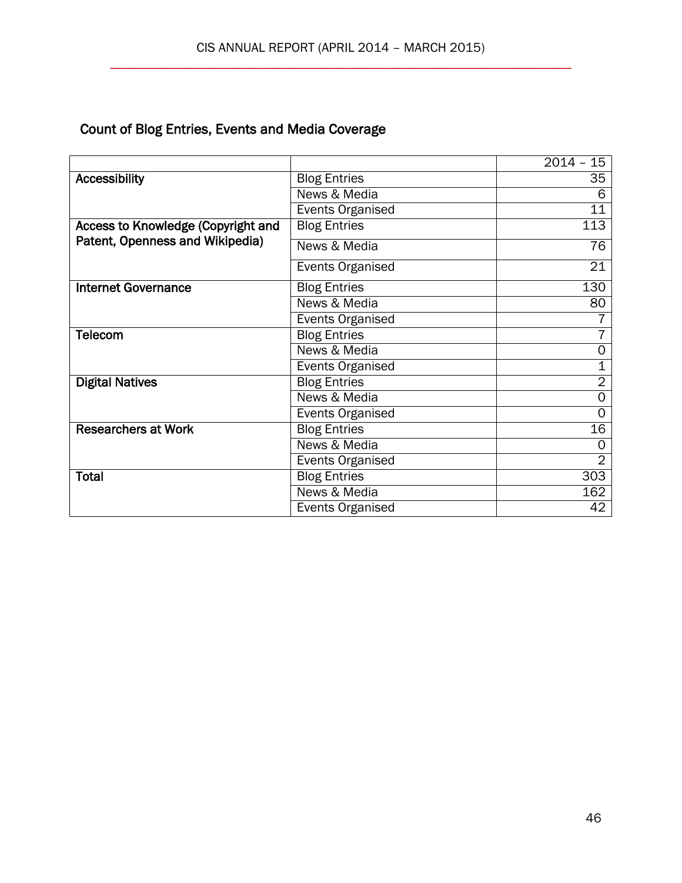## Count of Blog Entries, Events and Media Coverage

| | | 2014 – 15 |
|---|---|---|
| **Accessibility** | Blog Entries | 35 |
| | News & Media | 6 |
| | Events Organised | 11 |
| **Access to Knowledge (Copyright and Patent, Openness and Wikipedia)** | Blog Entries | 113 |
| | News & Media | 76 |
| | Events Organised | 21 |
| **Internet Governance** | Blog Entries | 130 |
| | News & Media | 80 |
| | Events Organised | 7 |
| **Telecom** | Blog Entries | 7 |
| | News & Media | 0 |
| | Events Organised | 1 |
| **Digital Natives** | Blog Entries | 2 |
| | News & Media | 0 |
| | Events Organised | 0 |
| **Researchers at Work** | Blog Entries | 16 |
| | News & Media | 0 |
| | Events Organised | 2 |
| **Total** | Blog Entries | 303 |
| | News & Media | 162 |
| | Events Organised | 42 |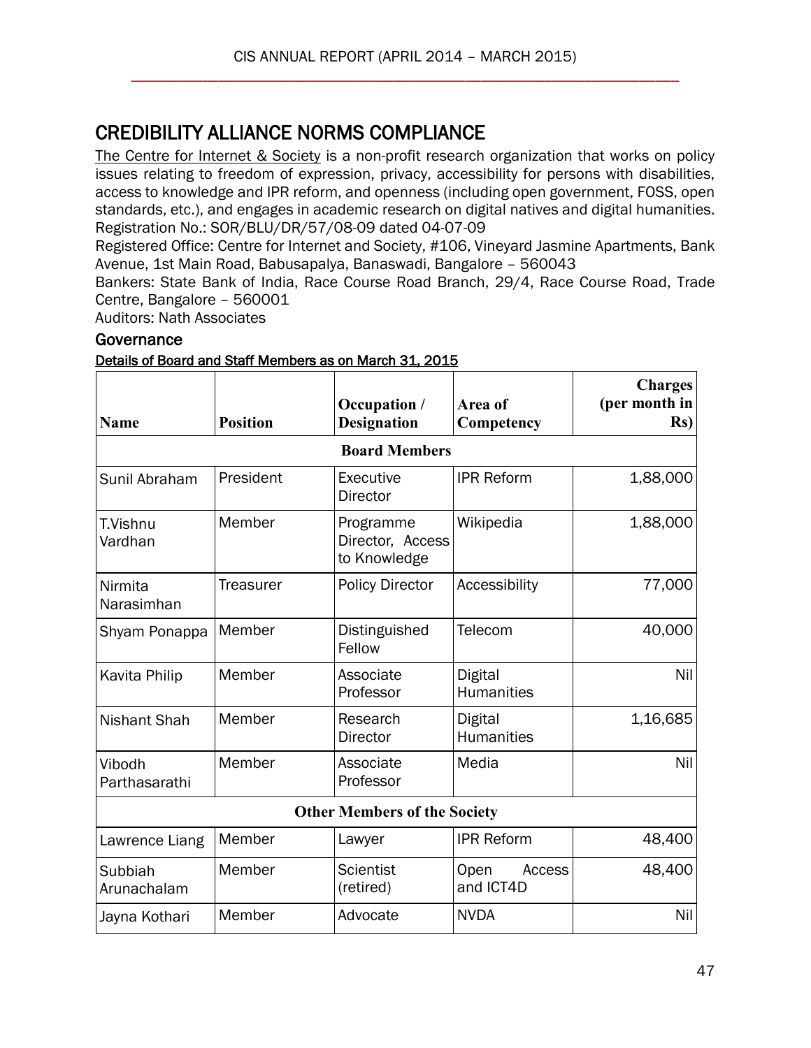# CREDIBILITY ALLIANCE NORMS COMPLIANCE

The Centre for Internet & Society is a non-profit research organization that works on policy issues relating to freedom of expression, privacy, accessibility for persons with disabilities, access to knowledge and IPR reform, and openness (including open government, FOSS, open standards, etc.), and engages in academic research on digital natives and digital humanities.
Registration No.: SOR/BLU/DR/57/08-09 dated 04-07-09
Registered Office: Centre for Internet and Society, #106, Vineyard Jasmine Apartments, Bank Avenue, 1st Main Road, Babusapalya, Banaswadi, Bangalore – 560043
Bankers: State Bank of India, Race Course Road Branch, 29/4, Race Course Road, Trade Centre, Bangalore – 560001
Auditors: Nath Associates

## Governance

**Details of Board and Staff Members as on March 31, 2015**

| Name | Position | Occupation / Designation | Area of Competency | Charges (per month in Rs) |
|---|---|---|---|---|
| **Board Members** | | | | |
| Sunil Abraham | President | Executive Director | IPR Reform | 1,88,000 |
| T.Vishnu Vardhan | Member | Programme Director, Access to Knowledge | Wikipedia | 1,88,000 |
| Nirmita Narasimhan | Treasurer | Policy Director | Accessibility | 77,000 |
| Shyam Ponappa | Member | Distinguished Fellow | Telecom | 40,000 |
| Kavita Philip | Member | Associate Professor | Digital Humanities | Nil |
| Nishant Shah | Member | Research Director | Digital Humanities | 1,16,685 |
| Vibodh Parthasarathi | Member | Associate Professor | Media | Nil |
| **Other Members of the Society** | | | | |
| Lawrence Liang | Member | Lawyer | IPR Reform | 48,400 |
| Subbiah Arunachalam | Member | Scientist (retired) | Open Access and ICT4D | 48,400 |
| Jayna Kothari | Member | Advocate | NVDA | Nil |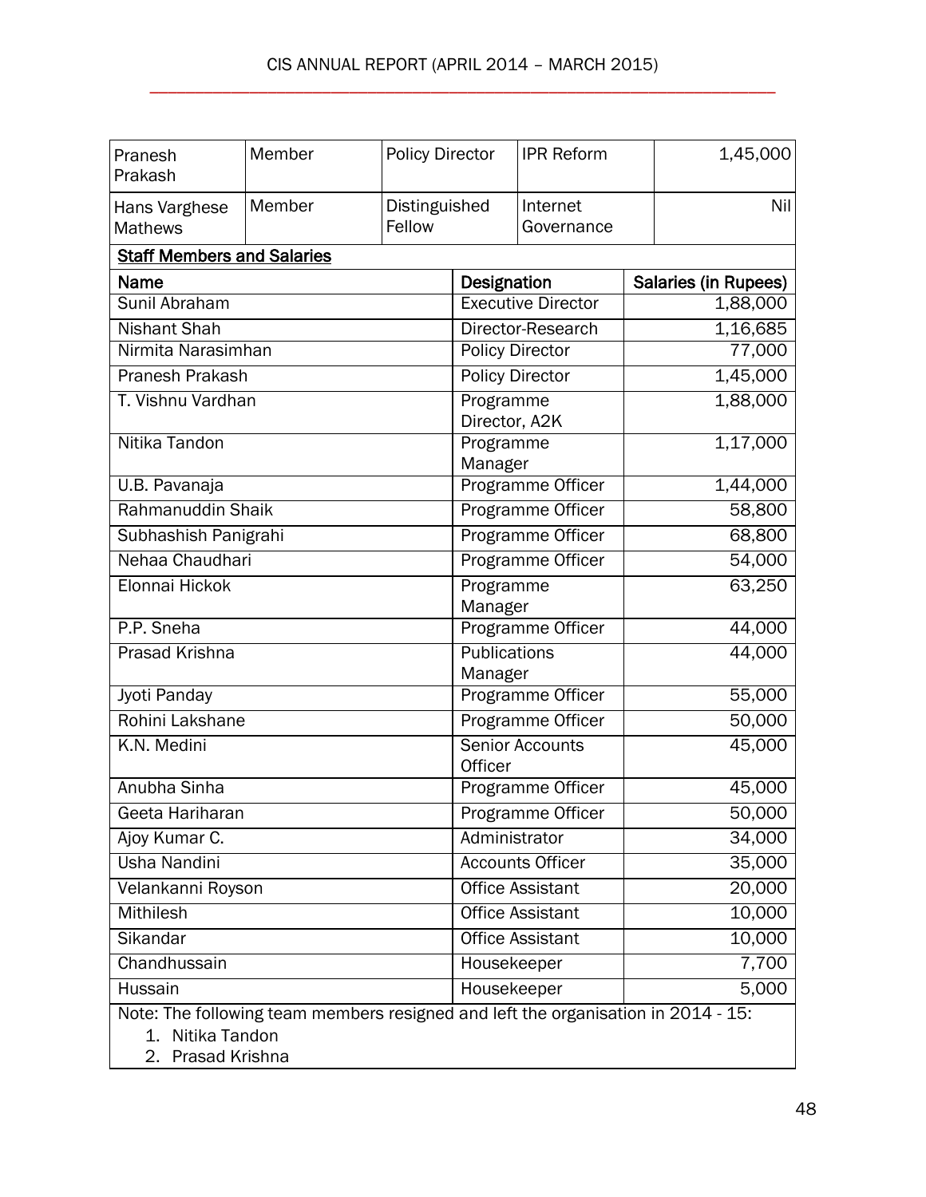| | | | | |
|---|---|---|---|---|
| Pranesh Prakash | Member | Policy Director | IPR Reform | 1,45,000 |
| Hans Varghese Mathews | Member | Distinguished Fellow | Internet Governance | Nil |

**Staff Members and Salaries**

| Name | Designation | Salaries (in Rupees) |
|---|---|---|
| Sunil Abraham | Executive Director | 1,88,000 |
| Nishant Shah | Director-Research | 1,16,685 |
| Nirmita Narasimhan | Policy Director | 77,000 |
| Pranesh Prakash | Policy Director | 1,45,000 |
| T. Vishnu Vardhan | Programme Director, A2K | 1,88,000 |
| Nitika Tandon | Programme Manager | 1,17,000 |
| U.B. Pavanaja | Programme Officer | 1,44,000 |
| Rahmanuddin Shaik | Programme Officer | 58,800 |
| Subhashish Panigrahi | Programme Officer | 68,800 |
| Nehaa Chaudhari | Programme Officer | 54,000 |
| Elonnai Hickok | Programme Manager | 63,250 |
| P.P. Sneha | Programme Officer | 44,000 |
| Prasad Krishna | Publications Manager | 44,000 |
| Jyoti Panday | Programme Officer | 55,000 |
| Rohini Lakshane | Programme Officer | 50,000 |
| K.N. Medini | Senior Accounts Officer | 45,000 |
| Anubha Sinha | Programme Officer | 45,000 |
| Geeta Hariharan | Programme Officer | 50,000 |
| Ajoy Kumar C. | Administrator | 34,000 |
| Usha Nandini | Accounts Officer | 35,000 |
| Velankanni Royson | Office Assistant | 20,000 |
| Mithilesh | Office Assistant | 10,000 |
| Sikandar | Office Assistant | 10,000 |
| Chandhussain | Housekeeper | 7,700 |
| Hussain | Housekeeper | 5,000 |

Note: The following team members resigned and left the organisation in 2014 - 15:

1. Nitika Tandon
2. Prasad Krishna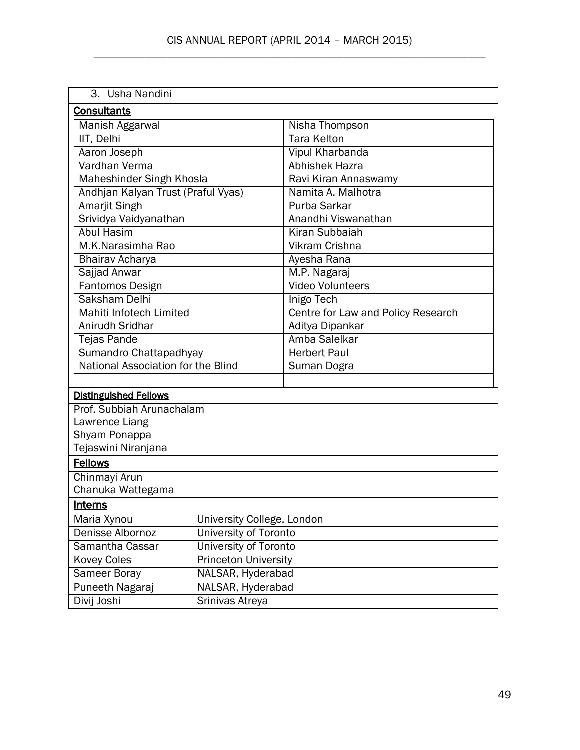3. Usha Nandini

**Consultants**

| | |
|---|---|
| Manish Aggarwal | Nisha Thompson |
| IIT, Delhi | Tara Kelton |
| Aaron Joseph | Vipul Kharbanda |
| Vardhan Verma | Abhishek Hazra |
| Maheshinder Singh Khosla | Ravi Kiran Annaswamy |
| Andhjan Kalyan Trust (Praful Vyas) | Namita A. Malhotra |
| Amarjit Singh | Purba Sarkar |
| Srividya Vaidyanathan | Anandhi Viswanathan |
| Abul Hasim | Kiran Subbaiah |
| M.K.Narasimha Rao | Vikram Crishna |
| Bhairav Acharya | Ayesha Rana |
| Sajjad Anwar | M.P. Nagaraj |
| Fantomos Design | Video Volunteers |
| Saksham Delhi | Inigo Tech |
| Mahiti Infotech Limited | Centre for Law and Policy Research |
| Anirudh Sridhar | Aditya Dipankar |
| Tejas Pande | Amba Salelkar |
| Sumandro Chattapadhyay | Herbert Paul |
| National Association for the Blind | Suman Dogra |
| | |

**Distinguished Fellows**

Prof. Subbiah Arunachalam
Lawrence Liang
Shyam Ponappa
Tejaswini Niranjana

**Fellows**

Chinmayi Arun
Chanuka Wattegama

**Interns**

| | |
|---|---|
| Maria Xynou | University College, London |
| Denisse Albornoz | University of Toronto |
| Samantha Cassar | University of Toronto |
| Kovey Coles | Princeton University |
| Sameer Boray | NALSAR, Hyderabad |
| Puneeth Nagaraj | NALSAR, Hyderabad |
| Divij Joshi | Srinivas Atreya |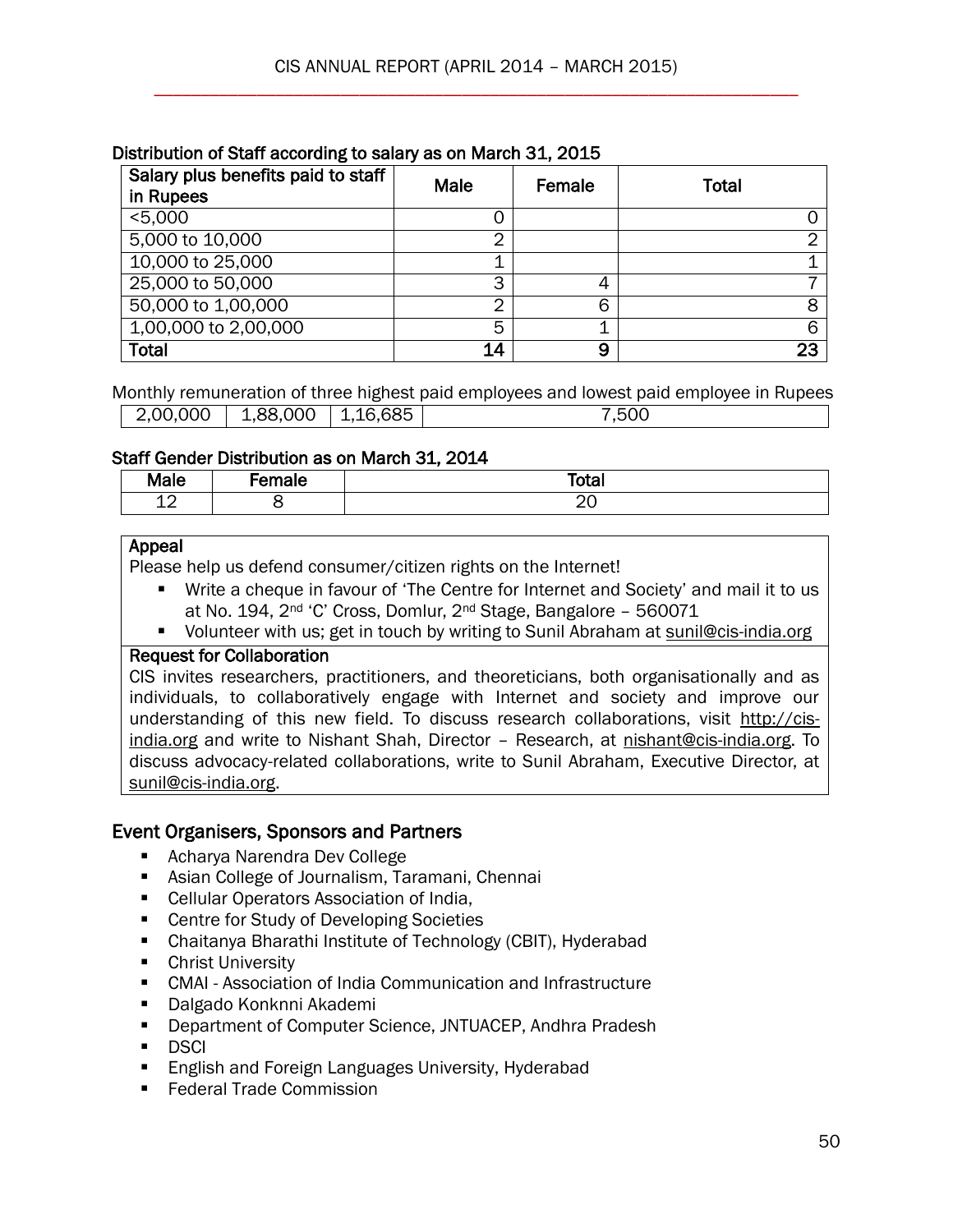**Distribution of Staff according to salary as on March 31, 2015**

| Salary plus benefits paid to staff in Rupees | Male | Female | Total |
|---|---|---|---|
| <5,000 | 0 | | 0 |
| 5,000 to 10,000 | 2 | | 2 |
| 10,000 to 25,000 | 1 | | 1 |
| 25,000 to 50,000 | 3 | 4 | 7 |
| 50,000 to 1,00,000 | 2 | 6 | 8 |
| 1,00,000 to 2,00,000 | 5 | 1 | 6 |
| **Total** | **14** | **9** | **23** |

Monthly remuneration of three highest paid employees and lowest paid employee in Rupees

| | | | |
|---|---|---|---|
| 2,00,000 | 1,88,000 | 1,16,685 | 7,500 |

**Staff Gender Distribution as on March 31, 2014**

| Male | Female | Total |
|---|---|---|
| 12 | 8 | 20 |

**Appeal**

Please help us defend consumer/citizen rights on the Internet!

- Write a cheque in favour of 'The Centre for Internet and Society' and mail it to us at No. 194, 2nd 'C' Cross, Domlur, 2nd Stage, Bangalore – 560071
- Volunteer with us; get in touch by writing to Sunil Abraham at sunil@cis-india.org

**Request for Collaboration**

CIS invites researchers, practitioners, and theoreticians, both organisationally and as individuals, to collaboratively engage with Internet and society and improve our understanding of this new field. To discuss research collaborations, visit http://cis-india.org and write to Nishant Shah, Director – Research, at nishant@cis-india.org. To discuss advocacy-related collaborations, write to Sunil Abraham, Executive Director, at sunil@cis-india.org.

## Event Organisers, Sponsors and Partners

- Acharya Narendra Dev College
- Asian College of Journalism, Taramani, Chennai
- Cellular Operators Association of India,
- Centre for Study of Developing Societies
- Chaitanya Bharathi Institute of Technology (CBIT), Hyderabad
- Christ University
- CMAI - Association of India Communication and Infrastructure
- Dalgado Konknni Akademi
- Department of Computer Science, JNTUACEP, Andhra Pradesh
- DSCI
- English and Foreign Languages University, Hyderabad
- Federal Trade Commission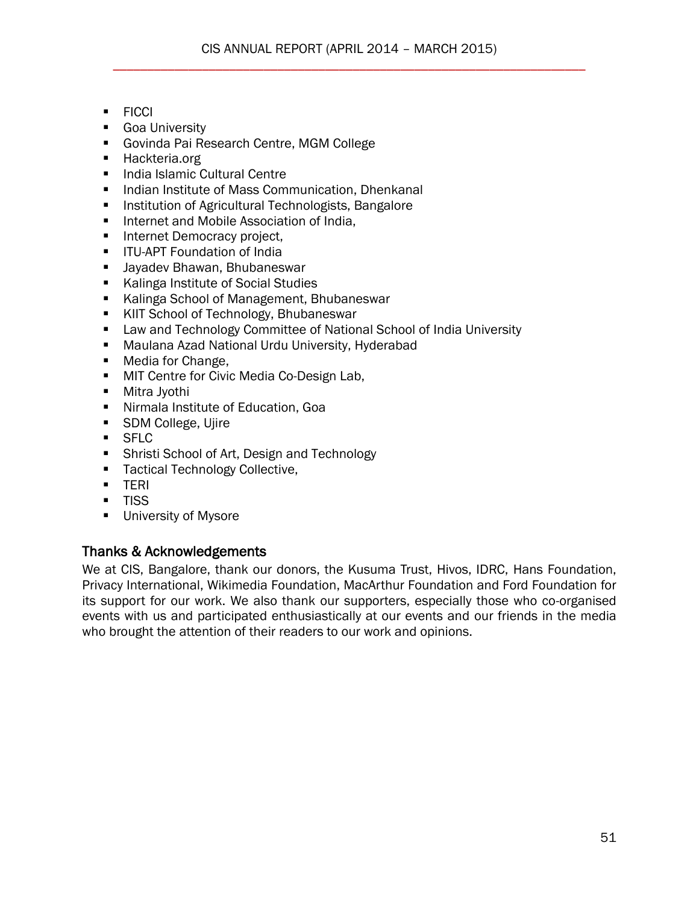- FICCI
- Goa University
- Govinda Pai Research Centre, MGM College
- Hackteria.org
- India Islamic Cultural Centre
- Indian Institute of Mass Communication, Dhenkanal
- Institution of Agricultural Technologists, Bangalore
- Internet and Mobile Association of India,
- Internet Democracy project,
- ITU-APT Foundation of India
- Jayadev Bhawan, Bhubaneswar
- Kalinga Institute of Social Studies
- Kalinga School of Management, Bhubaneswar
- KIIT School of Technology, Bhubaneswar
- Law and Technology Committee of National School of India University
- Maulana Azad National Urdu University, Hyderabad
- Media for Change,
- MIT Centre for Civic Media Co-Design Lab,
- Mitra Jyothi
- Nirmala Institute of Education, Goa
- SDM College, Ujire
- SFLC
- Shristi School of Art, Design and Technology
- Tactical Technology Collective,
- TERI
- TISS
- University of Mysore

## Thanks & Acknowledgements

We at CIS, Bangalore, thank our donors, the Kusuma Trust, Hivos, IDRC, Hans Foundation, Privacy International, Wikimedia Foundation, MacArthur Foundation and Ford Foundation for its support for our work. We also thank our supporters, especially those who co-organised events with us and participated enthusiastically at our events and our friends in the media who brought the attention of their readers to our work and opinions.